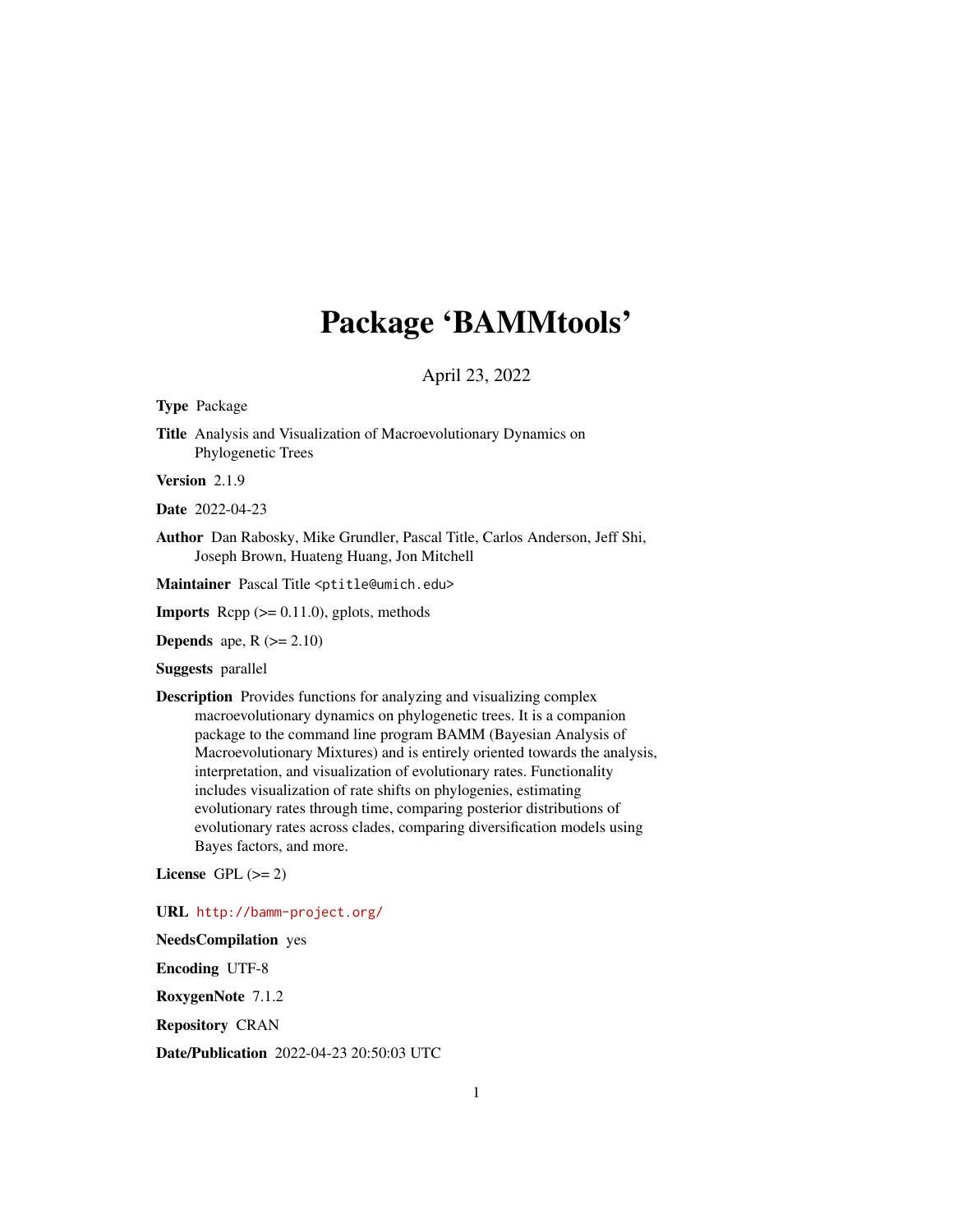# Package 'BAMMtools'

April 23, 2022

**Type** Package

**Title** Analysis and Visualization of Macroevolutionary Dynamics on Phylogenetic Trees

**Version** 2.1.9

**Date** 2022-04-23

**Author** Dan Rabosky, Mike Grundler, Pascal Title, Carlos Anderson, Jeff Shi, Joseph Brown, Huateng Huang, Jon Mitchell

**Maintainer** Pascal Title <ptitle@umich.edu>

**Imports** Rcpp (>= 0.11.0), gplots, methods

**Depends** ape, R (>= 2.10)

**Suggests** parallel

**Description** Provides functions for analyzing and visualizing complex macroevolutionary dynamics on phylogenetic trees. It is a companion package to the command line program BAMM (Bayesian Analysis of Macroevolutionary Mixtures) and is entirely oriented towards the analysis, interpretation, and visualization of evolutionary rates. Functionality includes visualization of rate shifts on phylogenies, estimating evolutionary rates through time, comparing posterior distributions of evolutionary rates across clades, comparing diversification models using Bayes factors, and more.

**License** GPL (>= 2)

**URL** http://bamm-project.org/

**NeedsCompilation** yes

**Encoding** UTF-8

**RoxygenNote** 7.1.2

**Repository** CRAN

**Date/Publication** 2022-04-23 20:50:03 UTC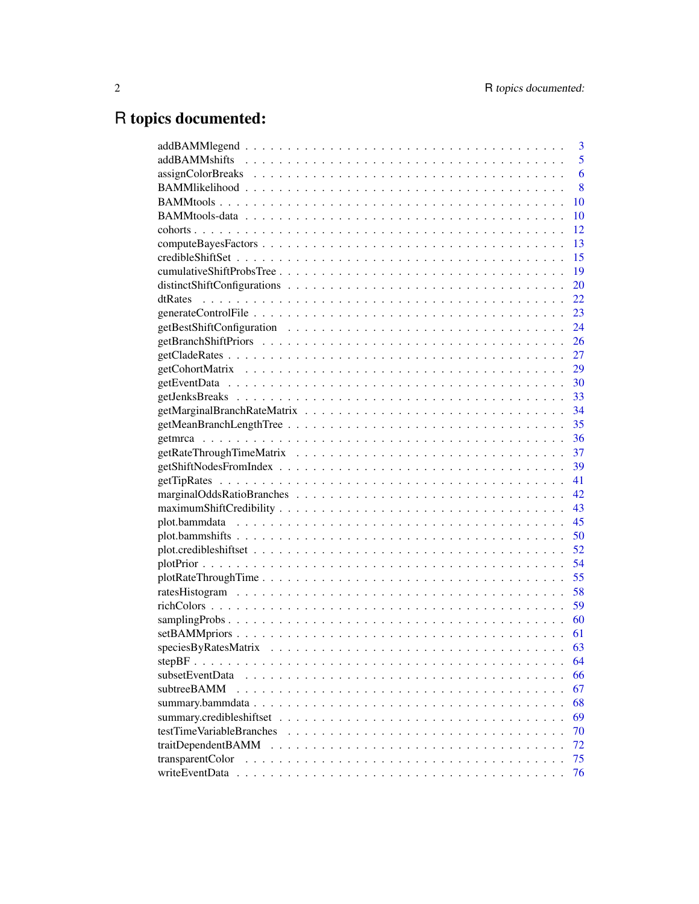# R topics documented:

addBAMMlegend . . . . . . . . . . . . . . . . . . . . . . . . . . . . . . . . . . . . 3
addBAMMshifts . . . . . . . . . . . . . . . . . . . . . . . . . . . . . . . . . . . . 5
assignColorBreaks . . . . . . . . . . . . . . . . . . . . . . . . . . . . . . . . . . 6
BAMMlikelihood . . . . . . . . . . . . . . . . . . . . . . . . . . . . . . . . . . . 8
BAMMtools . . . . . . . . . . . . . . . . . . . . . . . . . . . . . . . . . . . . . 10
BAMMtools-data . . . . . . . . . . . . . . . . . . . . . . . . . . . . . . . . . . . 10
cohorts . . . . . . . . . . . . . . . . . . . . . . . . . . . . . . . . . . . . . . . 12
computeBayesFactors . . . . . . . . . . . . . . . . . . . . . . . . . . . . . . . . 13
credibleShiftSet . . . . . . . . . . . . . . . . . . . . . . . . . . . . . . . . . . 15
cumulativeShiftProbsTree . . . . . . . . . . . . . . . . . . . . . . . . . . . . . . 19
distinctShiftConfigurations . . . . . . . . . . . . . . . . . . . . . . . . . . . . . 20
dtRates . . . . . . . . . . . . . . . . . . . . . . . . . . . . . . . . . . . . . . . 22
generateControlFile . . . . . . . . . . . . . . . . . . . . . . . . . . . . . . . . . 23
getBestShiftConfiguration . . . . . . . . . . . . . . . . . . . . . . . . . . . . . . 24
getBranchShiftPriors . . . . . . . . . . . . . . . . . . . . . . . . . . . . . . . . 26
getCladeRates . . . . . . . . . . . . . . . . . . . . . . . . . . . . . . . . . . . . 27
getCohortMatrix . . . . . . . . . . . . . . . . . . . . . . . . . . . . . . . . . . . 29
getEventData . . . . . . . . . . . . . . . . . . . . . . . . . . . . . . . . . . . . 30
getJenksBreaks . . . . . . . . . . . . . . . . . . . . . . . . . . . . . . . . . . . 33
getMarginalBranchRateMatrix . . . . . . . . . . . . . . . . . . . . . . . . . . . . 34
getMeanBranchLengthTree . . . . . . . . . . . . . . . . . . . . . . . . . . . . . . 35
getmrca . . . . . . . . . . . . . . . . . . . . . . . . . . . . . . . . . . . . . . . 36
getRateThroughTimeMatrix . . . . . . . . . . . . . . . . . . . . . . . . . . . . . . 37
getShiftNodesFromIndex . . . . . . . . . . . . . . . . . . . . . . . . . . . . . . . 39
getTipRates . . . . . . . . . . . . . . . . . . . . . . . . . . . . . . . . . . . . . 41
marginalOddsRatioBranches . . . . . . . . . . . . . . . . . . . . . . . . . . . . . 42
maximumShiftCredibility . . . . . . . . . . . . . . . . . . . . . . . . . . . . . . . 43
plot.bammdata . . . . . . . . . . . . . . . . . . . . . . . . . . . . . . . . . . . . 45
plot.bammshifts . . . . . . . . . . . . . . . . . . . . . . . . . . . . . . . . . . . 50
plot.credibleshiftset . . . . . . . . . . . . . . . . . . . . . . . . . . . . . . . . 52
plotPrior . . . . . . . . . . . . . . . . . . . . . . . . . . . . . . . . . . . . . . 54
plotRateThroughTime . . . . . . . . . . . . . . . . . . . . . . . . . . . . . . . . 55
ratesHistogram . . . . . . . . . . . . . . . . . . . . . . . . . . . . . . . . . . . 58
richColors . . . . . . . . . . . . . . . . . . . . . . . . . . . . . . . . . . . . . 59
samplingProbs . . . . . . . . . . . . . . . . . . . . . . . . . . . . . . . . . . . . 60
setBAMMpriors . . . . . . . . . . . . . . . . . . . . . . . . . . . . . . . . . . . . 61
speciesByRatesMatrix . . . . . . . . . . . . . . . . . . . . . . . . . . . . . . . . 63
stepBF . . . . . . . . . . . . . . . . . . . . . . . . . . . . . . . . . . . . . . . 64
subsetEventData . . . . . . . . . . . . . . . . . . . . . . . . . . . . . . . . . . . 66
subtreeBAMM . . . . . . . . . . . . . . . . . . . . . . . . . . . . . . . . . . . . . 67
summary.bammdata . . . . . . . . . . . . . . . . . . . . . . . . . . . . . . . . . . 68
summary.credibleshiftset . . . . . . . . . . . . . . . . . . . . . . . . . . . . . . 69
testTimeVariableBranches . . . . . . . . . . . . . . . . . . . . . . . . . . . . . . 70
traitDependentBAMM . . . . . . . . . . . . . . . . . . . . . . . . . . . . . . . . . 72
transparentColor . . . . . . . . . . . . . . . . . . . . . . . . . . . . . . . . . . 75
writeEventData . . . . . . . . . . . . . . . . . . . . . . . . . . . . . . . . . . . 76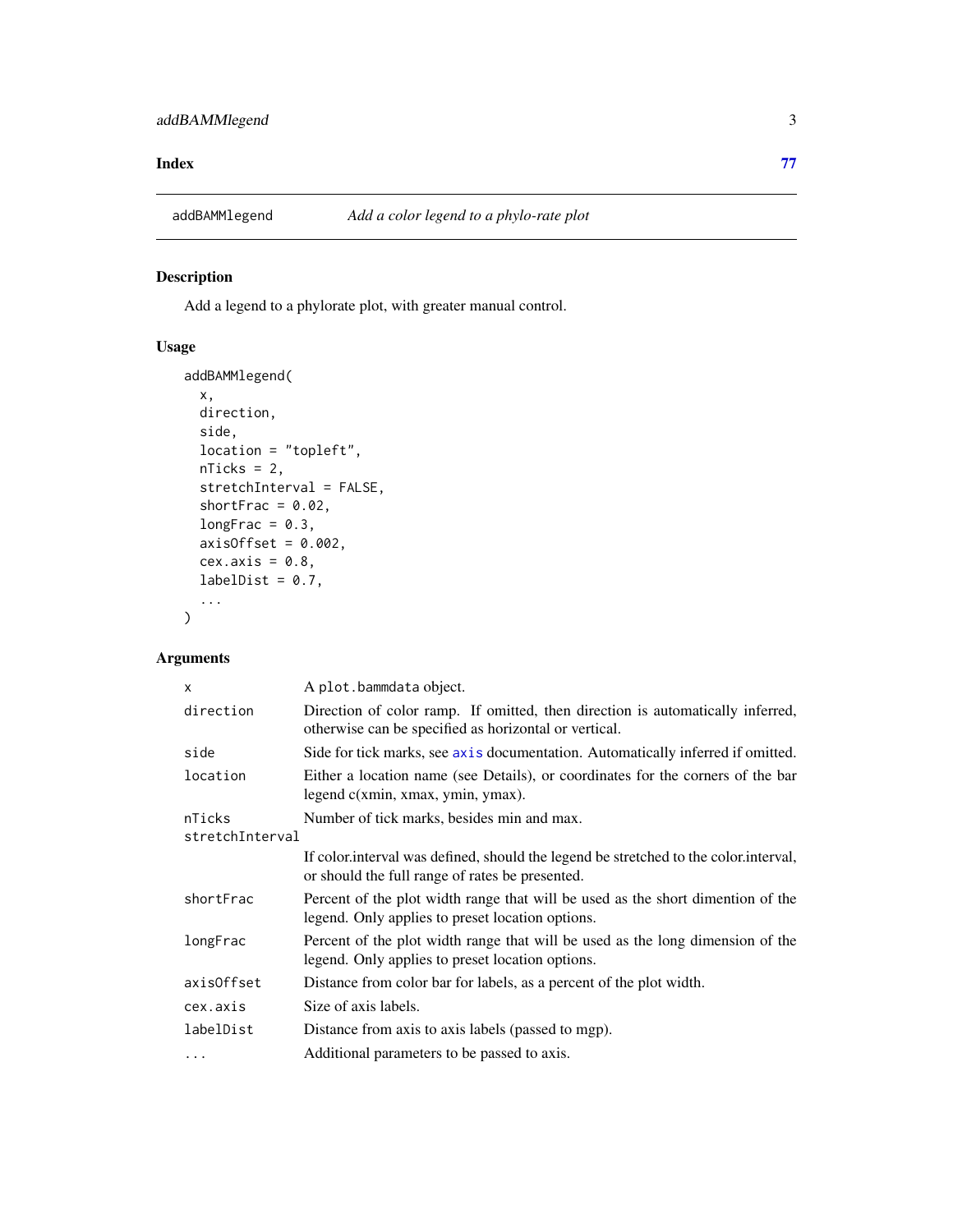**Index** **77**

---

addBAMMlegend *Add a color legend to a phylo-rate plot*

---

## Description

Add a legend to a phylorate plot, with greater manual control.

## Usage

```
addBAMMlegend(
  x,
  direction,
  side,
  location = "topleft",
  nTicks = 2,
  stretchInterval = FALSE,
  shortFrac = 0.02,
  longFrac = 0.3,
  axisOffset = 0.002,
  cex.axis = 0.8,
  labelDist = 0.7,
  ...
)
```

## Arguments

| | |
|---|---|
| `x` | A `plot.bammdata` object. |
| `direction` | Direction of color ramp. If omitted, then direction is automatically inferred, otherwise can be specified as horizontal or vertical. |
| `side` | Side for tick marks, see `axis` documentation. Automatically inferred if omitted. |
| `location` | Either a location name (see Details), or coordinates for the corners of the bar legend c(xmin, xmax, ymin, ymax). |
| `nTicks` | Number of tick marks, besides min and max. |
| `stretchInterval` | If color.interval was defined, should the legend be stretched to the color.interval, or should the full range of rates be presented. |
| `shortFrac` | Percent of the plot width range that will be used as the short dimention of the legend. Only applies to preset location options. |
| `longFrac` | Percent of the plot width range that will be used as the long dimension of the legend. Only applies to preset location options. |
| `axisOffset` | Distance from color bar for labels, as a percent of the plot width. |
| `cex.axis` | Size of axis labels. |
| `labelDist` | Distance from axis to axis labels (passed to mgp). |
| `...` | Additional parameters to be passed to axis. |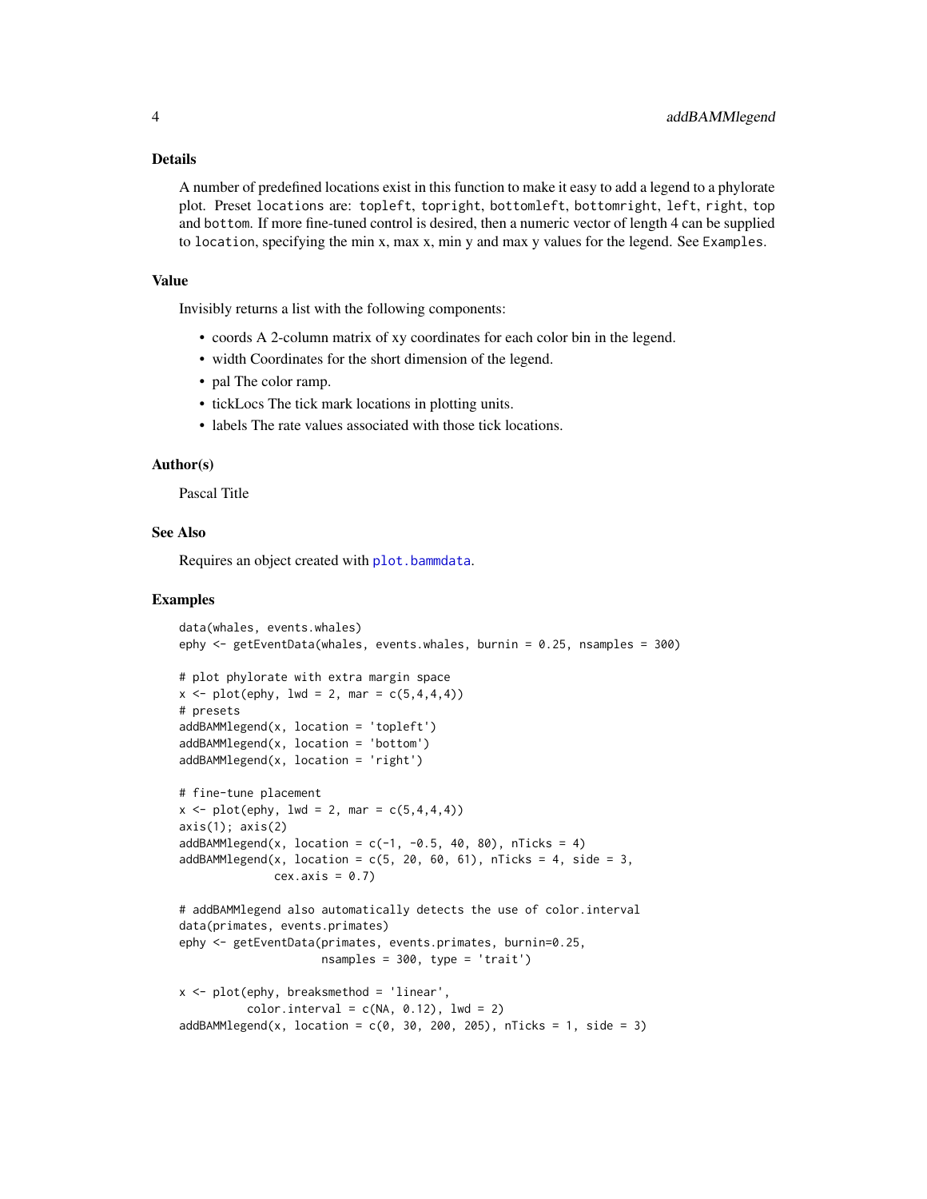## Details

A number of predefined locations exist in this function to make it easy to add a legend to a phylorate plot. Preset `locations` are: `topleft`, `topright`, `bottomleft`, `bottomright`, `left`, `right`, `top` and `bottom`. If more fine-tuned control is desired, then a numeric vector of length 4 can be supplied to `location`, specifying the min x, max x, min y and max y values for the legend. See `Examples`.

## Value

Invisibly returns a list with the following components:

- coords A 2-column matrix of xy coordinates for each color bin in the legend.
- width Coordinates for the short dimension of the legend.
- pal The color ramp.
- tickLocs The tick mark locations in plotting units.
- labels The rate values associated with those tick locations.

## Author(s)

Pascal Title

## See Also

Requires an object created with `plot.bammdata`.

## Examples

```
data(whales, events.whales)
ephy <- getEventData(whales, events.whales, burnin = 0.25, nsamples = 300)

# plot phylorate with extra margin space
x <- plot(ephy, lwd = 2, mar = c(5,4,4,4))
# presets
addBAMMlegend(x, location = 'topleft')
addBAMMlegend(x, location = 'bottom')
addBAMMlegend(x, location = 'right')

# fine-tune placement
x <- plot(ephy, lwd = 2, mar = c(5,4,4,4))
axis(1); axis(2)
addBAMMlegend(x, location = c(-1, -0.5, 40, 80), nTicks = 4)
addBAMMlegend(x, location = c(5, 20, 60, 61), nTicks = 4, side = 3,
              cex.axis = 0.7)

# addBAMMlegend also automatically detects the use of color.interval
data(primates, events.primates)
ephy <- getEventData(primates, events.primates, burnin=0.25,
                     nsamples = 300, type = 'trait')

x <- plot(ephy, breaksmethod = 'linear',
          color.interval = c(NA, 0.12), lwd = 2)
addBAMMlegend(x, location = c(0, 30, 200, 205), nTicks = 1, side = 3)
```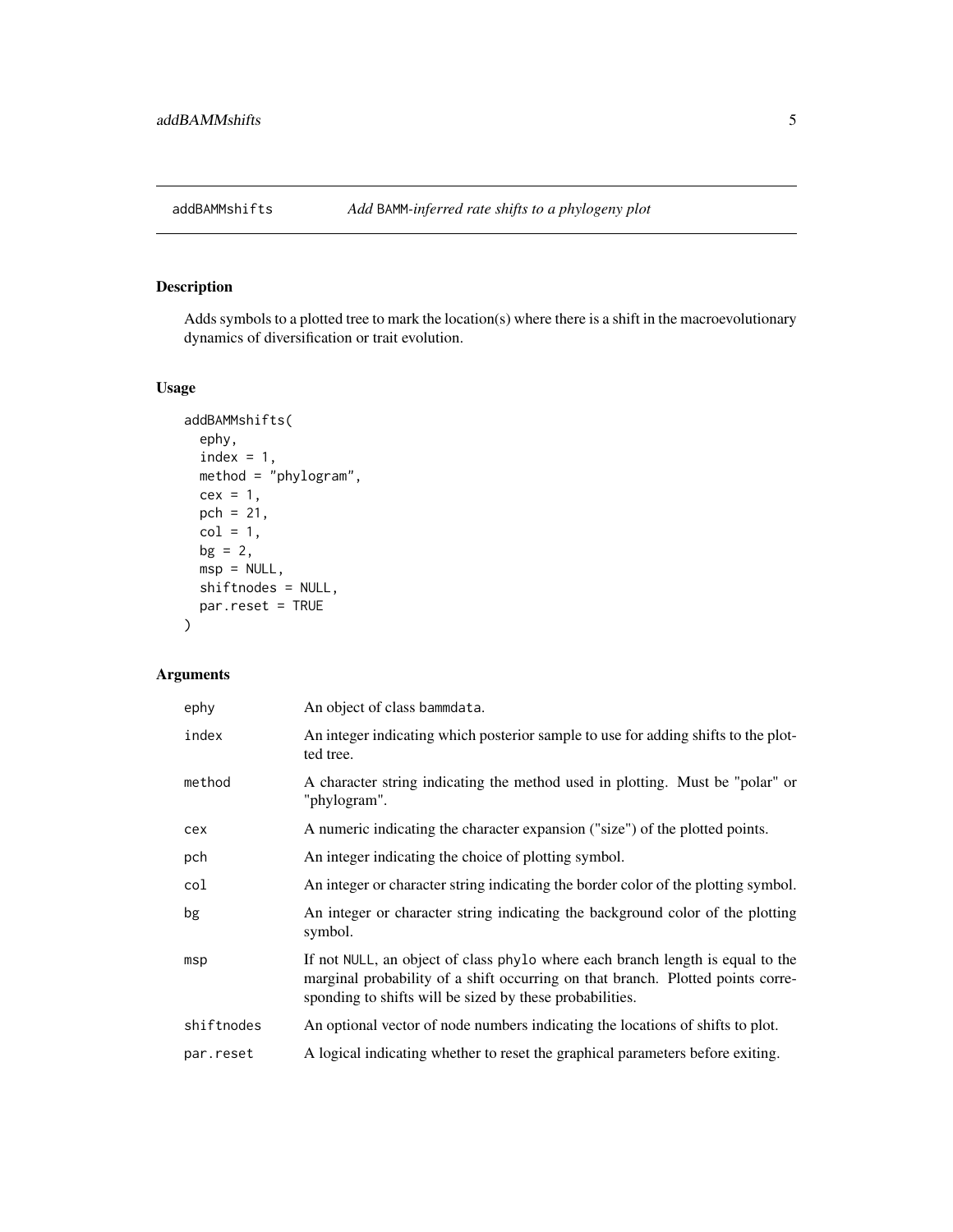addBAMMshifts *Add BAMM-inferred rate shifts to a phylogeny plot*

## Description

Adds symbols to a plotted tree to mark the location(s) where there is a shift in the macroevolutionary dynamics of diversification or trait evolution.

## Usage

```
addBAMMshifts(
  ephy,
  index = 1,
  method = "phylogram",
  cex = 1,
  pch = 21,
  col = 1,
  bg = 2,
  msp = NULL,
  shiftnodes = NULL,
  par.reset = TRUE
)
```

## Arguments

| | |
|---|---|
| `ephy` | An object of class `bammdata`. |
| `index` | An integer indicating which posterior sample to use for adding shifts to the plotted tree. |
| `method` | A character string indicating the method used in plotting. Must be "polar" or "phylogram". |
| `cex` | A numeric indicating the character expansion ("size") of the plotted points. |
| `pch` | An integer indicating the choice of plotting symbol. |
| `col` | An integer or character string indicating the border color of the plotting symbol. |
| `bg` | An integer or character string indicating the background color of the plotting symbol. |
| `msp` | If not `NULL`, an object of class `phylo` where each branch length is equal to the marginal probability of a shift occurring on that branch. Plotted points corresponding to shifts will be sized by these probabilities. |
| `shiftnodes` | An optional vector of node numbers indicating the locations of shifts to plot. |
| `par.reset` | A logical indicating whether to reset the graphical parameters before exiting. |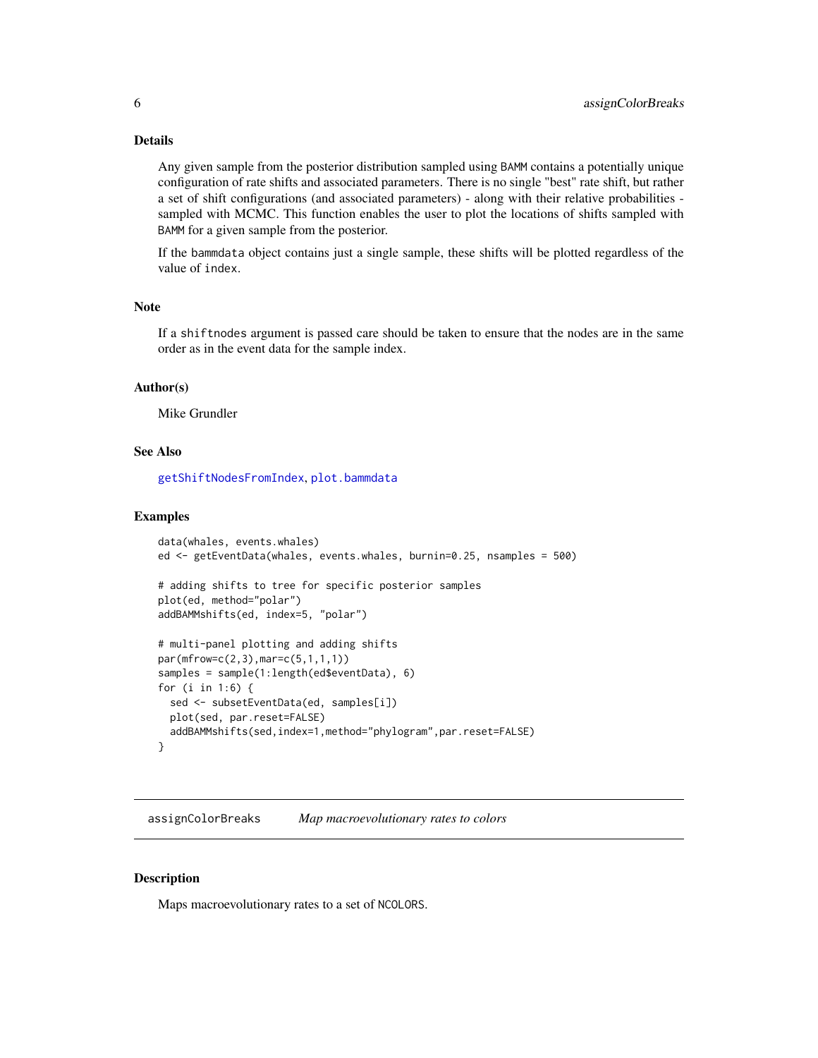## Details

Any given sample from the posterior distribution sampled using BAMM contains a potentially unique configuration of rate shifts and associated parameters. There is no single "best" rate shift, but rather a set of shift configurations (and associated parameters) - along with their relative probabilities - sampled with MCMC. This function enables the user to plot the locations of shifts sampled with BAMM for a given sample from the posterior.

If the bammdata object contains just a single sample, these shifts will be plotted regardless of the value of index.

## Note

If a shiftnodes argument is passed care should be taken to ensure that the nodes are in the same order as in the event data for the sample index.

## Author(s)

Mike Grundler

## See Also

getShiftNodesFromIndex, plot.bammdata

## Examples

```
data(whales, events.whales)
ed <- getEventData(whales, events.whales, burnin=0.25, nsamples = 500)

# adding shifts to tree for specific posterior samples
plot(ed, method="polar")
addBAMMshifts(ed, index=5, "polar")

# multi-panel plotting and adding shifts
par(mfrow=c(2,3),mar=c(5,1,1,1))
samples = sample(1:length(ed$eventData), 6)
for (i in 1:6) {
  sed <- subsetEventData(ed, samples[i])
  plot(sed, par.reset=FALSE)
  addBAMMshifts(sed,index=1,method="phylogram",par.reset=FALSE)
}
```

---

# assignColorBreaks *Map macroevolutionary rates to colors*

## Description

Maps macroevolutionary rates to a set of NCOLORS.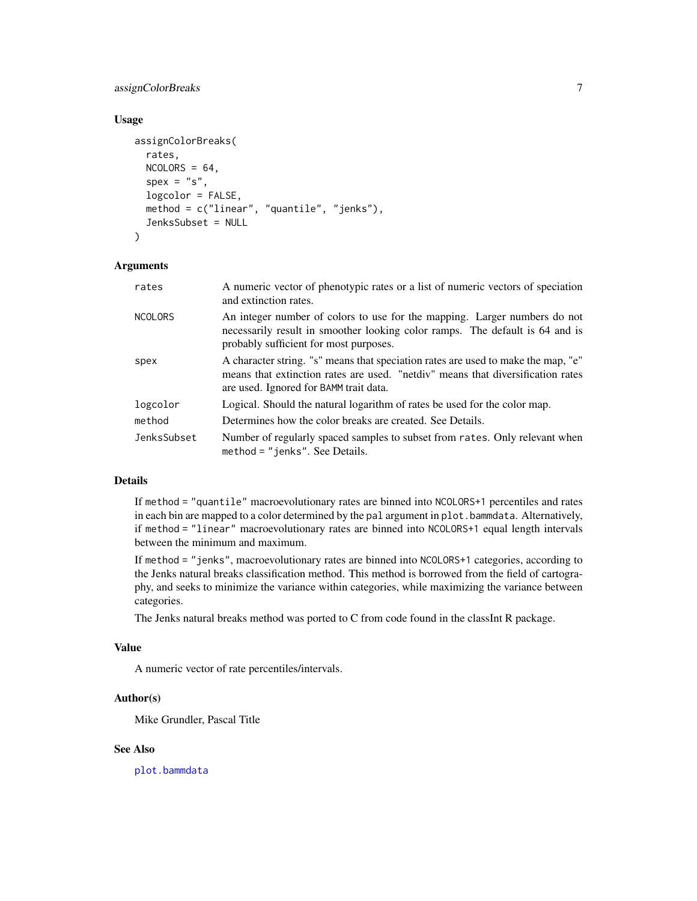### Usage

```
assignColorBreaks(
  rates,
  NCOLORS = 64,
  spex = "s",
  logcolor = FALSE,
  method = c("linear", "quantile", "jenks"),
  JenksSubset = NULL
)
```

### Arguments

| | |
|---|---|
| rates | A numeric vector of phenotypic rates or a list of numeric vectors of speciation and extinction rates. |
| NCOLORS | An integer number of colors to use for the mapping. Larger numbers do not necessarily result in smoother looking color ramps. The default is 64 and is probably sufficient for most purposes. |
| spex | A character string. "s" means that speciation rates are used to make the map, "e" means that extinction rates are used. "netdiv" means that diversification rates are used. Ignored for BAMM trait data. |
| logcolor | Logical. Should the natural logarithm of rates be used for the color map. |
| method | Determines how the color breaks are created. See Details. |
| JenksSubset | Number of regularly spaced samples to subset from rates. Only relevant when method = "jenks". See Details. |

### Details

If method = "quantile" macroevolutionary rates are binned into NCOLORS+1 percentiles and rates in each bin are mapped to a color determined by the pal argument in plot.bammdata. Alternatively, if method = "linear" macroevolutionary rates are binned into NCOLORS+1 equal length intervals between the minimum and maximum.

If method = "jenks", macroevolutionary rates are binned into NCOLORS+1 categories, according to the Jenks natural breaks classification method. This method is borrowed from the field of cartography, and seeks to minimize the variance within categories, while maximizing the variance between categories.

The Jenks natural breaks method was ported to C from code found in the classInt R package.

### Value

A numeric vector of rate percentiles/intervals.

### Author(s)

Mike Grundler, Pascal Title

### See Also

plot.bammdata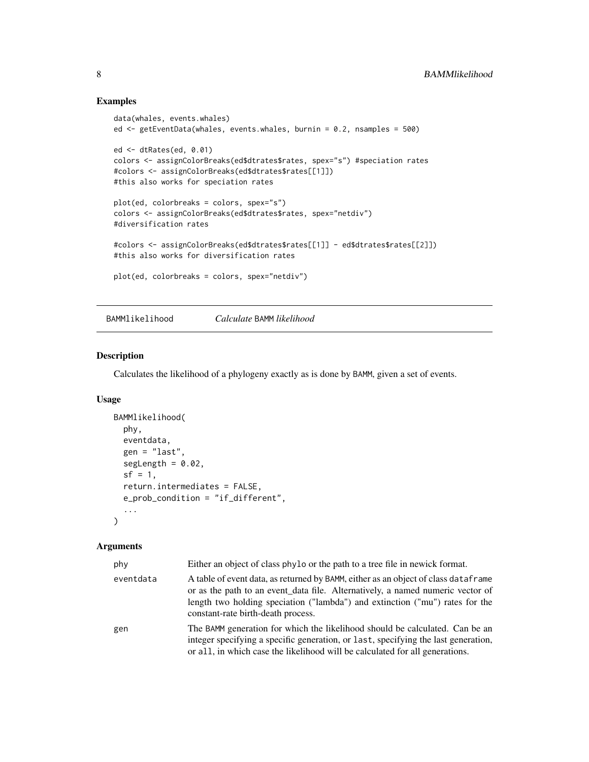## Examples

```
data(whales, events.whales)
ed <- getEventData(whales, events.whales, burnin = 0.2, nsamples = 500)

ed <- dtRates(ed, 0.01)
colors <- assignColorBreaks(ed$dtrates$rates, spex="s") #speciation rates
#colors <- assignColorBreaks(ed$dtrates$rates[[1]])
#this also works for speciation rates

plot(ed, colorbreaks = colors, spex="s")
colors <- assignColorBreaks(ed$dtrates$rates, spex="netdiv")
#diversification rates

#colors <- assignColorBreaks(ed$dtrates$rates[[1]] - ed$dtrates$rates[[2]])
#this also works for diversification rates

plot(ed, colorbreaks = colors, spex="netdiv")
```

---

# BAMMlikelihood *Calculate* BAMM *likelihood*

## Description

Calculates the likelihood of a phylogeny exactly as is done by BAMM, given a set of events.

## Usage

```
BAMMlikelihood(
  phy,
  eventdata,
  gen = "last",
  segLength = 0.02,
  sf = 1,
  return.intermediates = FALSE,
  e_prob_condition = "if_different",
  ...
)
```

## Arguments

| | |
|---|---|
| phy | Either an object of class phylo or the path to a tree file in newick format. |
| eventdata | A table of event data, as returned by BAMM, either as an object of class dataframe or as the path to an event_data file. Alternatively, a named numeric vector of length two holding speciation ("lambda") and extinction ("mu") rates for the constant-rate birth-death process. |
| gen | The BAMM generation for which the likelihood should be calculated. Can be an integer specifying a specific generation, or last, specifying the last generation, or all, in which case the likelihood will be calculated for all generations. |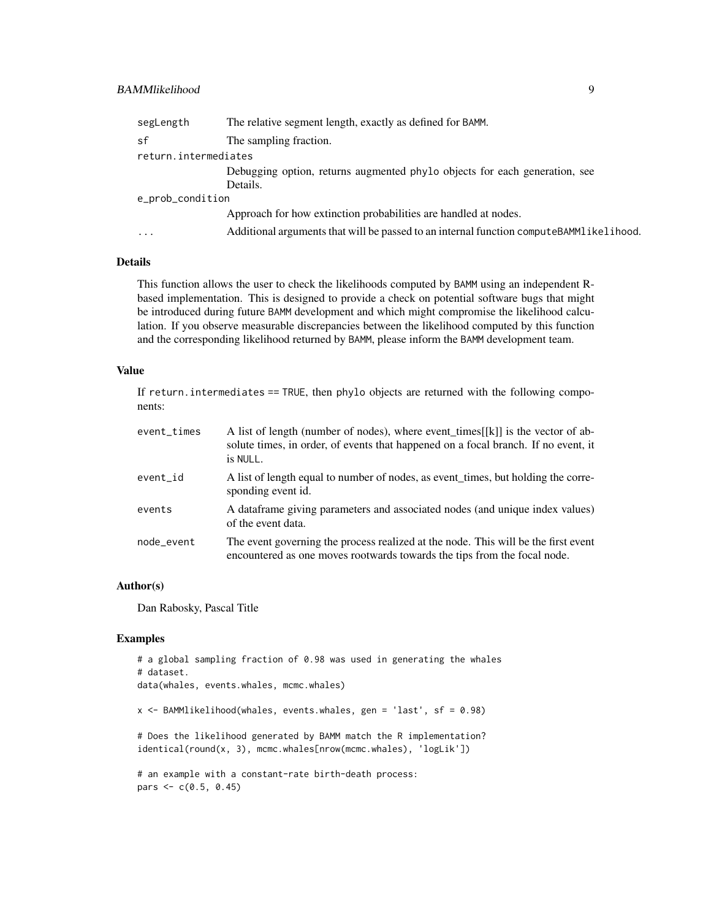| | |
|---|---|
| segLength | The relative segment length, exactly as defined for BAMM. |
| sf | The sampling fraction. |
| return.intermediates | Debugging option, returns augmented phylo objects for each generation, see Details. |
| e_prob_condition | Approach for how extinction probabilities are handled at nodes. |
| ... | Additional arguments that will be passed to an internal function computeBAMMlikelihood. |

## Details

This function allows the user to check the likelihoods computed by BAMM using an independent R-based implementation. This is designed to provide a check on potential software bugs that might be introduced during future BAMM development and which might compromise the likelihood calculation. If you observe measurable discrepancies between the likelihood computed by this function and the corresponding likelihood returned by BAMM, please inform the BAMM development team.

## Value

If return.intermediates == TRUE, then phylo objects are returned with the following components:

| | |
|---|---|
| event_times | A list of length (number of nodes), where event_times[[k]] is the vector of absolute times, in order, of events that happened on a focal branch. If no event, it is NULL. |
| event_id | A list of length equal to number of nodes, as event_times, but holding the corresponding event id. |
| events | A dataframe giving parameters and associated nodes (and unique index values) of the event data. |
| node_event | The event governing the process realized at the node. This will be the first event encountered as one moves rootwards towards the tips from the focal node. |

## Author(s)

Dan Rabosky, Pascal Title

## Examples

```
# a global sampling fraction of 0.98 was used in generating the whales
# dataset.
data(whales, events.whales, mcmc.whales)

x <- BAMMlikelihood(whales, events.whales, gen = 'last', sf = 0.98)

# Does the likelihood generated by BAMM match the R implementation?
identical(round(x, 3), mcmc.whales[nrow(mcmc.whales), 'logLik'])

# an example with a constant-rate birth-death process:
pars <- c(0.5, 0.45)
```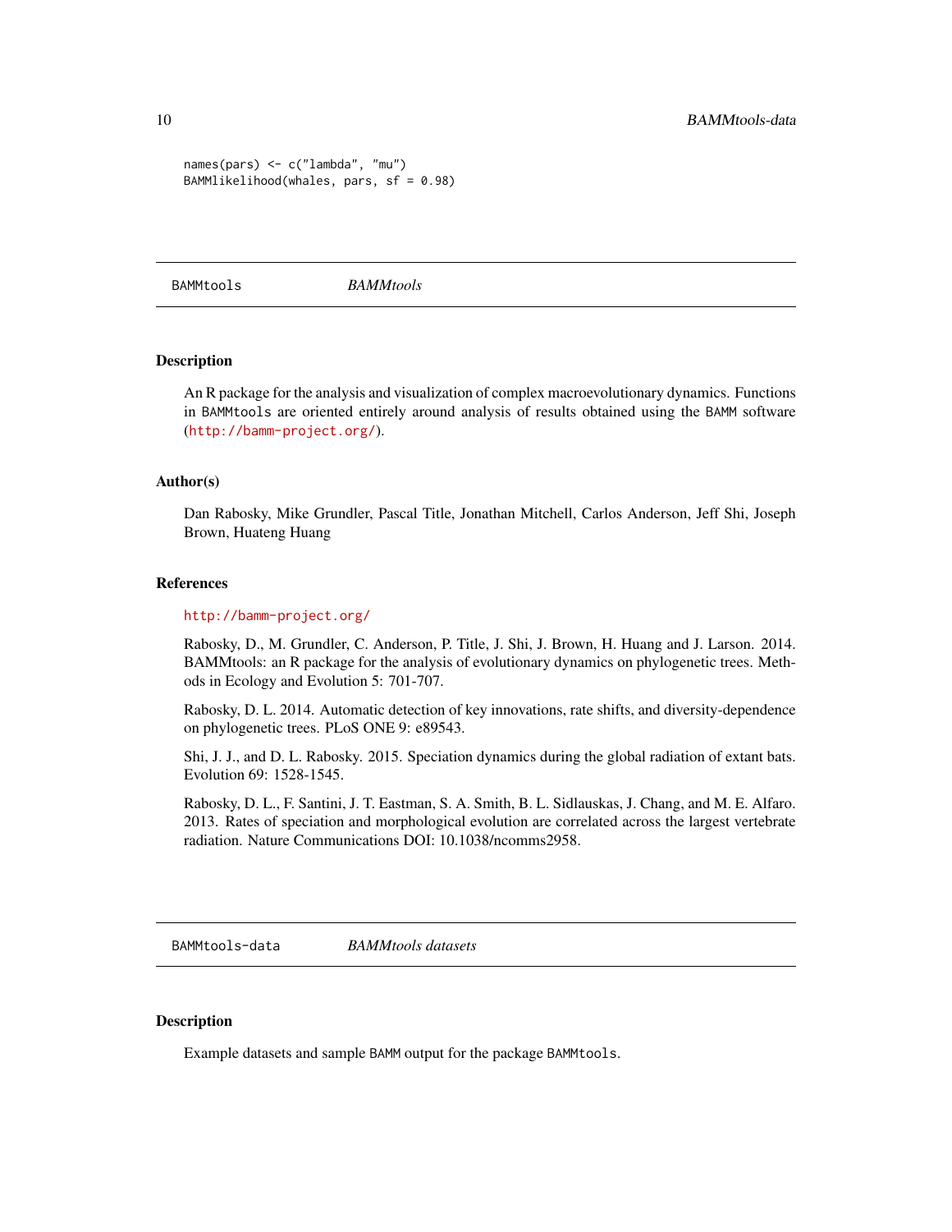```
names(pars) <- c("lambda", "mu")
BAMMlikelihood(whales, pars, sf = 0.98)
```

## BAMMtools — *BAMMtools*

### Description

An R package for the analysis and visualization of complex macroevolutionary dynamics. Functions in BAMMtools are oriented entirely around analysis of results obtained using the BAMM software (http://bamm-project.org/).

### Author(s)

Dan Rabosky, Mike Grundler, Pascal Title, Jonathan Mitchell, Carlos Anderson, Jeff Shi, Joseph Brown, Huateng Huang

### References

http://bamm-project.org/

Rabosky, D., M. Grundler, C. Anderson, P. Title, J. Shi, J. Brown, H. Huang and J. Larson. 2014. BAMMtools: an R package for the analysis of evolutionary dynamics on phylogenetic trees. Methods in Ecology and Evolution 5: 701-707.

Rabosky, D. L. 2014. Automatic detection of key innovations, rate shifts, and diversity-dependence on phylogenetic trees. PLoS ONE 9: e89543.

Shi, J. J., and D. L. Rabosky. 2015. Speciation dynamics during the global radiation of extant bats. Evolution 69: 1528-1545.

Rabosky, D. L., F. Santini, J. T. Eastman, S. A. Smith, B. L. Sidlauskas, J. Chang, and M. E. Alfaro. 2013. Rates of speciation and morphological evolution are correlated across the largest vertebrate radiation. Nature Communications DOI: 10.1038/ncomms2958.

## BAMMtools-data — *BAMMtools datasets*

### Description

Example datasets and sample BAMM output for the package BAMMtools.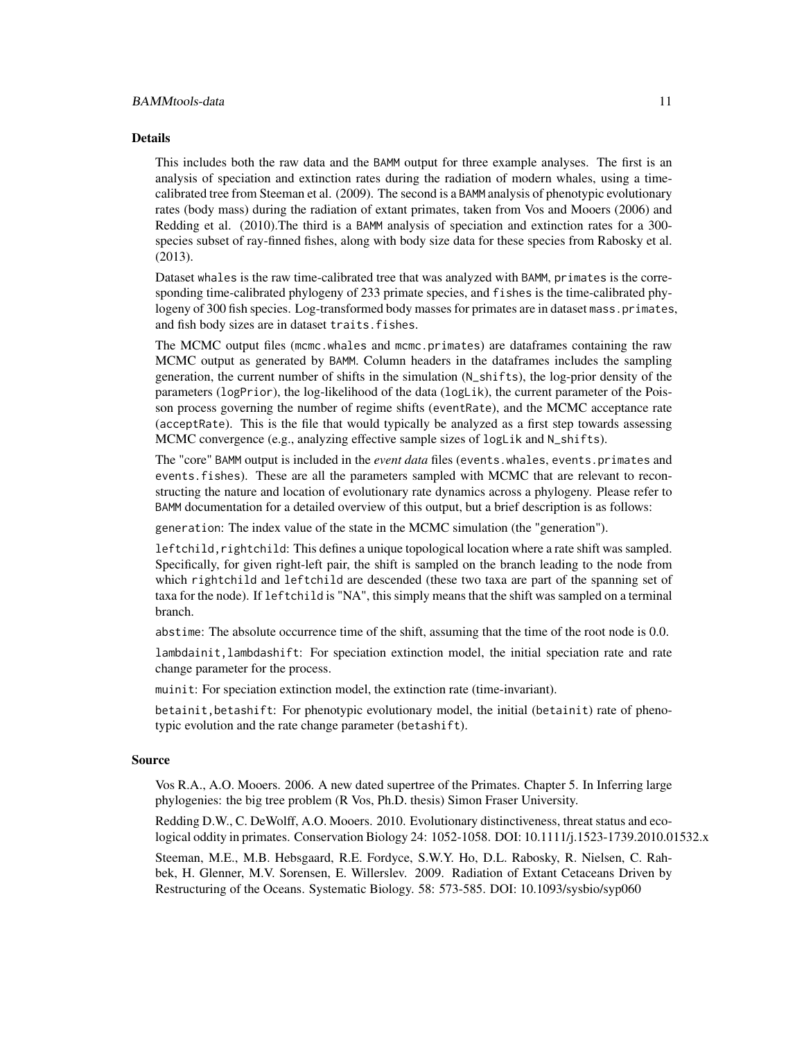### Details

This includes both the raw data and the BAMM output for three example analyses. The first is an analysis of speciation and extinction rates during the radiation of modern whales, using a time-calibrated tree from Steeman et al. (2009). The second is a BAMM analysis of phenotypic evolutionary rates (body mass) during the radiation of extant primates, taken from Vos and Mooers (2006) and Redding et al. (2010).The third is a BAMM analysis of speciation and extinction rates for a 300-species subset of ray-finned fishes, along with body size data for these species from Rabosky et al. (2013).

Dataset `whales` is the raw time-calibrated tree that was analyzed with BAMM, `primates` is the corresponding time-calibrated phylogeny of 233 primate species, and `fishes` is the time-calibrated phylogeny of 300 fish species. Log-transformed body masses for primates are in dataset `mass.primates`, and fish body sizes are in dataset `traits.fishes`.

The MCMC output files (`mcmc.whales` and `mcmc.primates`) are dataframes containing the raw MCMC output as generated by BAMM. Column headers in the dataframes includes the sampling generation, the current number of shifts in the simulation (`N_shifts`), the log-prior density of the parameters (`logPrior`), the log-likelihood of the data (`logLik`), the current parameter of the Poisson process governing the number of regime shifts (`eventRate`), and the MCMC acceptance rate (`acceptRate`). This is the file that would typically be analyzed as a first step towards assessing MCMC convergence (e.g., analyzing effective sample sizes of `logLik` and `N_shifts`).

The "core" BAMM output is included in the *event data* files (`events.whales`, `events.primates` and `events.fishes`). These are all the parameters sampled with MCMC that are relevant to reconstructing the nature and location of evolutionary rate dynamics across a phylogeny. Please refer to BAMM documentation for a detailed overview of this output, but a brief description is as follows:

`generation`: The index value of the state in the MCMC simulation (the "generation").

`leftchild,rightchild`: This defines a unique topological location where a rate shift was sampled. Specifically, for given right-left pair, the shift is sampled on the branch leading to the node from which `rightchild` and `leftchild` are descended (these two taxa are part of the spanning set of taxa for the node). If `leftchild` is "NA", this simply means that the shift was sampled on a terminal branch.

`abstime`: The absolute occurrence time of the shift, assuming that the time of the root node is 0.0.

`lambdainit,lambdashift`: For speciation extinction model, the initial speciation rate and rate change parameter for the process.

`muinit`: For speciation extinction model, the extinction rate (time-invariant).

`betainit,betashift`: For phenotypic evolutionary model, the initial (`betainit`) rate of phenotypic evolution and the rate change parameter (`betashift`).

### Source

Vos R.A., A.O. Mooers. 2006. A new dated supertree of the Primates. Chapter 5. In Inferring large phylogenies: the big tree problem (R Vos, Ph.D. thesis) Simon Fraser University.

Redding D.W., C. DeWolff, A.O. Mooers. 2010. Evolutionary distinctiveness, threat status and ecological oddity in primates. Conservation Biology 24: 1052-1058. DOI: 10.1111/j.1523-1739.2010.01532.x

Steeman, M.E., M.B. Hebsgaard, R.E. Fordyce, S.W.Y. Ho, D.L. Rabosky, R. Nielsen, C. Rahbek, H. Glenner, M.V. Sorensen, E. Willerslev. 2009. Radiation of Extant Cetaceans Driven by Restructuring of the Oceans. Systematic Biology. 58: 573-585. DOI: 10.1093/sysbio/syp060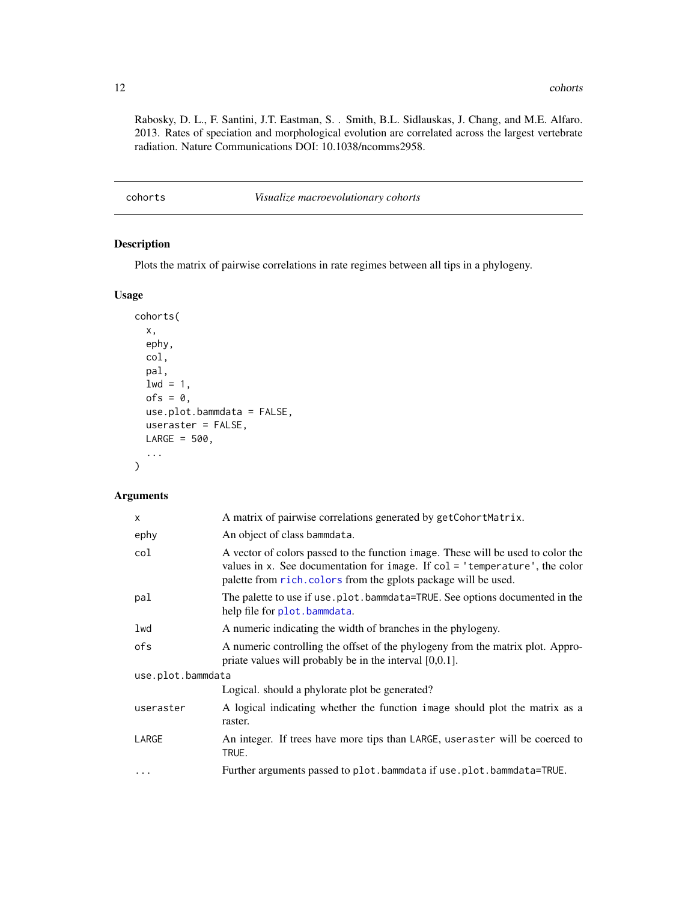Rabosky, D. L., F. Santini, J.T. Eastman, S. . Smith, B.L. Sidlauskas, J. Chang, and M.E. Alfaro. 2013. Rates of speciation and morphological evolution are correlated across the largest vertebrate radiation. Nature Communications DOI: 10.1038/ncomms2958.

---

## cohorts — *Visualize macroevolutionary cohorts*

### Description

Plots the matrix of pairwise correlations in rate regimes between all tips in a phylogeny.

### Usage

```
cohorts(
  x,
  ephy,
  col,
  pal,
  lwd = 1,
  ofs = 0,
  use.plot.bammdata = FALSE,
  useraster = FALSE,
  LARGE = 500,
  ...
)
```

### Arguments

| | |
|---|---|
| `x` | A matrix of pairwise correlations generated by `getCohortMatrix`. |
| `ephy` | An object of class `bammdata`. |
| `col` | A vector of colors passed to the function `image`. These will be used to color the values in `x`. See documentation for `image`. If `col = 'temperature'`, the color palette from `rich.colors` from the gplots package will be used. |
| `pal` | The palette to use if `use.plot.bammdata=TRUE`. See options documented in the help file for `plot.bammdata`. |
| `lwd` | A numeric indicating the width of branches in the phylogeny. |
| `ofs` | A numeric controlling the offset of the phylogeny from the matrix plot. Appropriate values will probably be in the interval [0,0.1]. |
| `use.plot.bammdata` | Logical. should a phylorate plot be generated? |
| `useraster` | A logical indicating whether the function `image` should plot the matrix as a raster. |
| `LARGE` | An integer. If trees have more tips than `LARGE`, `useraster` will be coerced to `TRUE`. |
| `...` | Further arguments passed to `plot.bammdata` if `use.plot.bammdata=TRUE`. |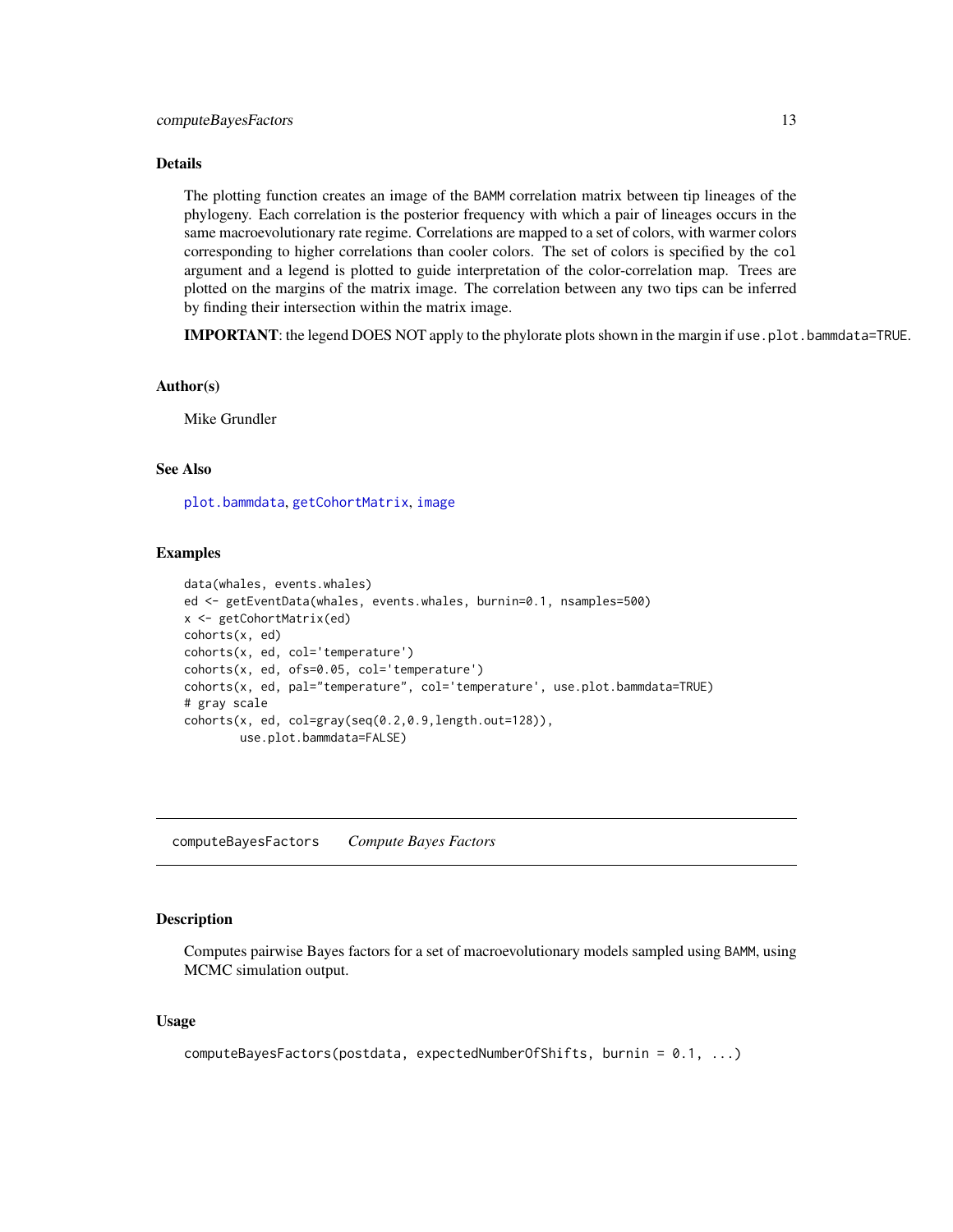### Details

The plotting function creates an image of the BAMM correlation matrix between tip lineages of the phylogeny. Each correlation is the posterior frequency with which a pair of lineages occurs in the same macroevolutionary rate regime. Correlations are mapped to a set of colors, with warmer colors corresponding to higher correlations than cooler colors. The set of colors is specified by the `col` argument and a legend is plotted to guide interpretation of the color-correlation map. Trees are plotted on the margins of the matrix image. The correlation between any two tips can be inferred by finding their intersection within the matrix image.

**IMPORTANT**: the legend DOES NOT apply to the phylorate plots shown in the margin if `use.plot.bammdata=TRUE`.

### Author(s)

Mike Grundler

### See Also

plot.bammdata, getCohortMatrix, image

### Examples

```
data(whales, events.whales)
ed <- getEventData(whales, events.whales, burnin=0.1, nsamples=500)
x <- getCohortMatrix(ed)
cohorts(x, ed)
cohorts(x, ed, col='temperature')
cohorts(x, ed, ofs=0.05, col='temperature')
cohorts(x, ed, pal="temperature", col='temperature', use.plot.bammdata=TRUE)
# gray scale
cohorts(x, ed, col=gray(seq(0.2,0.9,length.out=128)),
        use.plot.bammdata=FALSE)
```

---

## computeBayesFactors *Compute Bayes Factors*

### Description

Computes pairwise Bayes factors for a set of macroevolutionary models sampled using BAMM, using MCMC simulation output.

### Usage

```
computeBayesFactors(postdata, expectedNumberOfShifts, burnin = 0.1, ...)
```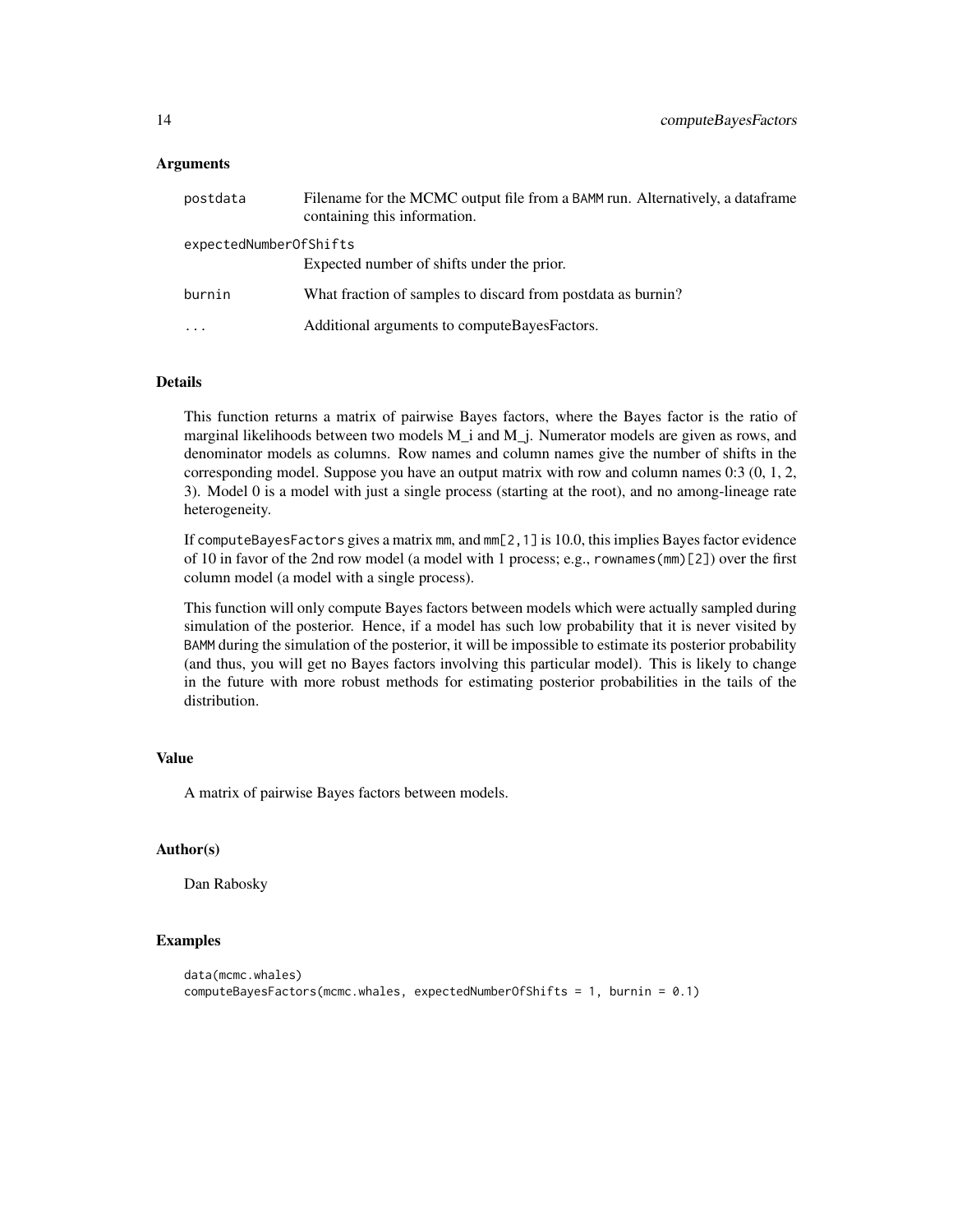## Arguments

| | |
|---|---|
| postdata | Filename for the MCMC output file from a BAMM run. Alternatively, a dataframe containing this information. |
| expectedNumberOfShifts | Expected number of shifts under the prior. |
| burnin | What fraction of samples to discard from postdata as burnin? |
| ... | Additional arguments to computeBayesFactors. |

## Details

This function returns a matrix of pairwise Bayes factors, where the Bayes factor is the ratio of marginal likelihoods between two models $M_i$ and $M_j$. Numerator models are given as rows, and denominator models as columns. Row names and column names give the number of shifts in the corresponding model. Suppose you have an output matrix with row and column names 0:3 (0, 1, 2, 3). Model 0 is a model with just a single process (starting at the root), and no among-lineage rate heterogeneity.

If `computeBayesFactors` gives a matrix `mm`, and `mm[2,1]` is 10.0, this implies Bayes factor evidence of 10 in favor of the 2nd row model (a model with 1 process; e.g., `rownames(mm)[2]`) over the first column model (a model with a single process).

This function will only compute Bayes factors between models which were actually sampled during simulation of the posterior. Hence, if a model has such low probability that it is never visited by BAMM during the simulation of the posterior, it will be impossible to estimate its posterior probability (and thus, you will get no Bayes factors involving this particular model). This is likely to change in the future with more robust methods for estimating posterior probabilities in the tails of the distribution.

## Value

A matrix of pairwise Bayes factors between models.

## Author(s)

Dan Rabosky

## Examples

```
data(mcmc.whales)
computeBayesFactors(mcmc.whales, expectedNumberOfShifts = 1, burnin = 0.1)
```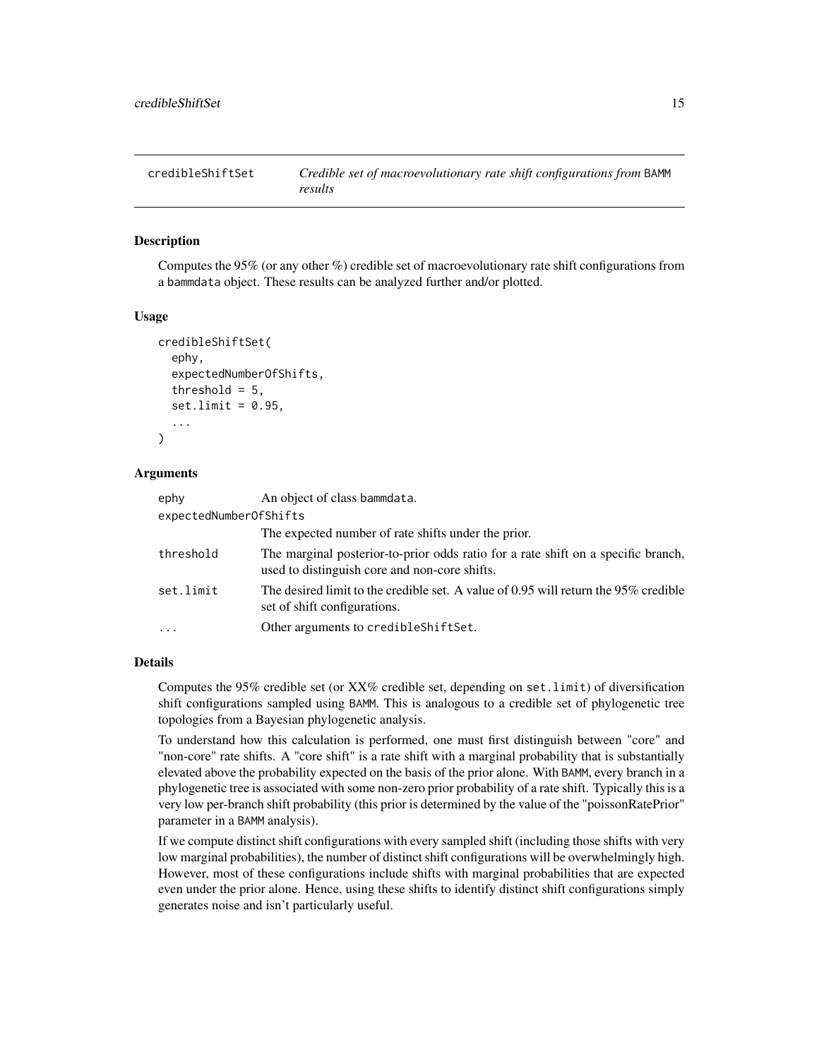# credibleShiftSet — *Credible set of macroevolutionary rate shift configurations from* BAMM *results*

## Description

Computes the 95% (or any other %) credible set of macroevolutionary rate shift configurations from a bammdata object. These results can be analyzed further and/or plotted.

## Usage

```
credibleShiftSet(
  ephy,
  expectedNumberOfShifts,
  threshold = 5,
  set.limit = 0.95,
  ...
)
```

## Arguments

| Argument | Description |
|---|---|
| ephy | An object of class bammdata. |
| expectedNumberOfShifts | The expected number of rate shifts under the prior. |
| threshold | The marginal posterior-to-prior odds ratio for a rate shift on a specific branch, used to distinguish core and non-core shifts. |
| set.limit | The desired limit to the credible set. A value of 0.95 will return the 95% credible set of shift configurations. |
| ... | Other arguments to credibleShiftSet. |

## Details

Computes the 95% credible set (or XX% credible set, depending on set.limit) of diversification shift configurations sampled using BAMM. This is analogous to a credible set of phylogenetic tree topologies from a Bayesian phylogenetic analysis.

To understand how this calculation is performed, one must first distinguish between "core" and "non-core" rate shifts. A "core shift" is a rate shift with a marginal probability that is substantially elevated above the probability expected on the basis of the prior alone. With BAMM, every branch in a phylogenetic tree is associated with some non-zero prior probability of a rate shift. Typically this is a very low per-branch shift probability (this prior is determined by the value of the "poissonRatePrior" parameter in a BAMM analysis).

If we compute distinct shift configurations with every sampled shift (including those shifts with very low marginal probabilities), the number of distinct shift configurations will be overwhelmingly high. However, most of these configurations include shifts with marginal probabilities that are expected even under the prior alone. Hence, using these shifts to identify distinct shift configurations simply generates noise and isn't particularly useful.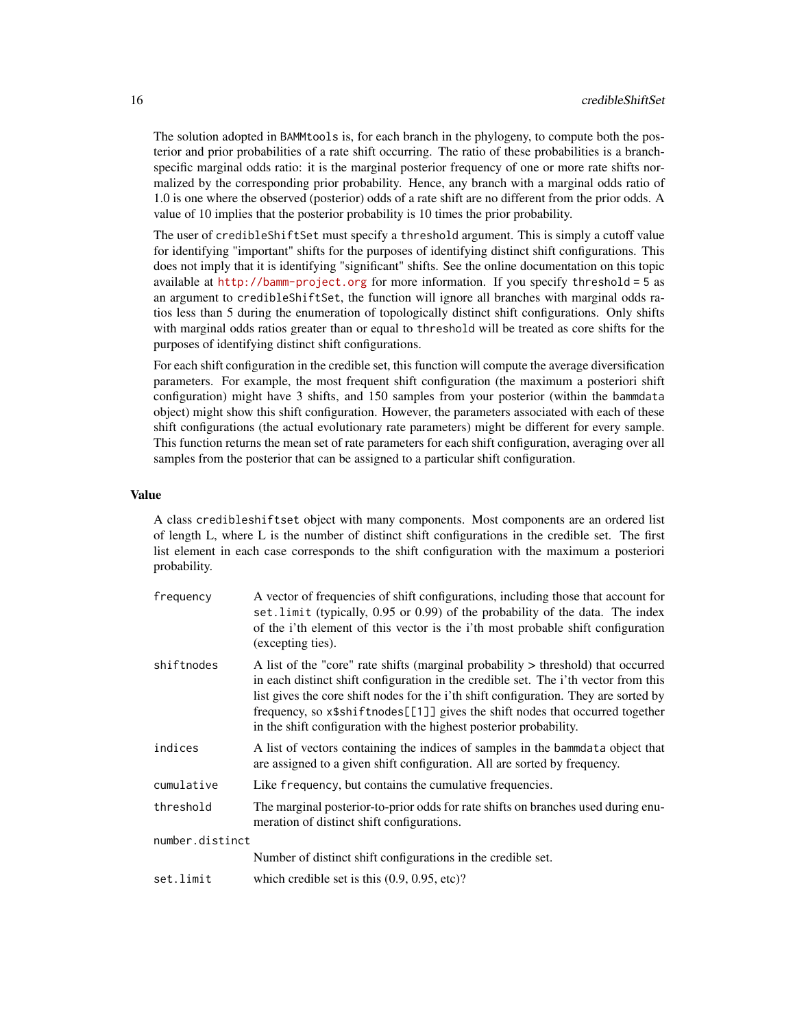The solution adopted in BAMMtools is, for each branch in the phylogeny, to compute both the posterior and prior probabilities of a rate shift occurring. The ratio of these probabilities is a branch-specific marginal odds ratio: it is the marginal posterior frequency of one or more rate shifts normalized by the corresponding prior probability. Hence, any branch with a marginal odds ratio of 1.0 is one where the observed (posterior) odds of a rate shift are no different from the prior odds. A value of 10 implies that the posterior probability is 10 times the prior probability.

The user of credibleShiftSet must specify a threshold argument. This is simply a cutoff value for identifying "important" shifts for the purposes of identifying distinct shift configurations. This does not imply that it is identifying "significant" shifts. See the online documentation on this topic available at http://bamm-project.org for more information. If you specify threshold = 5 as an argument to credibleShiftSet, the function will ignore all branches with marginal odds ratios less than 5 during the enumeration of topologically distinct shift configurations. Only shifts with marginal odds ratios greater than or equal to threshold will be treated as core shifts for the purposes of identifying distinct shift configurations.

For each shift configuration in the credible set, this function will compute the average diversification parameters. For example, the most frequent shift configuration (the maximum a posteriori shift configuration) might have 3 shifts, and 150 samples from your posterior (within the bammdata object) might show this shift configuration. However, the parameters associated with each of these shift configurations (the actual evolutionary rate parameters) might be different for every sample. This function returns the mean set of rate parameters for each shift configuration, averaging over all samples from the posterior that can be assigned to a particular shift configuration.

### Value

A class credibleshiftset object with many components. Most components are an ordered list of length L, where L is the number of distinct shift configurations in the credible set. The first list element in each case corresponds to the shift configuration with the maximum a posteriori probability.

- `frequency` A vector of frequencies of shift configurations, including those that account for set.limit (typically, 0.95 or 0.99) of the probability of the data. The index of the i'th element of this vector is the i'th most probable shift configuration (excepting ties).
- `shiftnodes` A list of the "core" rate shifts (marginal probability > threshold) that occurred in each distinct shift configuration in the credible set. The i'th vector from this list gives the core shift nodes for the i'th shift configuration. They are sorted by frequency, so x$shiftnodes[[1]] gives the shift nodes that occurred together in the shift configuration with the highest posterior probability.
- `indices` A list of vectors containing the indices of samples in the bammdata object that are assigned to a given shift configuration. All are sorted by frequency.
- `cumulative` Like frequency, but contains the cumulative frequencies.
- `threshold` The marginal posterior-to-prior odds for rate shifts on branches used during enumeration of distinct shift configurations.
- `number.distinct` Number of distinct shift configurations in the credible set.
- `set.limit` which credible set is this (0.9, 0.95, etc)?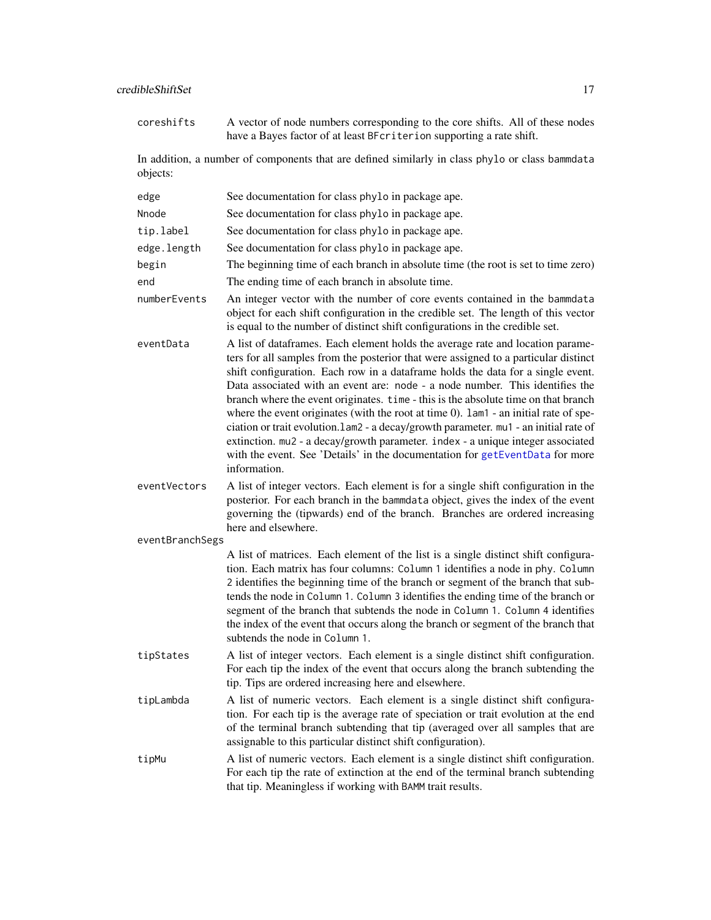**coreshifts** A vector of node numbers corresponding to the core shifts. All of these nodes have a Bayes factor of at least `BFcriterion` supporting a rate shift.

In addition, a number of components that are defined similarly in class `phylo` or class `bammdata` objects:

**edge** See documentation for class `phylo` in package ape.

**Nnode** See documentation for class `phylo` in package ape.

**tip.label** See documentation for class `phylo` in package ape.

**edge.length** See documentation for class `phylo` in package ape.

**begin** The beginning time of each branch in absolute time (the root is set to time zero)

**end** The ending time of each branch in absolute time.

**numberEvents** An integer vector with the number of core events contained in the `bammdata` object for each shift configuration in the credible set. The length of this vector is equal to the number of distinct shift configurations in the credible set.

**eventData** A list of dataframes. Each element holds the average rate and location parameters for all samples from the posterior that were assigned to a particular distinct shift configuration. Each row in a dataframe holds the data for a single event. Data associated with an event are: `node` - a node number. This identifies the branch where the event originates. `time` - this is the absolute time on that branch where the event originates (with the root at time 0). `lam1` - an initial rate of speciation or trait evolution.`lam2` - a decay/growth parameter. `mu1` - an initial rate of extinction. `mu2` - a decay/growth parameter. `index` - a unique integer associated with the event. See 'Details' in the documentation for `getEventData` for more information.

**eventVectors** A list of integer vectors. Each element is for a single shift configuration in the posterior. For each branch in the `bammdata` object, gives the index of the event governing the (tipwards) end of the branch. Branches are ordered increasing here and elsewhere.

**eventBranchSegs** A list of matrices. Each element of the list is a single distinct shift configuration. Each matrix has four columns: `Column 1` identifies a node in `phy`. `Column 2` identifies the beginning time of the branch or segment of the branch that subtends the node in `Column 1`. `Column 3` identifies the ending time of the branch or segment of the branch that subtends the node in `Column 1`. `Column 4` identifies the index of the event that occurs along the branch or segment of the branch that subtends the node in `Column 1`.

**tipStates** A list of integer vectors. Each element is a single distinct shift configuration. For each tip the index of the event that occurs along the branch subtending the tip. Tips are ordered increasing here and elsewhere.

**tipLambda** A list of numeric vectors. Each element is a single distinct shift configuration. For each tip is the average rate of speciation or trait evolution at the end of the terminal branch subtending that tip (averaged over all samples that are assignable to this particular distinct shift configuration).

**tipMu** A list of numeric vectors. Each element is a single distinct shift configuration. For each tip the rate of extinction at the end of the terminal branch subtending that tip. Meaningless if working with `BAMM` trait results.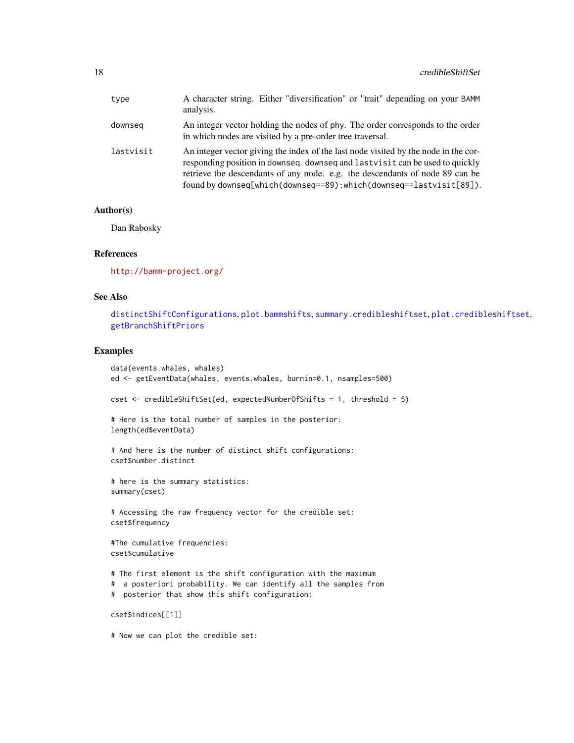| | |
|---|---|
| type | A character string. Either "diversification" or "trait" depending on your BAMM analysis. |
| downseq | An integer vector holding the nodes of phy. The order corresponds to the order in which nodes are visited by a pre-order tree traversal. |
| lastvisit | An integer vector giving the index of the last node visited by the node in the corresponding position in downseq. downseq and lastvisit can be used to quickly retrieve the descendants of any node. e.g. the descendants of node 89 can be found by downseq[which(downseq==89):which(downseq==lastvisit[89]). |

### Author(s)

Dan Rabosky

### References

http://bamm-project.org/

### See Also

distinctShiftConfigurations, plot.bammshifts, summary.credibleshiftset, plot.credibleshiftset, getBranchShiftPriors

### Examples

```
data(events.whales, whales)
ed <- getEventData(whales, events.whales, burnin=0.1, nsamples=500)

cset <- credibleShiftSet(ed, expectedNumberOfShifts = 1, threshold = 5)

# Here is the total number of samples in the posterior:
length(ed$eventData)

# And here is the number of distinct shift configurations:
cset$number.distinct

# here is the summary statistics:
summary(cset)

# Accessing the raw frequency vector for the credible set:
cset$frequency

#The cumulative frequencies:
cset$cumulative

# The first element is the shift configuration with the maximum
#  a posteriori probability. We can identify all the samples from
#  posterior that show this shift configuration:

cset$indices[[1]]

# Now we can plot the credible set:
```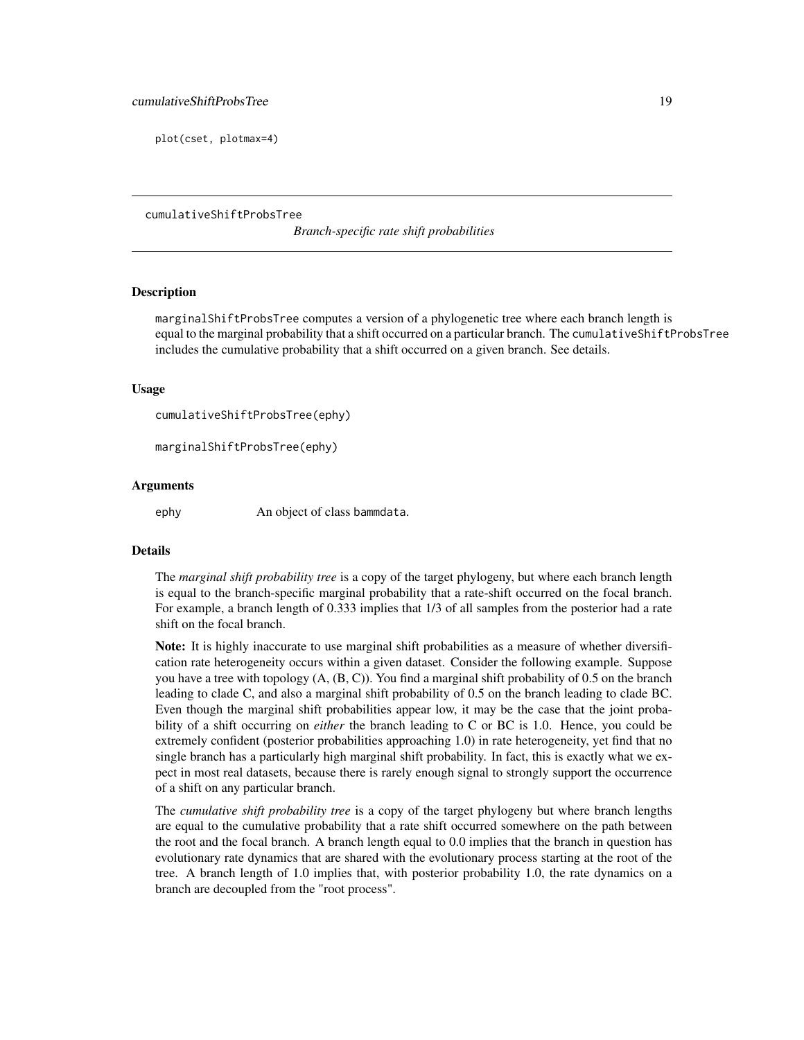```
plot(cset, plotmax=4)
```

---

# cumulativeShiftProbsTree — *Branch-specific rate shift probabilities*

## Description

marginalShiftProbsTree computes a version of a phylogenetic tree where each branch length is equal to the marginal probability that a shift occurred on a particular branch. The cumulativeShiftProbsTree includes the cumulative probability that a shift occurred on a given branch. See details.

## Usage

```
cumulativeShiftProbsTree(ephy)

marginalShiftProbsTree(ephy)
```

## Arguments

| | |
|---|---|
| ephy | An object of class bammdata. |

## Details

The *marginal shift probability tree* is a copy of the target phylogeny, but where each branch length is equal to the branch-specific marginal probability that a rate-shift occurred on the focal branch. For example, a branch length of 0.333 implies that 1/3 of all samples from the posterior had a rate shift on the focal branch.

**Note:** It is highly inaccurate to use marginal shift probabilities as a measure of whether diversification rate heterogeneity occurs within a given dataset. Consider the following example. Suppose you have a tree with topology (A, (B, C)). You find a marginal shift probability of 0.5 on the branch leading to clade C, and also a marginal shift probability of 0.5 on the branch leading to clade BC. Even though the marginal shift probabilities appear low, it may be the case that the joint probability of a shift occurring on *either* the branch leading to C or BC is 1.0. Hence, you could be extremely confident (posterior probabilities approaching 1.0) in rate heterogeneity, yet find that no single branch has a particularly high marginal shift probability. In fact, this is exactly what we expect in most real datasets, because there is rarely enough signal to strongly support the occurrence of a shift on any particular branch.

The *cumulative shift probability tree* is a copy of the target phylogeny but where branch lengths are equal to the cumulative probability that a rate shift occurred somewhere on the path between the root and the focal branch. A branch length equal to 0.0 implies that the branch in question has evolutionary rate dynamics that are shared with the evolutionary process starting at the root of the tree. A branch length of 1.0 implies that, with posterior probability 1.0, the rate dynamics on a branch are decoupled from the "root process".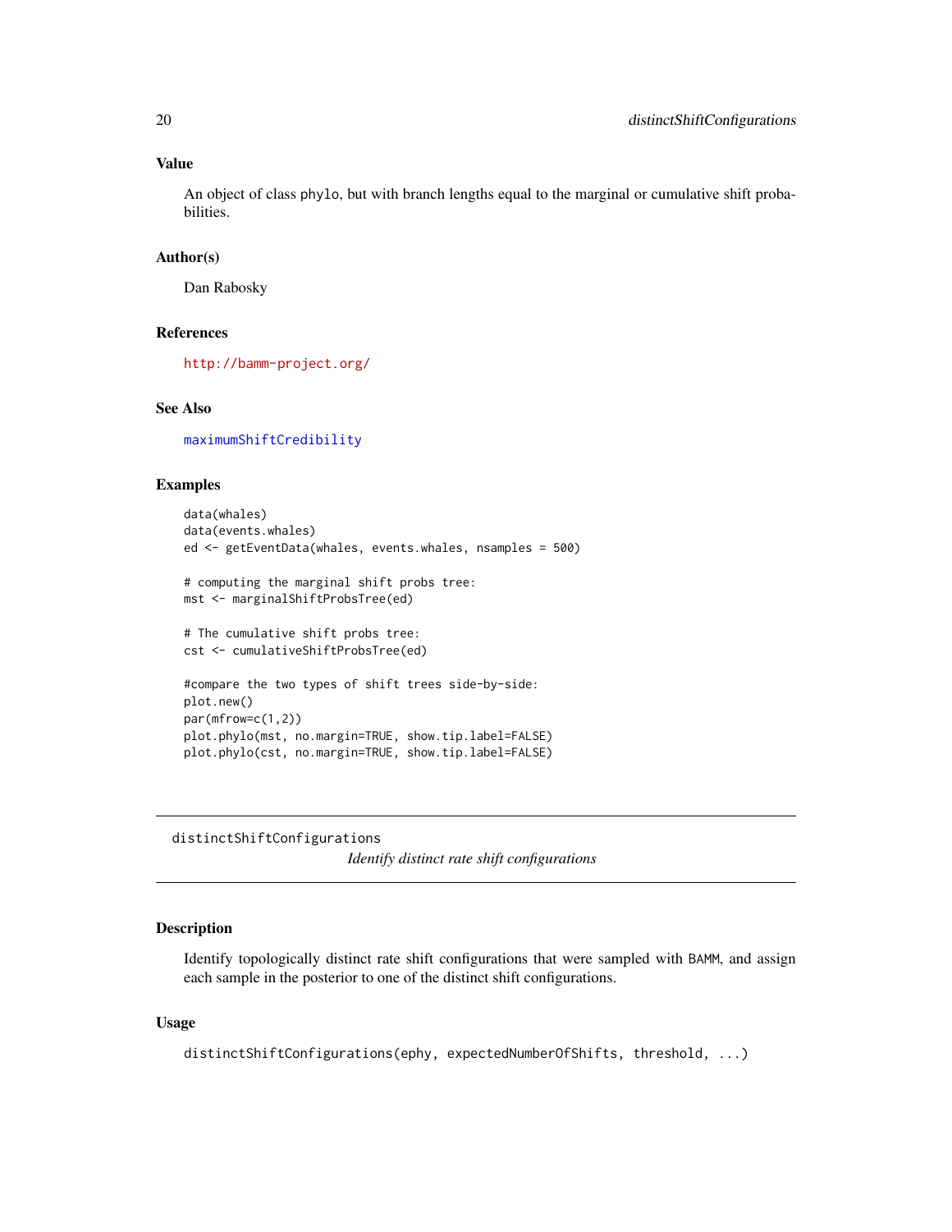### Value

An object of class phylo, but with branch lengths equal to the marginal or cumulative shift probabilities.

### Author(s)

Dan Rabosky

### References

http://bamm-project.org/

### See Also

maximumShiftCredibility

### Examples

```
data(whales)
data(events.whales)
ed <- getEventData(whales, events.whales, nsamples = 500)

# computing the marginal shift probs tree:
mst <- marginalShiftProbsTree(ed)

# The cumulative shift probs tree:
cst <- cumulativeShiftProbsTree(ed)

#compare the two types of shift trees side-by-side:
plot.new()
par(mfrow=c(1,2))
plot.phylo(mst, no.margin=TRUE, show.tip.label=FALSE)
plot.phylo(cst, no.margin=TRUE, show.tip.label=FALSE)
```

---

## distinctShiftConfigurations

*Identify distinct rate shift configurations*

### Description

Identify topologically distinct rate shift configurations that were sampled with BAMM, and assign each sample in the posterior to one of the distinct shift configurations.

### Usage

```
distinctShiftConfigurations(ephy, expectedNumberOfShifts, threshold, ...)
```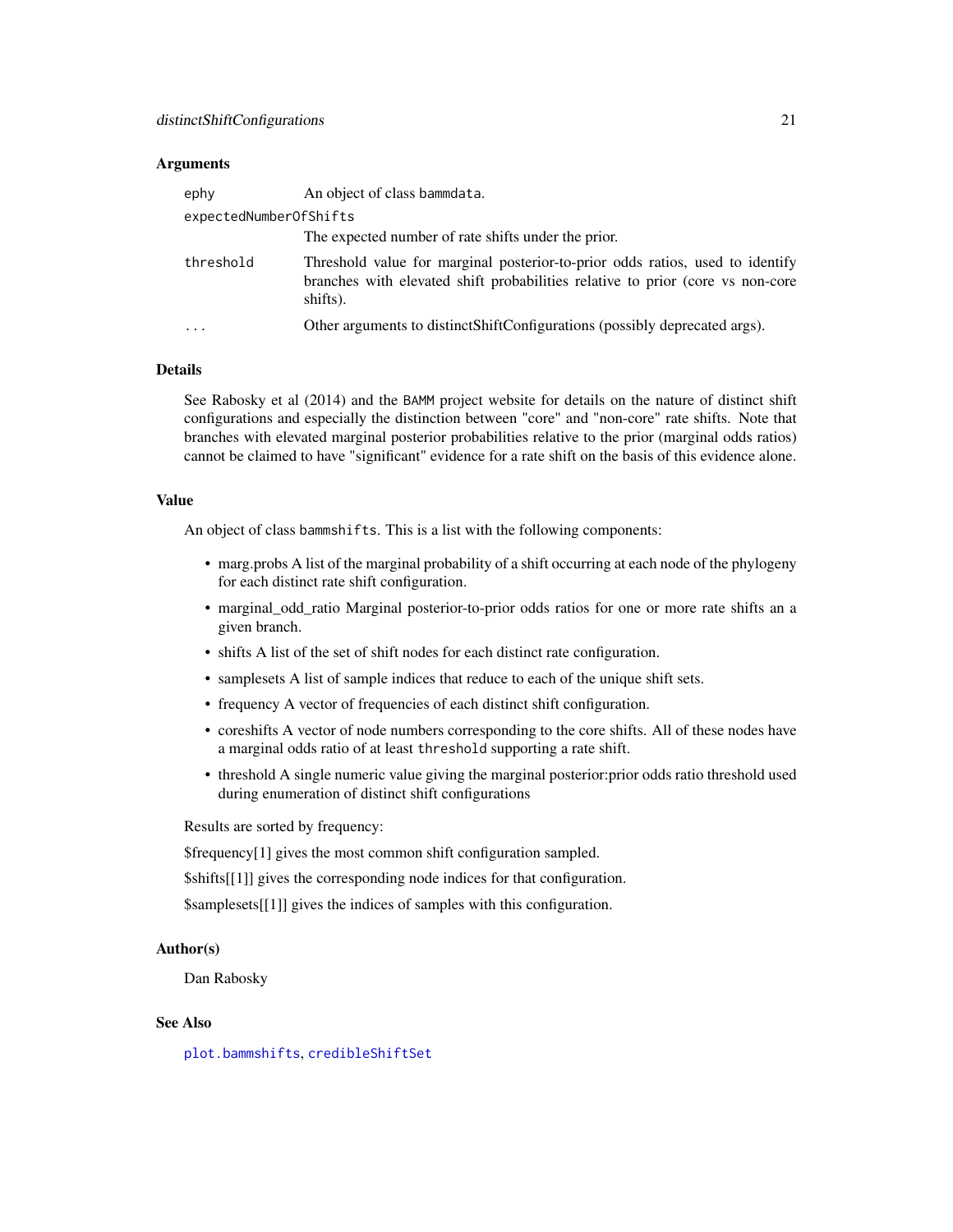### Arguments

| | |
|---|---|
| `ephy` | An object of class `bammdata`. |
| `expectedNumberOfShifts` | The expected number of rate shifts under the prior. |
| `threshold` | Threshold value for marginal posterior-to-prior odds ratios, used to identify branches with elevated shift probabilities relative to prior (core vs non-core shifts). |
| `...` | Other arguments to distinctShiftConfigurations (possibly deprecated args). |

### Details

See Rabosky et al (2014) and the BAMM project website for details on the nature of distinct shift configurations and especially the distinction between "core" and "non-core" rate shifts. Note that branches with elevated marginal posterior probabilities relative to the prior (marginal odds ratios) cannot be claimed to have "significant" evidence for a rate shift on the basis of this evidence alone.

### Value

An object of class `bammshifts`. This is a list with the following components:

- marg.probs A list of the marginal probability of a shift occurring at each node of the phylogeny for each distinct rate shift configuration.
- marginal_odd_ratio Marginal posterior-to-prior odds ratios for one or more rate shifts an a given branch.
- shifts A list of the set of shift nodes for each distinct rate configuration.
- samplesets A list of sample indices that reduce to each of the unique shift sets.
- frequency A vector of frequencies of each distinct shift configuration.
- coreshifts A vector of node numbers corresponding to the core shifts. All of these nodes have a marginal odds ratio of at least `threshold` supporting a rate shift.
- threshold A single numeric value giving the marginal posterior:prior odds ratio threshold used during enumeration of distinct shift configurations

Results are sorted by frequency:

$frequency[1] gives the most common shift configuration sampled.

$shifts[[1]] gives the corresponding node indices for that configuration.

$samplesets[[1]] gives the indices of samples with this configuration.

### Author(s)

Dan Rabosky

### See Also

`plot.bammshifts`, `credibleShiftSet`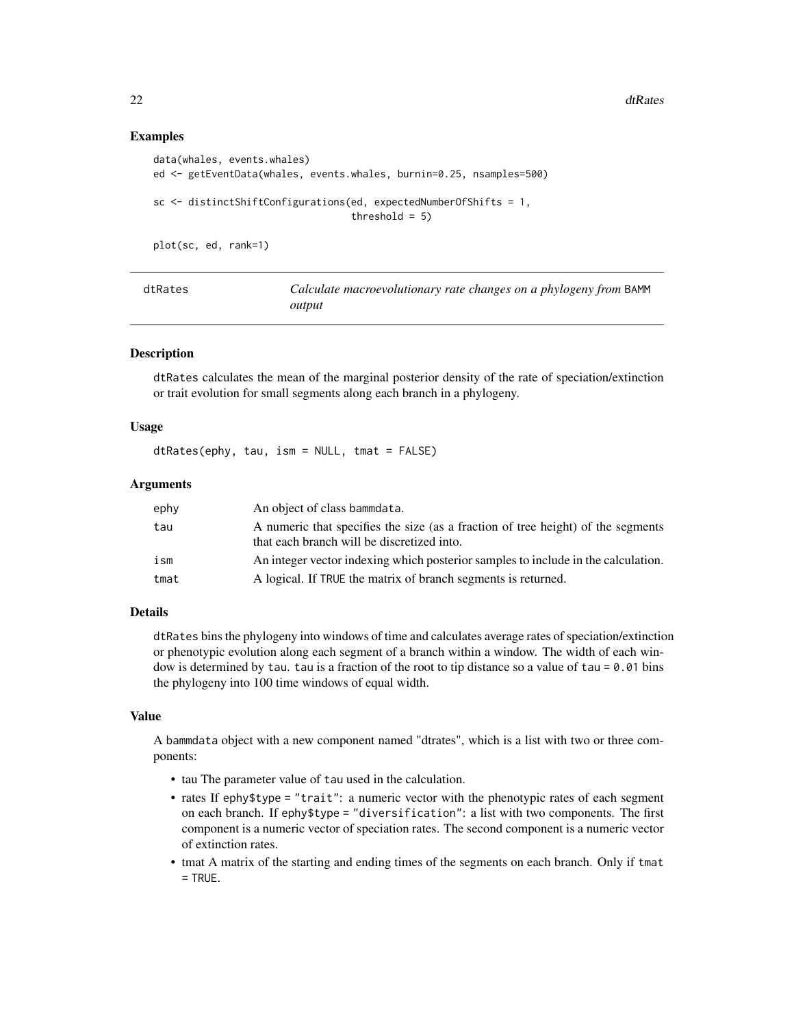## Examples

```
data(whales, events.whales)
ed <- getEventData(whales, events.whales, burnin=0.25, nsamples=500)

sc <- distinctShiftConfigurations(ed, expectedNumberOfShifts = 1,
                                  threshold = 5)

plot(sc, ed, rank=1)
```

---

# dtRates — *Calculate macroevolutionary rate changes on a phylogeny from* BAMM *output*

---

## Description

dtRates calculates the mean of the marginal posterior density of the rate of speciation/extinction or trait evolution for small segments along each branch in a phylogeny.

## Usage

```
dtRates(ephy, tau, ism = NULL, tmat = FALSE)
```

## Arguments

| | |
|---|---|
| ephy | An object of class bammdata. |
| tau | A numeric that specifies the size (as a fraction of tree height) of the segments that each branch will be discretized into. |
| ism | An integer vector indexing which posterior samples to include in the calculation. |
| tmat | A logical. If TRUE the matrix of branch segments is returned. |

## Details

dtRates bins the phylogeny into windows of time and calculates average rates of speciation/extinction or phenotypic evolution along each segment of a branch within a window. The width of each window is determined by tau. tau is a fraction of the root to tip distance so a value of tau = 0.01 bins the phylogeny into 100 time windows of equal width.

## Value

A bammdata object with a new component named "dtrates", which is a list with two or three components:

- tau The parameter value of tau used in the calculation.
- rates If ephy$type = "trait": a numeric vector with the phenotypic rates of each segment on each branch. If ephy$type = "diversification": a list with two components. The first component is a numeric vector of speciation rates. The second component is a numeric vector of extinction rates.
- tmat A matrix of the starting and ending times of the segments on each branch. Only if tmat = TRUE.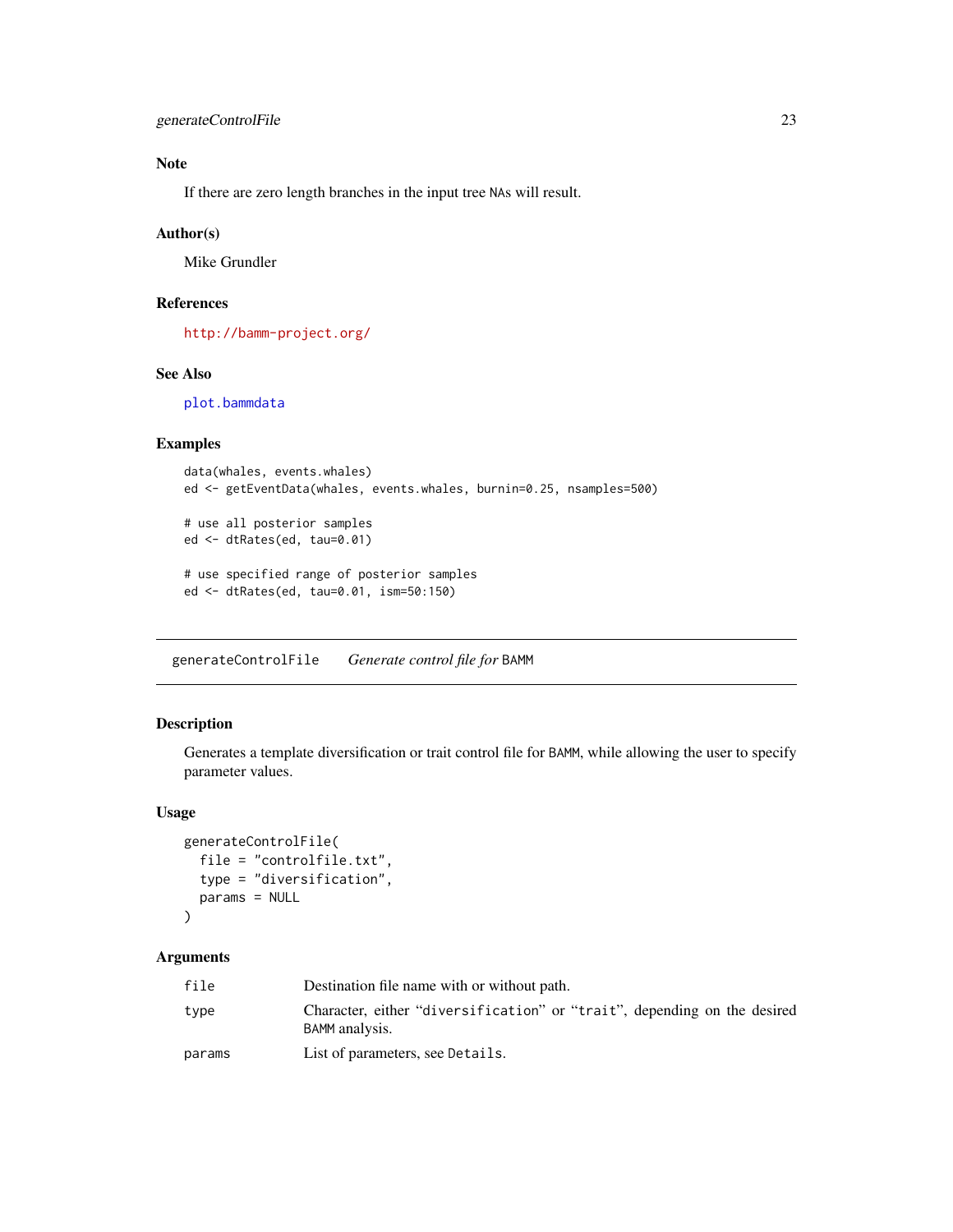### Note

If there are zero length branches in the input tree NAs will result.

### Author(s)

Mike Grundler

### References

http://bamm-project.org/

### See Also

plot.bammdata

### Examples

```
data(whales, events.whales)
ed <- getEventData(whales, events.whales, burnin=0.25, nsamples=500)

# use all posterior samples
ed <- dtRates(ed, tau=0.01)

# use specified range of posterior samples
ed <- dtRates(ed, tau=0.01, ism=50:150)
```

---

## generateControlFile *Generate control file for* BAMM

### Description

Generates a template diversification or trait control file for BAMM, while allowing the user to specify parameter values.

### Usage

```
generateControlFile(
  file = "controlfile.txt",
  type = "diversification",
  params = NULL
)
```

### Arguments

| | |
|---|---|
| file | Destination file name with or without path. |
| type | Character, either "diversification" or "trait", depending on the desired BAMM analysis. |
| params | List of parameters, see Details. |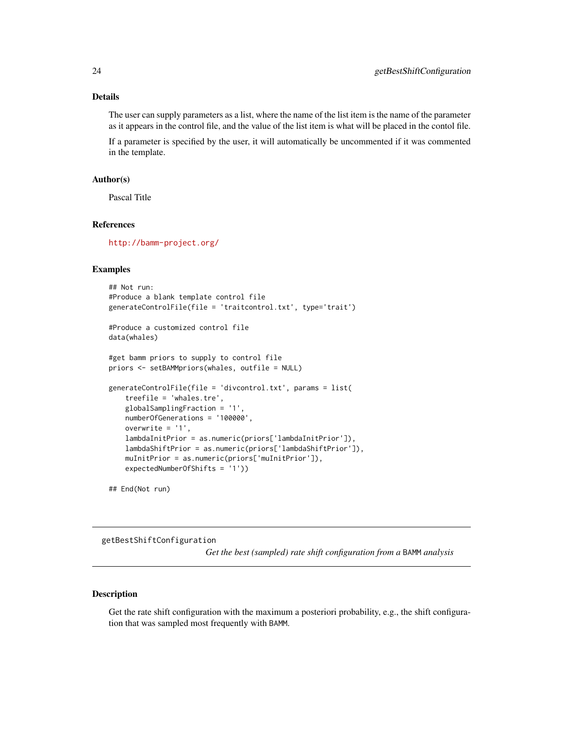## Details

The user can supply parameters as a list, where the name of the list item is the name of the parameter as it appears in the control file, and the value of the list item is what will be placed in the contol file.

If a parameter is specified by the user, it will automatically be uncommented if it was commented in the template.

## Author(s)

Pascal Title

## References

http://bamm-project.org/

## Examples

```
## Not run:
#Produce a blank template control file
generateControlFile(file = 'traitcontrol.txt', type='trait')

#Produce a customized control file
data(whales)

#get bamm priors to supply to control file
priors <- setBAMMpriors(whales, outfile = NULL)

generateControlFile(file = 'divcontrol.txt', params = list(
    treefile = 'whales.tre',
    globalSamplingFraction = '1',
    numberOfGenerations = '100000',
    overwrite = '1',
    lambdaInitPrior = as.numeric(priors['lambdaInitPrior']),
    lambdaShiftPrior = as.numeric(priors['lambdaShiftPrior']),
    muInitPrior = as.numeric(priors['muInitPrior']),
    expectedNumberOfShifts = '1'))

## End(Not run)
```

---

getBestShiftConfiguration *Get the best (sampled) rate shift configuration from a BAMM analysis*

---

## Description

Get the rate shift configuration with the maximum a posteriori probability, e.g., the shift configuration that was sampled most frequently with BAMM.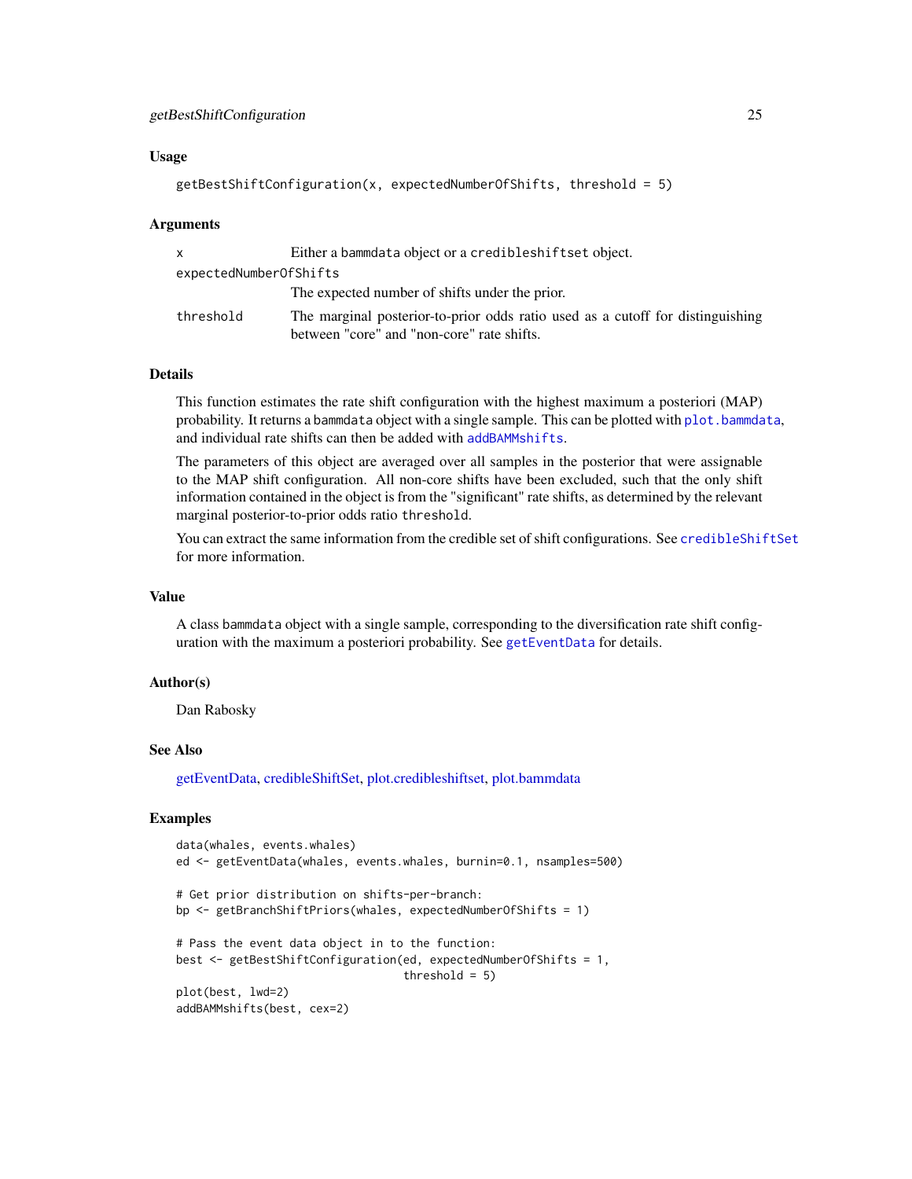## Usage

```
getBestShiftConfiguration(x, expectedNumberOfShifts, threshold = 5)
```

## Arguments

| | |
|---|---|
| x | Either a bammdata object or a credibleshiftset object. |
| expectedNumberOfShifts | The expected number of shifts under the prior. |
| threshold | The marginal posterior-to-prior odds ratio used as a cutoff for distinguishing between "core" and "non-core" rate shifts. |

## Details

This function estimates the rate shift configuration with the highest maximum a posteriori (MAP) probability. It returns a bammdata object with a single sample. This can be plotted with plot.bammdata, and individual rate shifts can then be added with addBAMMshifts.

The parameters of this object are averaged over all samples in the posterior that were assignable to the MAP shift configuration. All non-core shifts have been excluded, such that the only shift information contained in the object is from the "significant" rate shifts, as determined by the relevant marginal posterior-to-prior odds ratio threshold.

You can extract the same information from the credible set of shift configurations. See credibleShiftSet for more information.

## Value

A class bammdata object with a single sample, corresponding to the diversification rate shift configuration with the maximum a posteriori probability. See getEventData for details.

## Author(s)

Dan Rabosky

## See Also

getEventData, credibleShiftSet, plot.credibleshiftset, plot.bammdata

## Examples

```
data(whales, events.whales)
ed <- getEventData(whales, events.whales, burnin=0.1, nsamples=500)

# Get prior distribution on shifts-per-branch:
bp <- getBranchShiftPriors(whales, expectedNumberOfShifts = 1)

# Pass the event data object in to the function:
best <- getBestShiftConfiguration(ed, expectedNumberOfShifts = 1,
                                  threshold = 5)
plot(best, lwd=2)
addBAMMshifts(best, cex=2)
```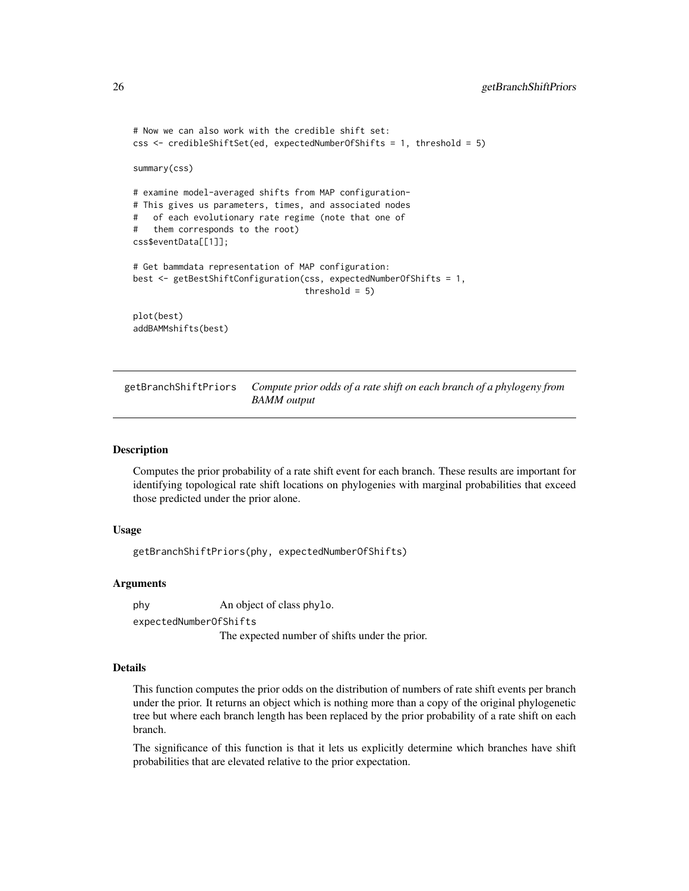```
# Now we can also work with the credible shift set:
css <- credibleShiftSet(ed, expectedNumberOfShifts = 1, threshold = 5)

summary(css)

# examine model-averaged shifts from MAP configuration-
# This gives us parameters, times, and associated nodes
#   of each evolutionary rate regime (note that one of
#   them corresponds to the root)
css$eventData[[1]];

# Get bammdata representation of MAP configuration:
best <- getBestShiftConfiguration(css, expectedNumberOfShifts = 1,
                                  threshold = 5)

plot(best)
addBAMMshifts(best)
```

## getBranchShiftPriors — *Compute prior odds of a rate shift on each branch of a phylogeny from BAMM output*

### Description

Computes the prior probability of a rate shift event for each branch. These results are important for identifying topological rate shift locations on phylogenies with marginal probabilities that exceed those predicted under the prior alone.

### Usage

```
getBranchShiftPriors(phy, expectedNumberOfShifts)
```

### Arguments

`phy` An object of class `phylo`.

`expectedNumberOfShifts` The expected number of shifts under the prior.

### Details

This function computes the prior odds on the distribution of numbers of rate shift events per branch under the prior. It returns an object which is nothing more than a copy of the original phylogenetic tree but where each branch length has been replaced by the prior probability of a rate shift on each branch.

The significance of this function is that it lets us explicitly determine which branches have shift probabilities that are elevated relative to the prior expectation.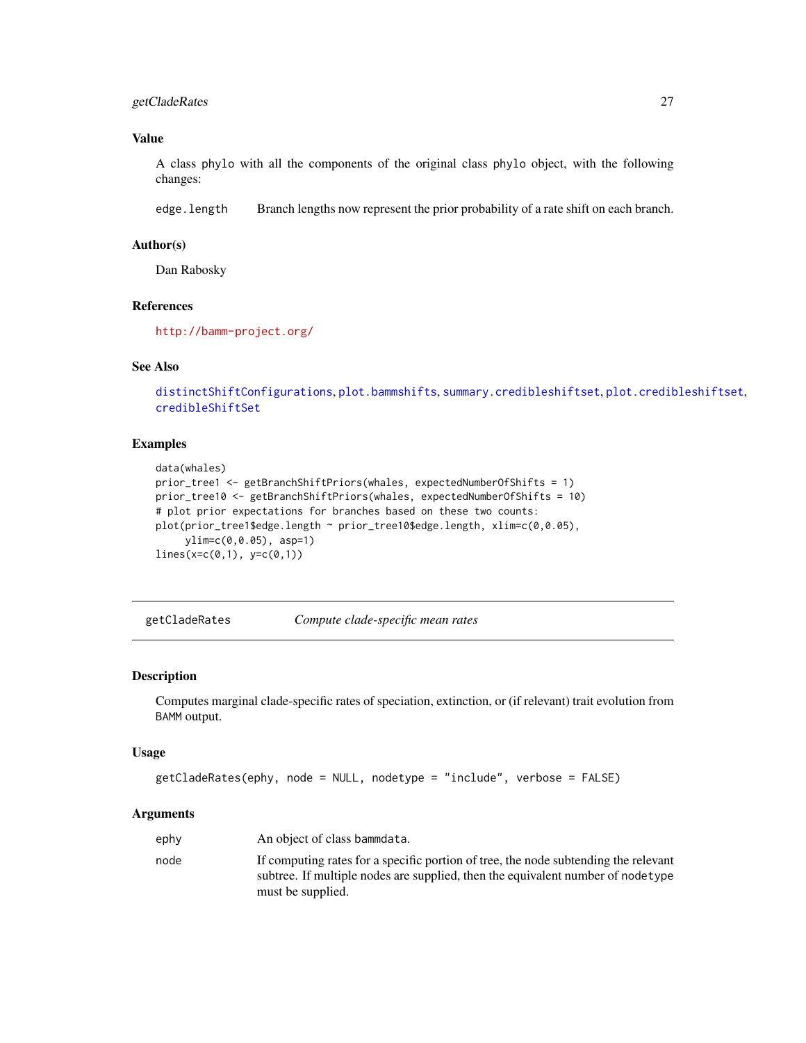### Value

A class phylo with all the components of the original class phylo object, with the following changes:

edge.length    Branch lengths now represent the prior probability of a rate shift on each branch.

### Author(s)

Dan Rabosky

### References

http://bamm-project.org/

### See Also

distinctShiftConfigurations, plot.bammshifts, summary.credibleshiftset, plot.credibleshiftset, credibleShiftSet

### Examples

```
data(whales)
prior_tree1 <- getBranchShiftPriors(whales, expectedNumberOfShifts = 1)
prior_tree10 <- getBranchShiftPriors(whales, expectedNumberOfShifts = 10)
# plot prior expectations for branches based on these two counts:
plot(prior_tree1$edge.length ~ prior_tree10$edge.length, xlim=c(0,0.05),
     ylim=c(0,0.05), asp=1)
lines(x=c(0,1), y=c(0,1))
```

---

## getCladeRates    *Compute clade-specific mean rates*

---

### Description

Computes marginal clade-specific rates of speciation, extinction, or (if relevant) trait evolution from BAMM output.

### Usage

```
getCladeRates(ephy, node = NULL, nodetype = "include", verbose = FALSE)
```

### Arguments

| | |
|---|---|
| ephy | An object of class bammdata. |
| node | If computing rates for a specific portion of tree, the node subtending the relevant subtree. If multiple nodes are supplied, then the equivalent number of nodetype must be supplied. |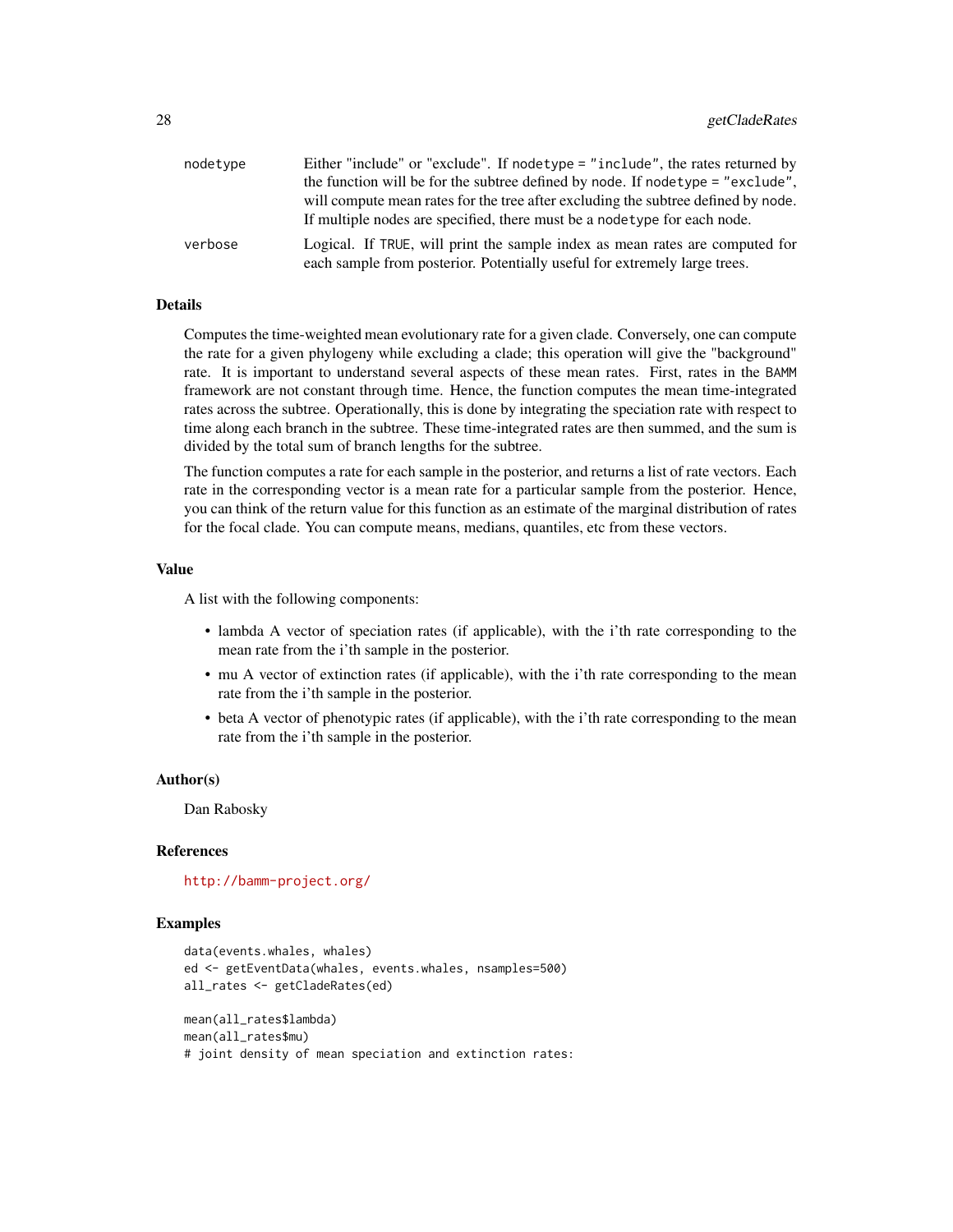| | |
|---|---|
| nodetype | Either "include" or "exclude". If nodetype = "include", the rates returned by the function will be for the subtree defined by node. If nodetype = "exclude", will compute mean rates for the tree after excluding the subtree defined by node. If multiple nodes are specified, there must be a nodetype for each node. |
| verbose | Logical. If TRUE, will print the sample index as mean rates are computed for each sample from posterior. Potentially useful for extremely large trees. |

### Details

Computes the time-weighted mean evolutionary rate for a given clade. Conversely, one can compute the rate for a given phylogeny while excluding a clade; this operation will give the "background" rate. It is important to understand several aspects of these mean rates. First, rates in the BAMM framework are not constant through time. Hence, the function computes the mean time-integrated rates across the subtree. Operationally, this is done by integrating the speciation rate with respect to time along each branch in the subtree. These time-integrated rates are then summed, and the sum is divided by the total sum of branch lengths for the subtree.

The function computes a rate for each sample in the posterior, and returns a list of rate vectors. Each rate in the corresponding vector is a mean rate for a particular sample from the posterior. Hence, you can think of the return value for this function as an estimate of the marginal distribution of rates for the focal clade. You can compute means, medians, quantiles, etc from these vectors.

### Value

A list with the following components:

- lambda A vector of speciation rates (if applicable), with the i'th rate corresponding to the mean rate from the i'th sample in the posterior.
- mu A vector of extinction rates (if applicable), with the i'th rate corresponding to the mean rate from the i'th sample in the posterior.
- beta A vector of phenotypic rates (if applicable), with the i'th rate corresponding to the mean rate from the i'th sample in the posterior.

### Author(s)

Dan Rabosky

### References

http://bamm-project.org/

### Examples

```
data(events.whales, whales)
ed <- getEventData(whales, events.whales, nsamples=500)
all_rates <- getCladeRates(ed)

mean(all_rates$lambda)
mean(all_rates$mu)
# joint density of mean speciation and extinction rates:
```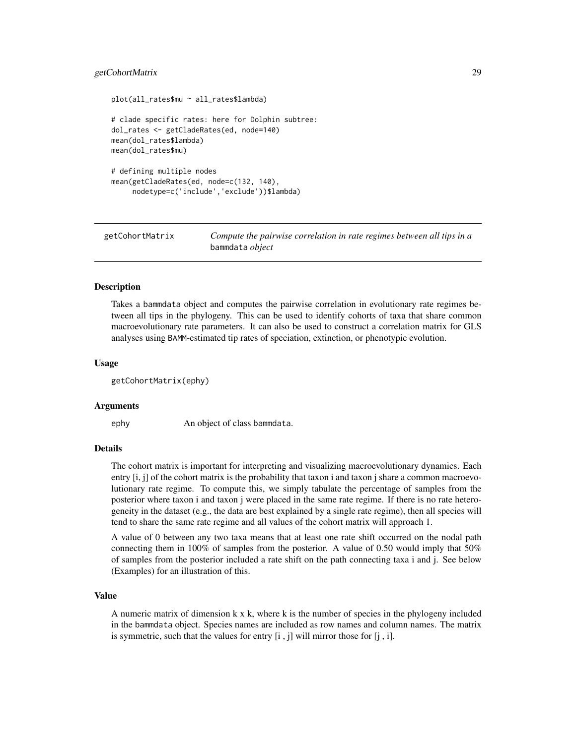```
plot(all_rates$mu ~ all_rates$lambda)

# clade specific rates: here for Dolphin subtree:
dol_rates <- getCladeRates(ed, node=140)
mean(dol_rates$lambda)
mean(dol_rates$mu)

# defining multiple nodes
mean(getCladeRates(ed, node=c(132, 140),
     nodetype=c('include','exclude'))$lambda)
```

---

## getCohortMatrix — *Compute the pairwise correlation in rate regimes between all tips in a* `bammdata` *object*

---

### Description

Takes a bammdata object and computes the pairwise correlation in evolutionary rate regimes between all tips in the phylogeny. This can be used to identify cohorts of taxa that share common macroevolutionary rate parameters. It can also be used to construct a correlation matrix for GLS analyses using BAMM-estimated tip rates of speciation, extinction, or phenotypic evolution.

### Usage

```
getCohortMatrix(ephy)
```

### Arguments

| | |
|---|---|
| ephy | An object of class bammdata. |

### Details

The cohort matrix is important for interpreting and visualizing macroevolutionary dynamics. Each entry [i, j] of the cohort matrix is the probability that taxon i and taxon j share a common macroevolutionary rate regime. To compute this, we simply tabulate the percentage of samples from the posterior where taxon i and taxon j were placed in the same rate regime. If there is no rate heterogeneity in the dataset (e.g., the data are best explained by a single rate regime), then all species will tend to share the same rate regime and all values of the cohort matrix will approach 1.

A value of 0 between any two taxa means that at least one rate shift occurred on the nodal path connecting them in 100% of samples from the posterior. A value of 0.50 would imply that 50% of samples from the posterior included a rate shift on the path connecting taxa i and j. See below (Examples) for an illustration of this.

### Value

A numeric matrix of dimension k x k, where k is the number of species in the phylogeny included in the bammdata object. Species names are included as row names and column names. The matrix is symmetric, such that the values for entry [i , j] will mirror those for [j , i].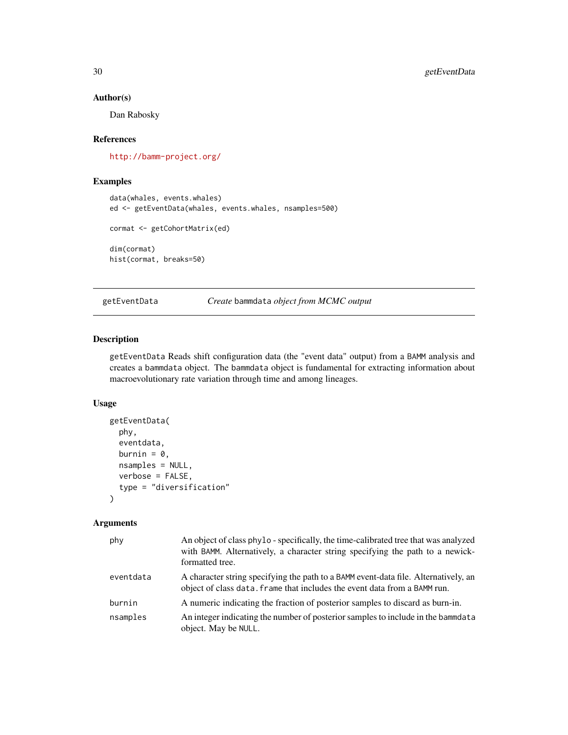## Author(s)

Dan Rabosky

## References

http://bamm-project.org/

## Examples

```
data(whales, events.whales)
ed <- getEventData(whales, events.whales, nsamples=500)

cormat <- getCohortMatrix(ed)

dim(cormat)
hist(cormat, breaks=50)
```

---

# getEventData — *Create* `bammdata` *object from MCMC output*

---

## Description

`getEventData` Reads shift configuration data (the "event data" output) from a `BAMM` analysis and creates a `bammdata` object. The `bammdata` object is fundamental for extracting information about macroevolutionary rate variation through time and among lineages.

## Usage

```
getEventData(
  phy,
  eventdata,
  burnin = 0,
  nsamples = NULL,
  verbose = FALSE,
  type = "diversification"
)
```

## Arguments

| | |
|---|---|
| `phy` | An object of class `phylo` - specifically, the time-calibrated tree that was analyzed with `BAMM`. Alternatively, a character string specifying the path to a newick-formatted tree. |
| `eventdata` | A character string specifying the path to a `BAMM` event-data file. Alternatively, an object of class `data.frame` that includes the event data from a `BAMM` run. |
| `burnin` | A numeric indicating the fraction of posterior samples to discard as burn-in. |
| `nsamples` | An integer indicating the number of posterior samples to include in the `bammdata` object. May be `NULL`. |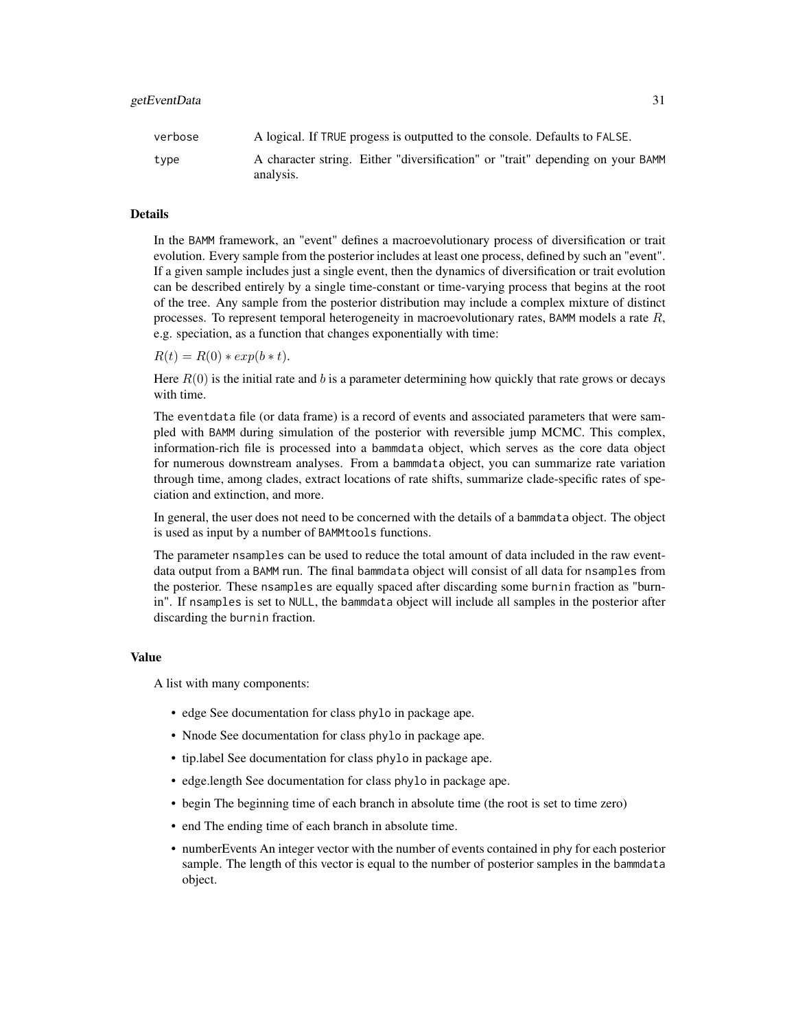| | |
|---|---|
| verbose | A logical. If TRUE progess is outputted to the console. Defaults to FALSE. |
| type | A character string. Either "diversification" or "trait" depending on your BAMM analysis. |

### Details

In the BAMM framework, an "event" defines a macroevolutionary process of diversification or trait evolution. Every sample from the posterior includes at least one process, defined by such an "event". If a given sample includes just a single event, then the dynamics of diversification or trait evolution can be described entirely by a single time-constant or time-varying process that begins at the root of the tree. Any sample from the posterior distribution may include a complex mixture of distinct processes. To represent temporal heterogeneity in macroevolutionary rates, BAMM models a rate $R$, e.g. speciation, as a function that changes exponentially with time:

$R(t) = R(0) * exp(b * t)$.

Here $R(0)$ is the initial rate and $b$ is a parameter determining how quickly that rate grows or decays with time.

The eventdata file (or data frame) is a record of events and associated parameters that were sampled with BAMM during simulation of the posterior with reversible jump MCMC. This complex, information-rich file is processed into a bammdata object, which serves as the core data object for numerous downstream analyses. From a bammdata object, you can summarize rate variation through time, among clades, extract locations of rate shifts, summarize clade-specific rates of speciation and extinction, and more.

In general, the user does not need to be concerned with the details of a bammdata object. The object is used as input by a number of BAMMtools functions.

The parameter nsamples can be used to reduce the total amount of data included in the raw eventdata output from a BAMM run. The final bammdata object will consist of all data for nsamples from the posterior. These nsamples are equally spaced after discarding some burnin fraction as "burn-in". If nsamples is set to NULL, the bammdata object will include all samples in the posterior after discarding the burnin fraction.

### Value

A list with many components:

- edge See documentation for class phylo in package ape.
- Nnode See documentation for class phylo in package ape.
- tip.label See documentation for class phylo in package ape.
- edge.length See documentation for class phylo in package ape.
- begin The beginning time of each branch in absolute time (the root is set to time zero)
- end The ending time of each branch in absolute time.
- numberEvents An integer vector with the number of events contained in phy for each posterior sample. The length of this vector is equal to the number of posterior samples in the bammdata object.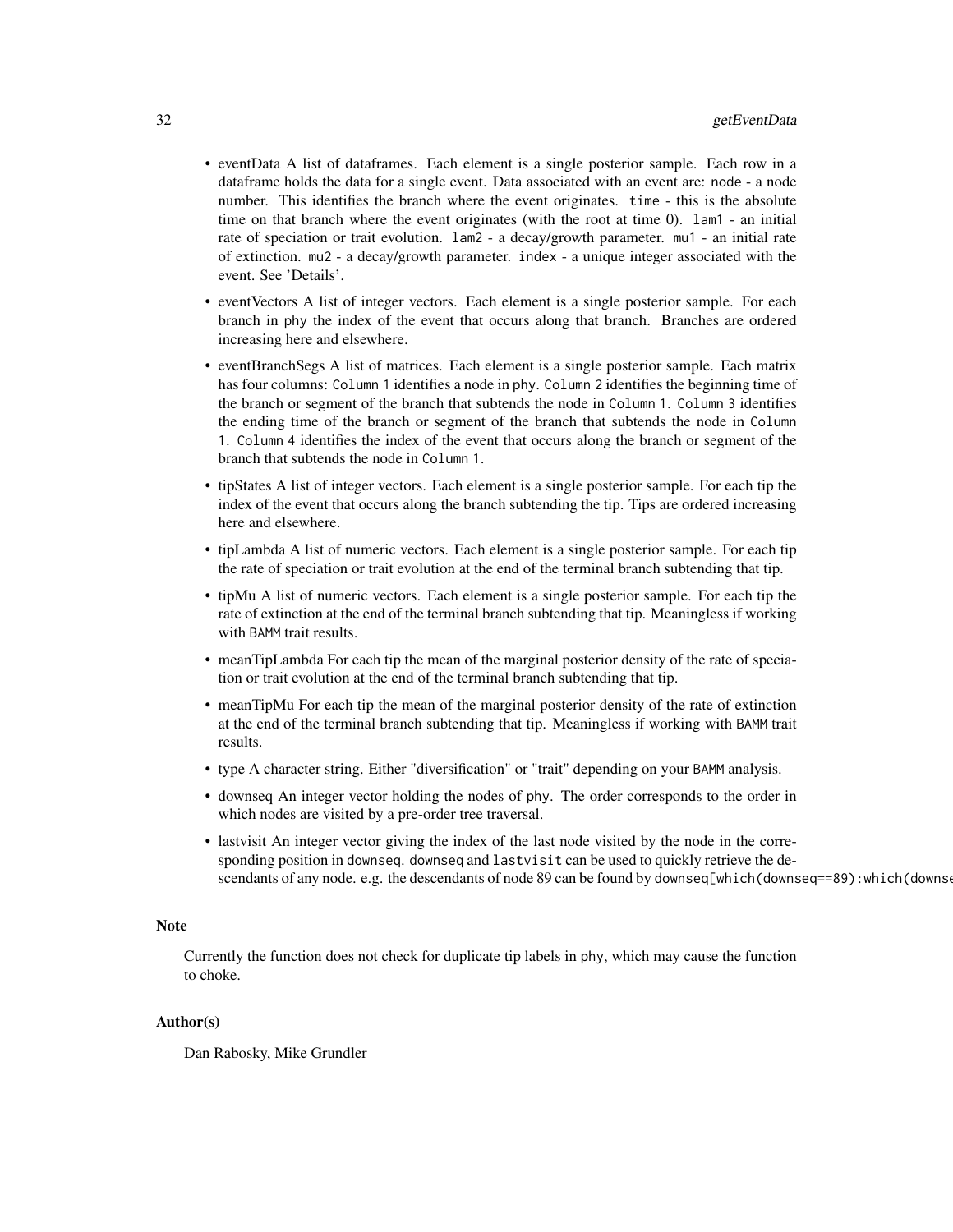- eventData A list of dataframes. Each element is a single posterior sample. Each row in a dataframe holds the data for a single event. Data associated with an event are: `node` - a node number. This identifies the branch where the event originates. `time` - this is the absolute time on that branch where the event originates (with the root at time 0). `lam1` - an initial rate of speciation or trait evolution. `lam2` - a decay/growth parameter. `mu1` - an initial rate of extinction. `mu2` - a decay/growth parameter. `index` - a unique integer associated with the event. See 'Details'.
- eventVectors A list of integer vectors. Each element is a single posterior sample. For each branch in `phy` the index of the event that occurs along that branch. Branches are ordered increasing here and elsewhere.
- eventBranchSegs A list of matrices. Each element is a single posterior sample. Each matrix has four columns: `Column 1` identifies a node in `phy`. `Column 2` identifies the beginning time of the branch or segment of the branch that subtends the node in `Column 1`. `Column 3` identifies the ending time of the branch or segment of the branch that subtends the node in `Column 1`. `Column 4` identifies the index of the event that occurs along the branch or segment of the branch that subtends the node in `Column 1`.
- tipStates A list of integer vectors. Each element is a single posterior sample. For each tip the index of the event that occurs along the branch subtending the tip. Tips are ordered increasing here and elsewhere.
- tipLambda A list of numeric vectors. Each element is a single posterior sample. For each tip the rate of speciation or trait evolution at the end of the terminal branch subtending that tip.
- tipMu A list of numeric vectors. Each element is a single posterior sample. For each tip the rate of extinction at the end of the terminal branch subtending that tip. Meaningless if working with `BAMM` trait results.
- meanTipLambda For each tip the mean of the marginal posterior density of the rate of speciation or trait evolution at the end of the terminal branch subtending that tip.
- meanTipMu For each tip the mean of the marginal posterior density of the rate of extinction at the end of the terminal branch subtending that tip. Meaningless if working with `BAMM` trait results.
- type A character string. Either "diversification" or "trait" depending on your `BAMM` analysis.
- downseq An integer vector holding the nodes of `phy`. The order corresponds to the order in which nodes are visited by a pre-order tree traversal.
- lastvisit An integer vector giving the index of the last node visited by the node in the corresponding position in `downseq`. `downseq` and `lastvisit` can be used to quickly retrieve the descendants of any node. e.g. the descendants of node 89 can be found by `downseq[which(downseq==89):which(downse`

## Note

Currently the function does not check for duplicate tip labels in `phy`, which may cause the function to choke.

## Author(s)

Dan Rabosky, Mike Grundler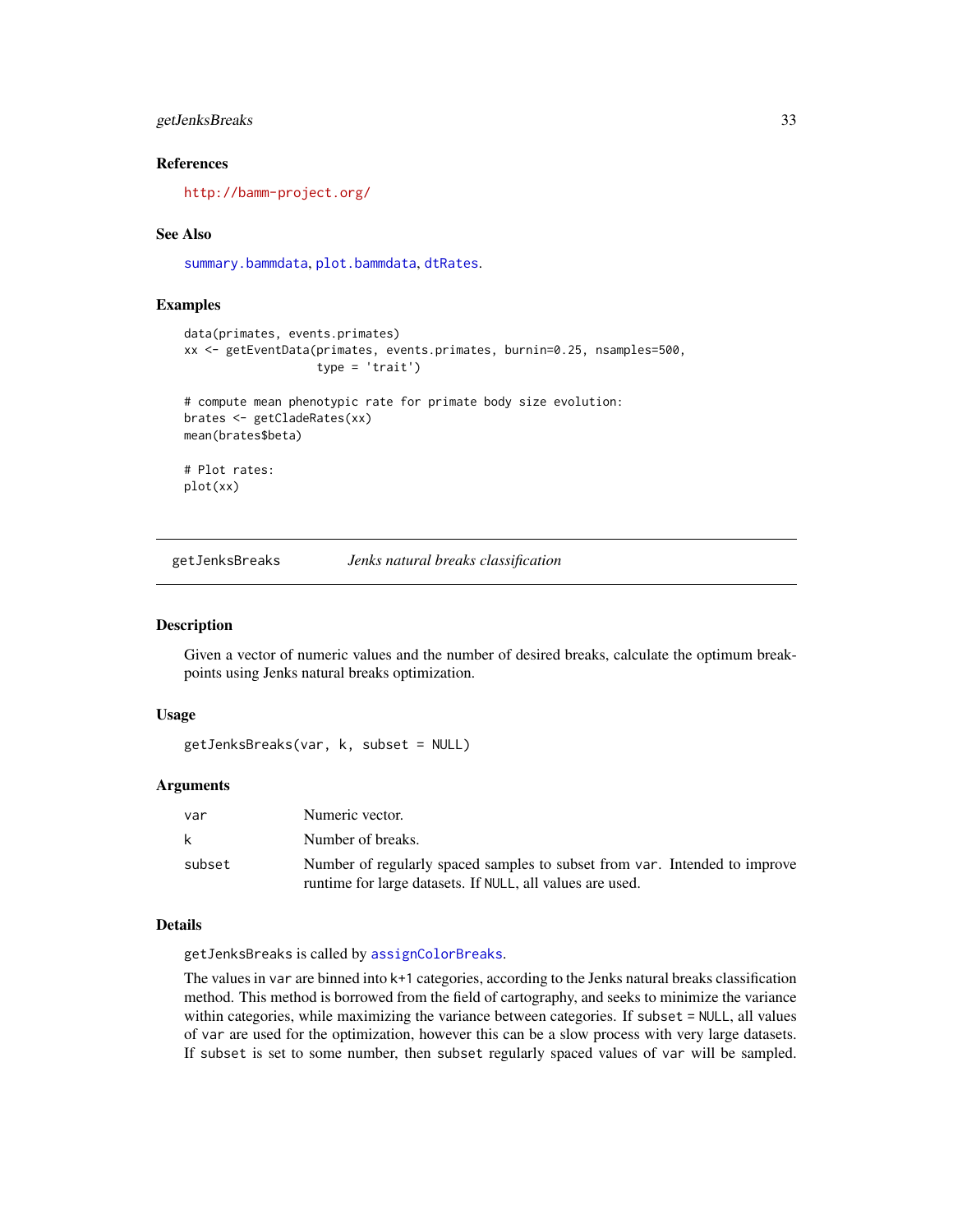### References

http://bamm-project.org/

### See Also

summary.bammdata, plot.bammdata, dtRates.

### Examples

```
data(primates, events.primates)
xx <- getEventData(primates, events.primates, burnin=0.25, nsamples=500,
                   type = 'trait')

# compute mean phenotypic rate for primate body size evolution:
brates <- getCladeRates(xx)
mean(brates$beta)

# Plot rates:
plot(xx)
```

---

## getJenksBreaks &emsp; *Jenks natural breaks classification*

### Description

Given a vector of numeric values and the number of desired breaks, calculate the optimum breakpoints using Jenks natural breaks optimization.

### Usage

```
getJenksBreaks(var, k, subset = NULL)
```

### Arguments

| | |
|---|---|
| `var` | Numeric vector. |
| `k` | Number of breaks. |
| `subset` | Number of regularly spaced samples to subset from `var`. Intended to improve runtime for large datasets. If `NULL`, all values are used. |

### Details

`getJenksBreaks` is called by `assignColorBreaks`.

The values in `var` are binned into `k+1` categories, according to the Jenks natural breaks classification method. This method is borrowed from the field of cartography, and seeks to minimize the variance within categories, while maximizing the variance between categories. If `subset = NULL`, all values of `var` are used for the optimization, however this can be a slow process with very large datasets. If `subset` is set to some number, then `subset` regularly spaced values of `var` will be sampled.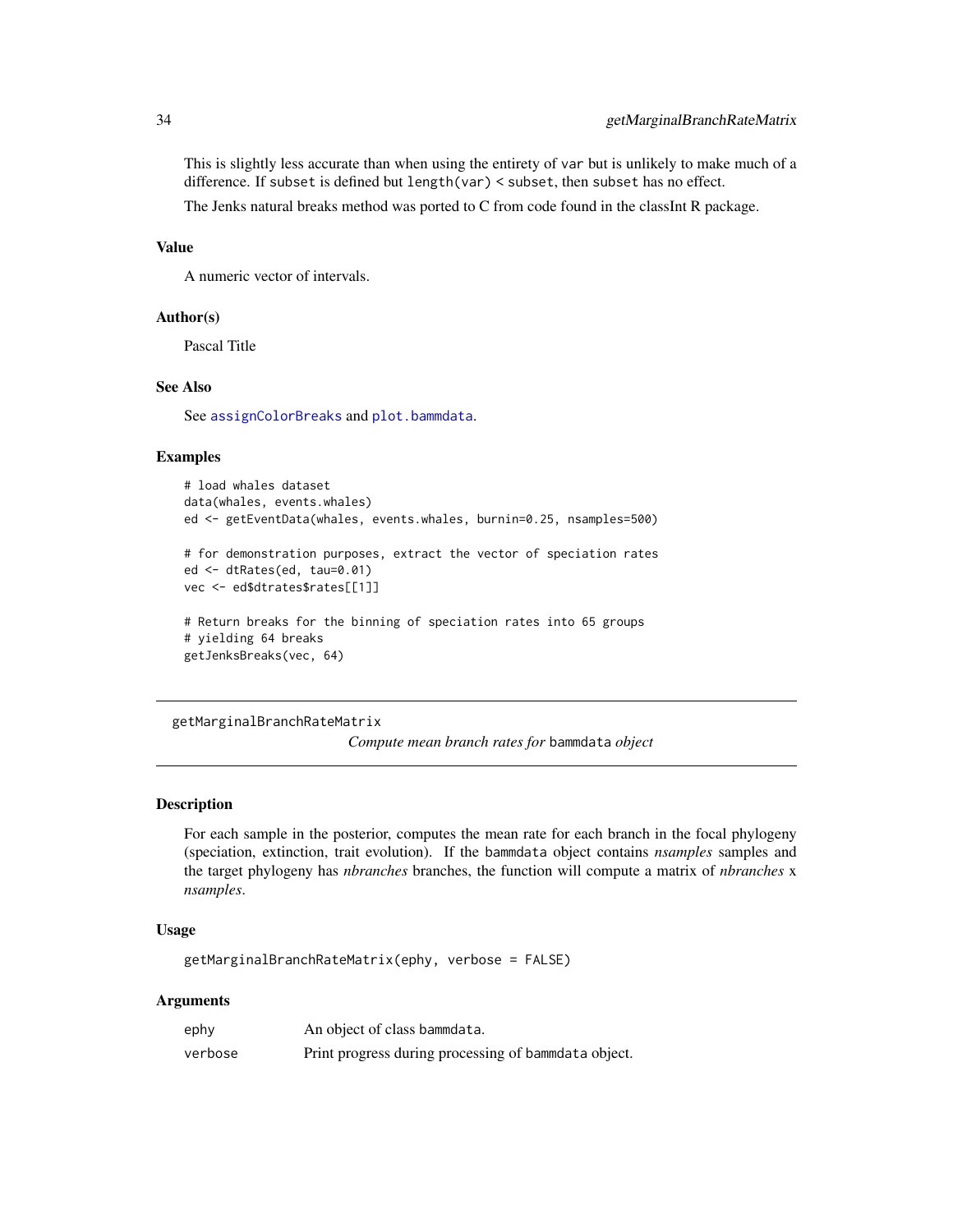This is slightly less accurate than when using the entirety of `var` but is unlikely to make much of a difference. If `subset` is defined but `length(var) < subset`, then `subset` has no effect.

The Jenks natural breaks method was ported to C from code found in the classInt R package.

### Value

A numeric vector of intervals.

### Author(s)

Pascal Title

### See Also

See `assignColorBreaks` and `plot.bammdata`.

### Examples

```
# load whales dataset
data(whales, events.whales)
ed <- getEventData(whales, events.whales, burnin=0.25, nsamples=500)

# for demonstration purposes, extract the vector of speciation rates
ed <- dtRates(ed, tau=0.01)
vec <- ed$dtrates$rates[[1]]

# Return breaks for the binning of speciation rates into 65 groups
# yielding 64 breaks
getJenksBreaks(vec, 64)
```

---

## getMarginalBranchRateMatrix

*Compute mean branch rates for* `bammdata` *object*

---

### Description

For each sample in the posterior, computes the mean rate for each branch in the focal phylogeny (speciation, extinction, trait evolution). If the `bammdata` object contains *nsamples* samples and the target phylogeny has *nbranches* branches, the function will compute a matrix of *nbranches* x *nsamples*.

### Usage

```
getMarginalBranchRateMatrix(ephy, verbose = FALSE)
```

### Arguments

| | |
|---|---|
| ephy | An object of class `bammdata`. |
| verbose | Print progress during processing of `bammdata` object. |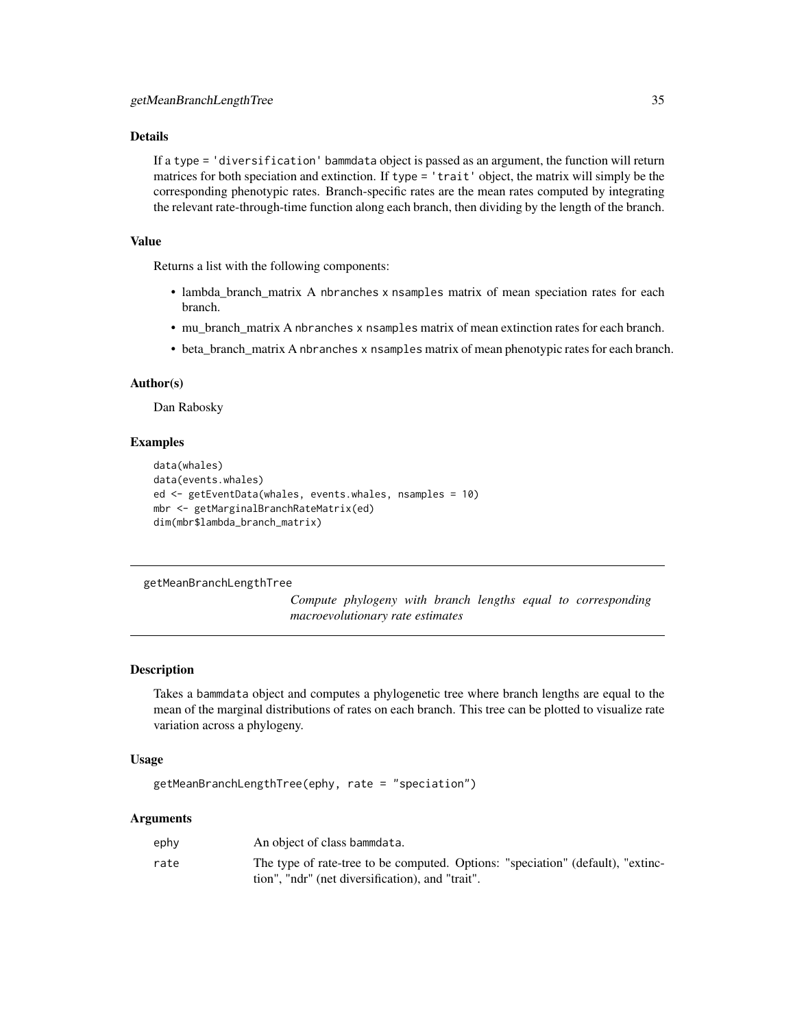### Details

If a type = 'diversification' bammdata object is passed as an argument, the function will return matrices for both speciation and extinction. If type = 'trait' object, the matrix will simply be the corresponding phenotypic rates. Branch-specific rates are the mean rates computed by integrating the relevant rate-through-time function along each branch, then dividing by the length of the branch.

### Value

Returns a list with the following components:

- lambda_branch_matrix A nbranches x nsamples matrix of mean speciation rates for each branch.
- mu_branch_matrix A nbranches x nsamples matrix of mean extinction rates for each branch.
- beta_branch_matrix A nbranches x nsamples matrix of mean phenotypic rates for each branch.

### Author(s)

Dan Rabosky

### Examples

```
data(whales)
data(events.whales)
ed <- getEventData(whales, events.whales, nsamples = 10)
mbr <- getMarginalBranchRateMatrix(ed)
dim(mbr$lambda_branch_matrix)
```

---

## getMeanBranchLengthTree

*Compute phylogeny with branch lengths equal to corresponding macroevolutionary rate estimates*

---

### Description

Takes a bammdata object and computes a phylogenetic tree where branch lengths are equal to the mean of the marginal distributions of rates on each branch. This tree can be plotted to visualize rate variation across a phylogeny.

### Usage

```
getMeanBranchLengthTree(ephy, rate = "speciation")
```

### Arguments

| | |
|---|---|
| ephy | An object of class bammdata. |
| rate | The type of rate-tree to be computed. Options: "speciation" (default), "extinction", "ndr" (net diversification), and "trait". |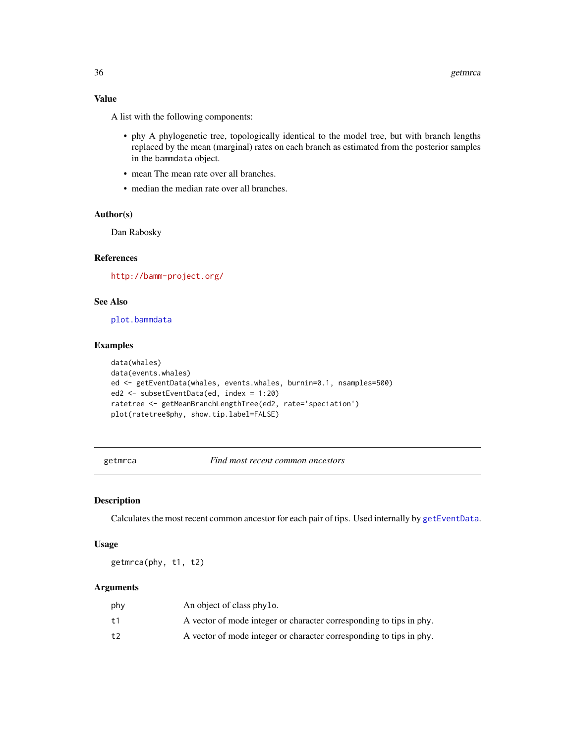### Value

A list with the following components:

- phy A phylogenetic tree, topologically identical to the model tree, but with branch lengths replaced by the mean (marginal) rates on each branch as estimated from the posterior samples in the bammdata object.
- mean The mean rate over all branches.
- median the median rate over all branches.

### Author(s)

Dan Rabosky

### References

http://bamm-project.org/

### See Also

plot.bammdata

### Examples

```
data(whales)
data(events.whales)
ed <- getEventData(whales, events.whales, burnin=0.1, nsamples=500)
ed2 <- subsetEventData(ed, index = 1:20)
ratetree <- getMeanBranchLengthTree(ed2, rate='speciation')
plot(ratetree$phy, show.tip.label=FALSE)
```

---

## getmrca — *Find most recent common ancestors*

### Description

Calculates the most recent common ancestor for each pair of tips. Used internally by getEventData.

### Usage

```
getmrca(phy, t1, t2)
```

### Arguments

| | |
|---|---|
| phy | An object of class phylo. |
| t1 | A vector of mode integer or character corresponding to tips in phy. |
| t2 | A vector of mode integer or character corresponding to tips in phy. |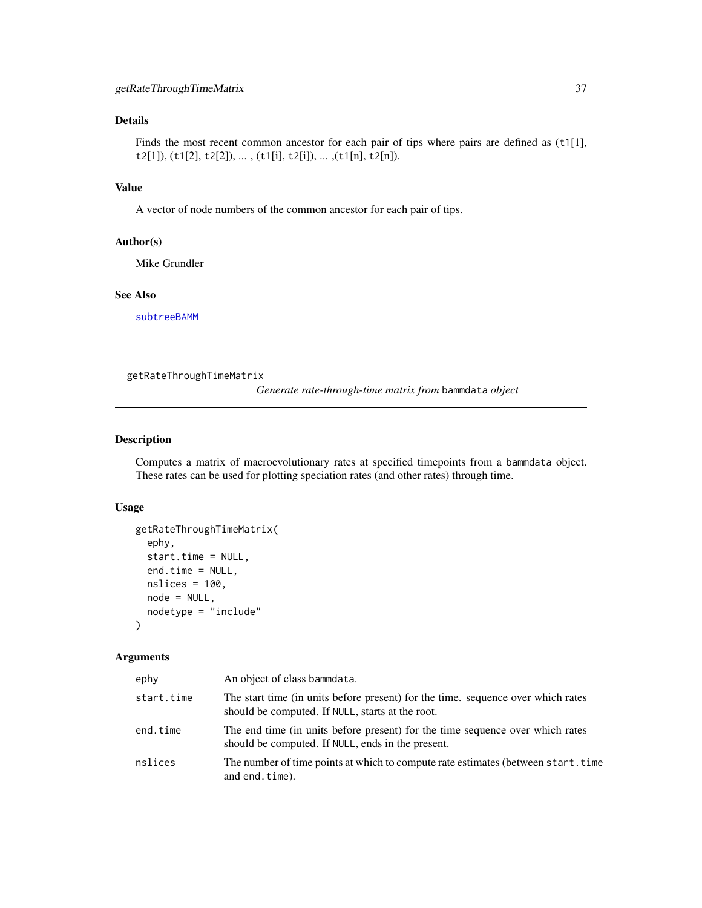## Details

Finds the most recent common ancestor for each pair of tips where pairs are defined as (t1[1], t2[1]), (t1[2], t2[2]), ... , (t1[i], t2[i]), ... ,(t1[n], t2[n]).

## Value

A vector of node numbers of the common ancestor for each pair of tips.

## Author(s)

Mike Grundler

## See Also

subtreeBAMM

---

# getRateThroughTimeMatrix

*Generate rate-through-time matrix from* `bammdata` *object*

---

## Description

Computes a matrix of macroevolutionary rates at specified timepoints from a `bammdata` object. These rates can be used for plotting speciation rates (and other rates) through time.

## Usage

```
getRateThroughTimeMatrix(
  ephy,
  start.time = NULL,
  end.time = NULL,
  nslices = 100,
  node = NULL,
  nodetype = "include"
)
```

## Arguments

| | |
|---|---|
| `ephy` | An object of class `bammdata`. |
| `start.time` | The start time (in units before present) for the time. sequence over which rates should be computed. If `NULL`, starts at the root. |
| `end.time` | The end time (in units before present) for the time sequence over which rates should be computed. If `NULL`, ends in the present. |
| `nslices` | The number of time points at which to compute rate estimates (between `start.time` and `end.time`). |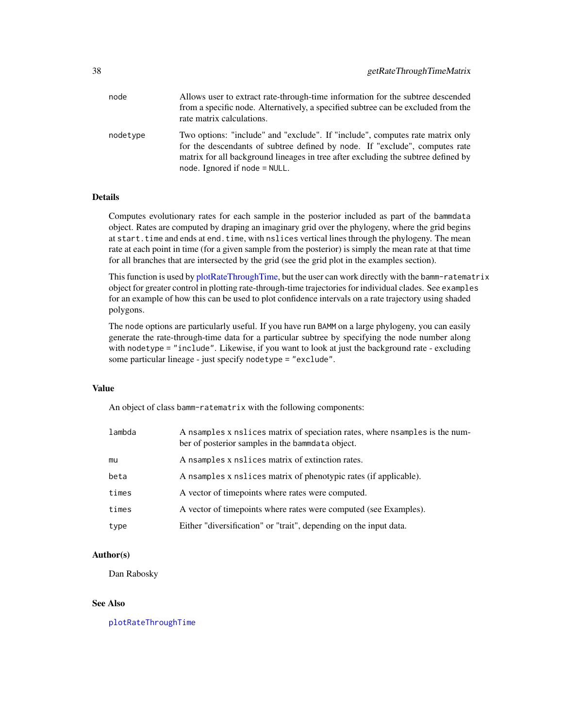| | |
|---|---|
| node | Allows user to extract rate-through-time information for the subtree descended from a specific node. Alternatively, a specified subtree can be excluded from the rate matrix calculations. |
| nodetype | Two options: "include" and "exclude". If "include", computes rate matrix only for the descendants of subtree defined by `node`. If "exclude", computes rate matrix for all background lineages in tree after excluding the subtree defined by `node`. Ignored if `node = NULL`. |

### Details

Computes evolutionary rates for each sample in the posterior included as part of the `bammdata` object. Rates are computed by draping an imaginary grid over the phylogeny, where the grid begins at `start.time` and ends at `end.time`, with `nslices` vertical lines through the phylogeny. The mean rate at each point in time (for a given sample from the posterior) is simply the mean rate at that time for all branches that are intersected by the grid (see the grid plot in the examples section).

This function is used by plotRateThroughTime, but the user can work directly with the `bamm-ratematrix` object for greater control in plotting rate-through-time trajectories for individual clades. See `examples` for an example of how this can be used to plot confidence intervals on a rate trajectory using shaded polygons.

The `node` options are particularly useful. If you have run `BAMM` on a large phylogeny, you can easily generate the rate-through-time data for a particular subtree by specifying the node number along with `nodetype = "include"`. Likewise, if you want to look at just the background rate - excluding some particular lineage - just specify `nodetype = "exclude"`.

### Value

An object of class `bamm-ratematrix` with the following components:

| | |
|---|---|
| lambda | A `nsamples` x `nslices` matrix of speciation rates, where `nsamples` is the number of posterior samples in the `bammdata` object. |
| mu | A `nsamples` x `nslices` matrix of extinction rates. |
| beta | A `nsamples` x `nslices` matrix of phenotypic rates (if applicable). |
| times | A vector of timepoints where rates were computed. |
| times | A vector of timepoints where rates were computed (see Examples). |
| type | Either "diversification" or "trait", depending on the input data. |

### Author(s)

Dan Rabosky

### See Also

plotRateThroughTime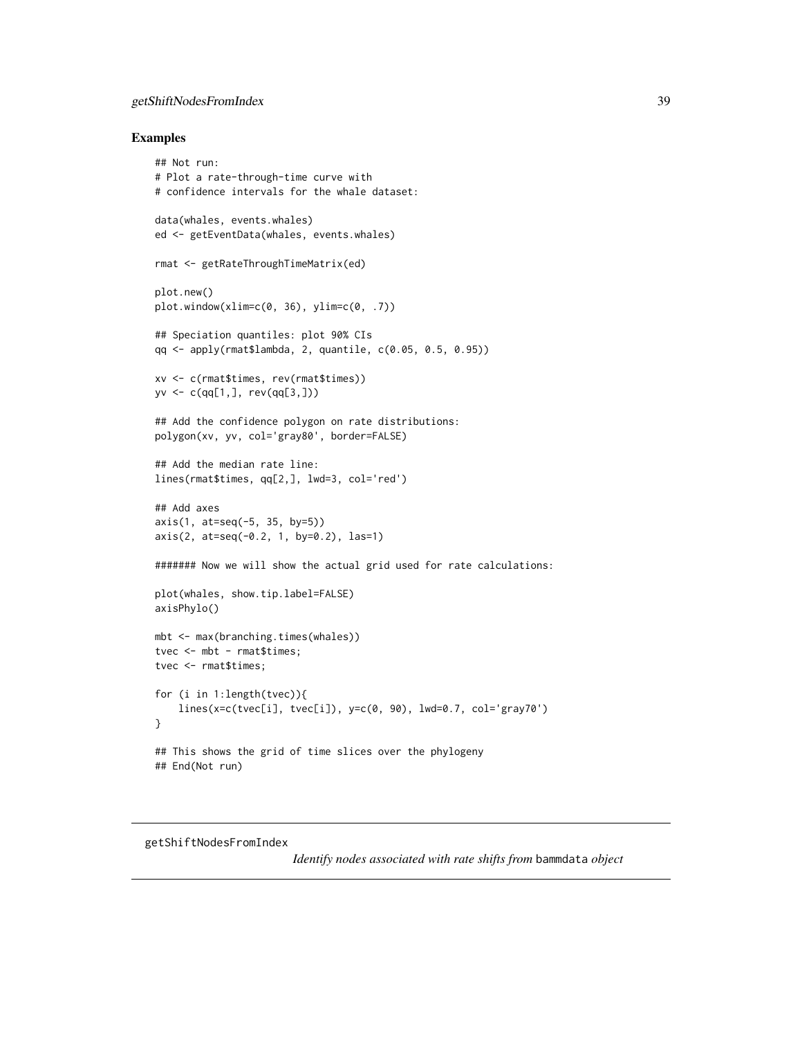## Examples

```
## Not run:
# Plot a rate-through-time curve with
# confidence intervals for the whale dataset:

data(whales, events.whales)
ed <- getEventData(whales, events.whales)

rmat <- getRateThroughTimeMatrix(ed)

plot.new()
plot.window(xlim=c(0, 36), ylim=c(0, .7))

## Speciation quantiles: plot 90% CIs
qq <- apply(rmat$lambda, 2, quantile, c(0.05, 0.5, 0.95))

xv <- c(rmat$times, rev(rmat$times))
yv <- c(qq[1,], rev(qq[3,]))

## Add the confidence polygon on rate distributions:
polygon(xv, yv, col='gray80', border=FALSE)

## Add the median rate line:
lines(rmat$times, qq[2,], lwd=3, col='red')

## Add axes
axis(1, at=seq(-5, 35, by=5))
axis(2, at=seq(-0.2, 1, by=0.2), las=1)

####### Now we will show the actual grid used for rate calculations:

plot(whales, show.tip.label=FALSE)
axisPhylo()

mbt <- max(branching.times(whales))
tvec <- mbt - rmat$times;
tvec <- rmat$times;

for (i in 1:length(tvec)){
    lines(x=c(tvec[i], tvec[i]), y=c(0, 90), lwd=0.7, col='gray70')
}

## This shows the grid of time slices over the phylogeny
## End(Not run)
```

---

getShiftNodesFromIndex &nbsp;&nbsp;&nbsp;&nbsp; *Identify nodes associated with rate shifts from* bammdata *object*

---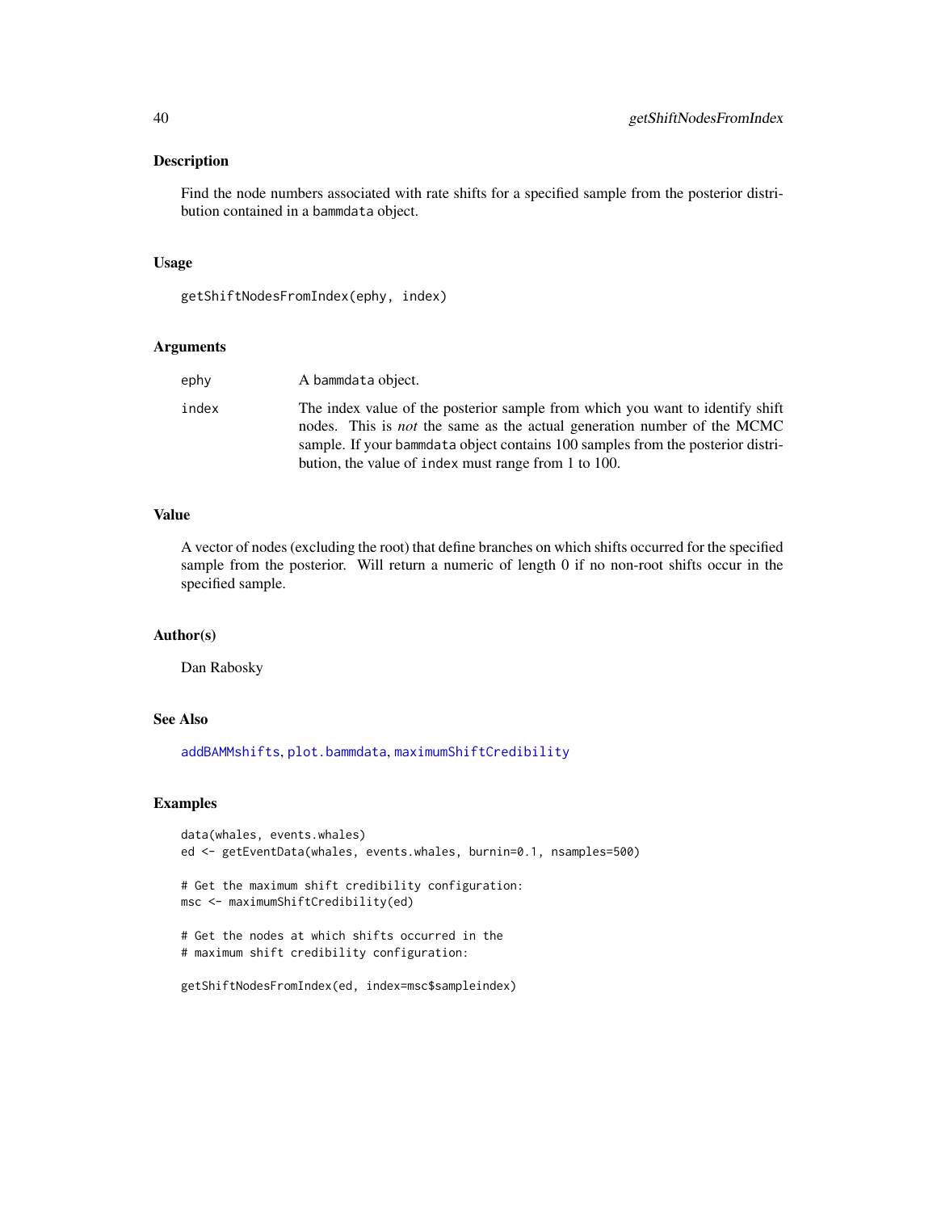## Description

Find the node numbers associated with rate shifts for a specified sample from the posterior distribution contained in a bammdata object.

## Usage

```
getShiftNodesFromIndex(ephy, index)
```

## Arguments

| | |
|---|---|
| ephy | A bammdata object. |
| index | The index value of the posterior sample from which you want to identify shift nodes. This is *not* the same as the actual generation number of the MCMC sample. If your bammdata object contains 100 samples from the posterior distribution, the value of index must range from 1 to 100. |

## Value

A vector of nodes (excluding the root) that define branches on which shifts occurred for the specified sample from the posterior. Will return a numeric of length 0 if no non-root shifts occur in the specified sample.

## Author(s)

Dan Rabosky

## See Also

addBAMMshifts, plot.bammdata, maximumShiftCredibility

## Examples

```
data(whales, events.whales)
ed <- getEventData(whales, events.whales, burnin=0.1, nsamples=500)

# Get the maximum shift credibility configuration:
msc <- maximumShiftCredibility(ed)

# Get the nodes at which shifts occurred in the
# maximum shift credibility configuration:

getShiftNodesFromIndex(ed, index=msc$sampleindex)
```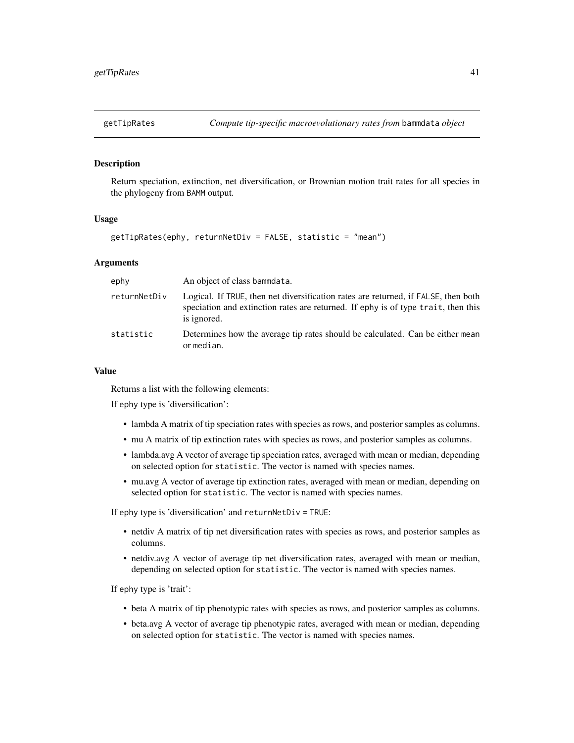## getTipRates *Compute tip-specific macroevolutionary rates from* `bammdata` *object*

### Description

Return speciation, extinction, net diversification, or Brownian motion trait rates for all species in the phylogeny from `BAMM` output.

### Usage

```
getTipRates(ephy, returnNetDiv = FALSE, statistic = "mean")
```

### Arguments

| | |
|---|---|
| `ephy` | An object of class `bammdata`. |
| `returnNetDiv` | Logical. If `TRUE`, then net diversification rates are returned, if `FALSE`, then both speciation and extinction rates are returned. If `ephy` is of type `trait`, then this is ignored. |
| `statistic` | Determines how the average tip rates should be calculated. Can be either `mean` or `median`. |

### Value

Returns a list with the following elements:

If `ephy` type is 'diversification':

- lambda A matrix of tip speciation rates with species as rows, and posterior samples as columns.
- mu A matrix of tip extinction rates with species as rows, and posterior samples as columns.
- lambda.avg A vector of average tip speciation rates, averaged with mean or median, depending on selected option for `statistic`. The vector is named with species names.
- mu.avg A vector of average tip extinction rates, averaged with mean or median, depending on selected option for `statistic`. The vector is named with species names.

If `ephy` type is 'diversification' and `returnNetDiv = TRUE`:

- netdiv A matrix of tip net diversification rates with species as rows, and posterior samples as columns.
- netdiv.avg A vector of average tip net diversification rates, averaged with mean or median, depending on selected option for `statistic`. The vector is named with species names.

If `ephy` type is 'trait':

- beta A matrix of tip phenotypic rates with species as rows, and posterior samples as columns.
- beta.avg A vector of average tip phenotypic rates, averaged with mean or median, depending on selected option for `statistic`. The vector is named with species names.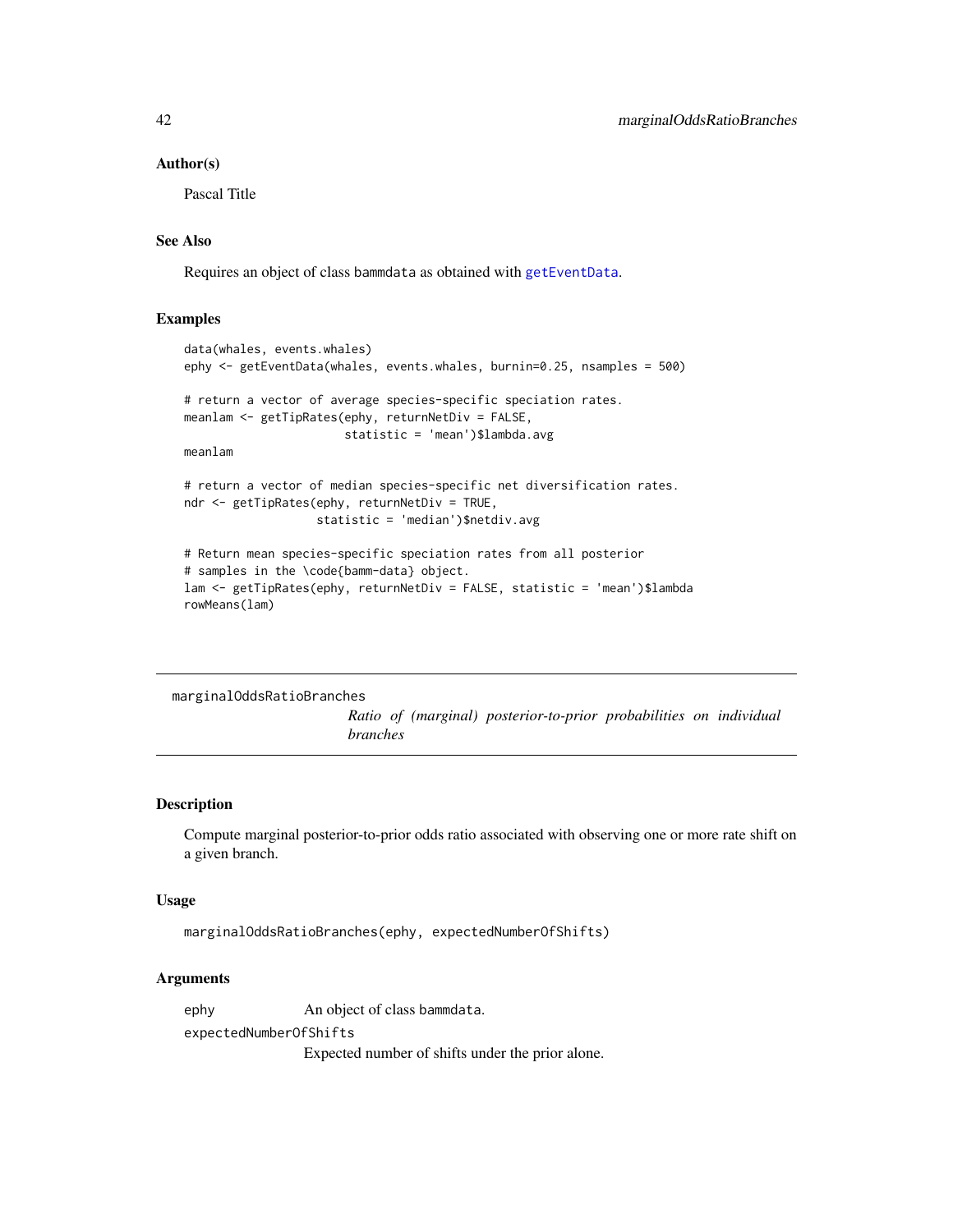## Author(s)

Pascal Title

## See Also

Requires an object of class `bammdata` as obtained with `getEventData`.

## Examples

```
data(whales, events.whales)
ephy <- getEventData(whales, events.whales, burnin=0.25, nsamples = 500)

# return a vector of average species-specific speciation rates.
meanlam <- getTipRates(ephy, returnNetDiv = FALSE,
                       statistic = 'mean')$lambda.avg
meanlam

# return a vector of median species-specific net diversification rates.
ndr <- getTipRates(ephy, returnNetDiv = TRUE,
                   statistic = 'median')$netdiv.avg

# Return mean species-specific speciation rates from all posterior
# samples in the \code{bamm-data} object.
lam <- getTipRates(ephy, returnNetDiv = FALSE, statistic = 'mean')$lambda
rowMeans(lam)
```

---

# marginalOddsRatioBranches

*Ratio of (marginal) posterior-to-prior probabilities on individual branches*

---

## Description

Compute marginal posterior-to-prior odds ratio associated with observing one or more rate shift on a given branch.

## Usage

```
marginalOddsRatioBranches(ephy, expectedNumberOfShifts)
```

## Arguments

`ephy` An object of class `bammdata`.

`expectedNumberOfShifts` Expected number of shifts under the prior alone.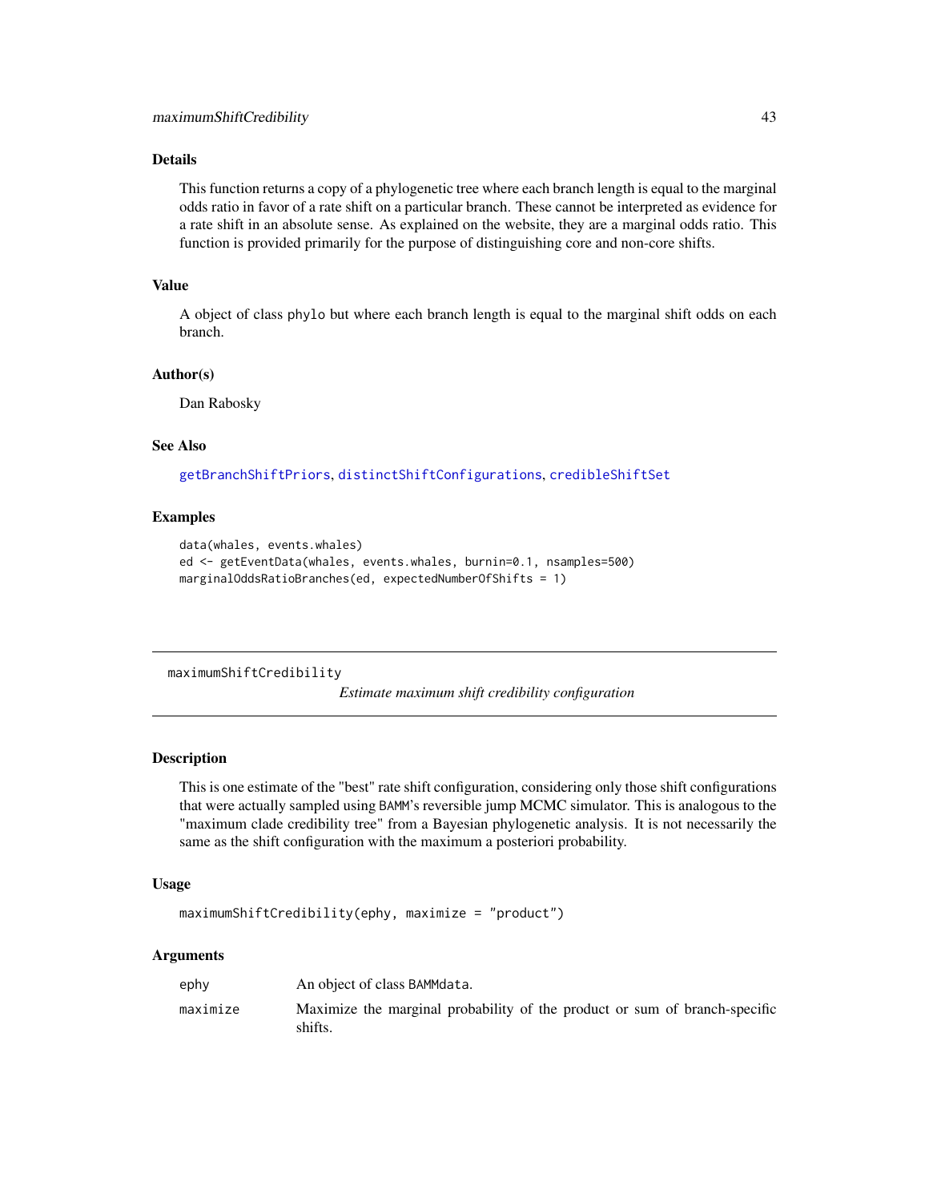## Details

This function returns a copy of a phylogenetic tree where each branch length is equal to the marginal odds ratio in favor of a rate shift on a particular branch. These cannot be interpreted as evidence for a rate shift in an absolute sense. As explained on the website, they are a marginal odds ratio. This function is provided primarily for the purpose of distinguishing core and non-core shifts.

## Value

A object of class phylo but where each branch length is equal to the marginal shift odds on each branch.

## Author(s)

Dan Rabosky

## See Also

getBranchShiftPriors, distinctShiftConfigurations, credibleShiftSet

## Examples

```
data(whales, events.whales)
ed <- getEventData(whales, events.whales, burnin=0.1, nsamples=500)
marginalOddsRatioBranches(ed, expectedNumberOfShifts = 1)
```

---

# maximumShiftCredibility — *Estimate maximum shift credibility configuration*

## Description

This is one estimate of the "best" rate shift configuration, considering only those shift configurations that were actually sampled using BAMM's reversible jump MCMC simulator. This is analogous to the "maximum clade credibility tree" from a Bayesian phylogenetic analysis. It is not necessarily the same as the shift configuration with the maximum a posteriori probability.

## Usage

```
maximumShiftCredibility(ephy, maximize = "product")
```

## Arguments

| | |
|---|---|
| ephy | An object of class BAMMdata. |
| maximize | Maximize the marginal probability of the product or sum of branch-specific shifts. |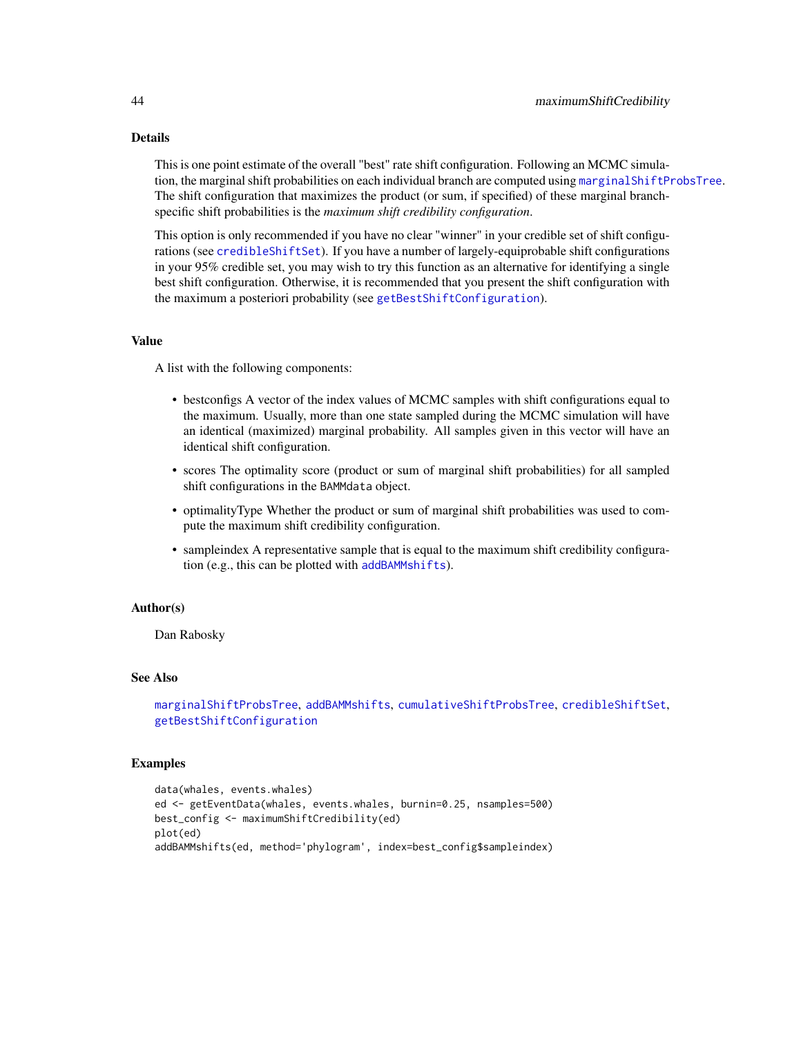## Details

This is one point estimate of the overall "best" rate shift configuration. Following an MCMC simulation, the marginal shift probabilities on each individual branch are computed using `marginalShiftProbsTree`. The shift configuration that maximizes the product (or sum, if specified) of these marginal branch-specific shift probabilities is the *maximum shift credibility configuration*.

This option is only recommended if you have no clear "winner" in your credible set of shift configurations (see `credibleShiftSet`). If you have a number of largely-equiprobable shift configurations in your 95% credible set, you may wish to try this function as an alternative for identifying a single best shift configuration. Otherwise, it is recommended that you present the shift configuration with the maximum a posteriori probability (see `getBestShiftConfiguration`).

## Value

A list with the following components:

- bestconfigs A vector of the index values of MCMC samples with shift configurations equal to the maximum. Usually, more than one state sampled during the MCMC simulation will have an identical (maximized) marginal probability. All samples given in this vector will have an identical shift configuration.
- scores The optimality score (product or sum of marginal shift probabilities) for all sampled shift configurations in the `BAMMdata` object.
- optimalityType Whether the product or sum of marginal shift probabilities was used to compute the maximum shift credibility configuration.
- sampleindex A representative sample that is equal to the maximum shift credibility configuration (e.g., this can be plotted with `addBAMMshifts`).

## Author(s)

Dan Rabosky

## See Also

`marginalShiftProbsTree`, `addBAMMshifts`, `cumulativeShiftProbsTree`, `credibleShiftSet`, `getBestShiftConfiguration`

## Examples

```
data(whales, events.whales)
ed <- getEventData(whales, events.whales, burnin=0.25, nsamples=500)
best_config <- maximumShiftCredibility(ed)
plot(ed)
addBAMMshifts(ed, method='phylogram', index=best_config$sampleindex)
```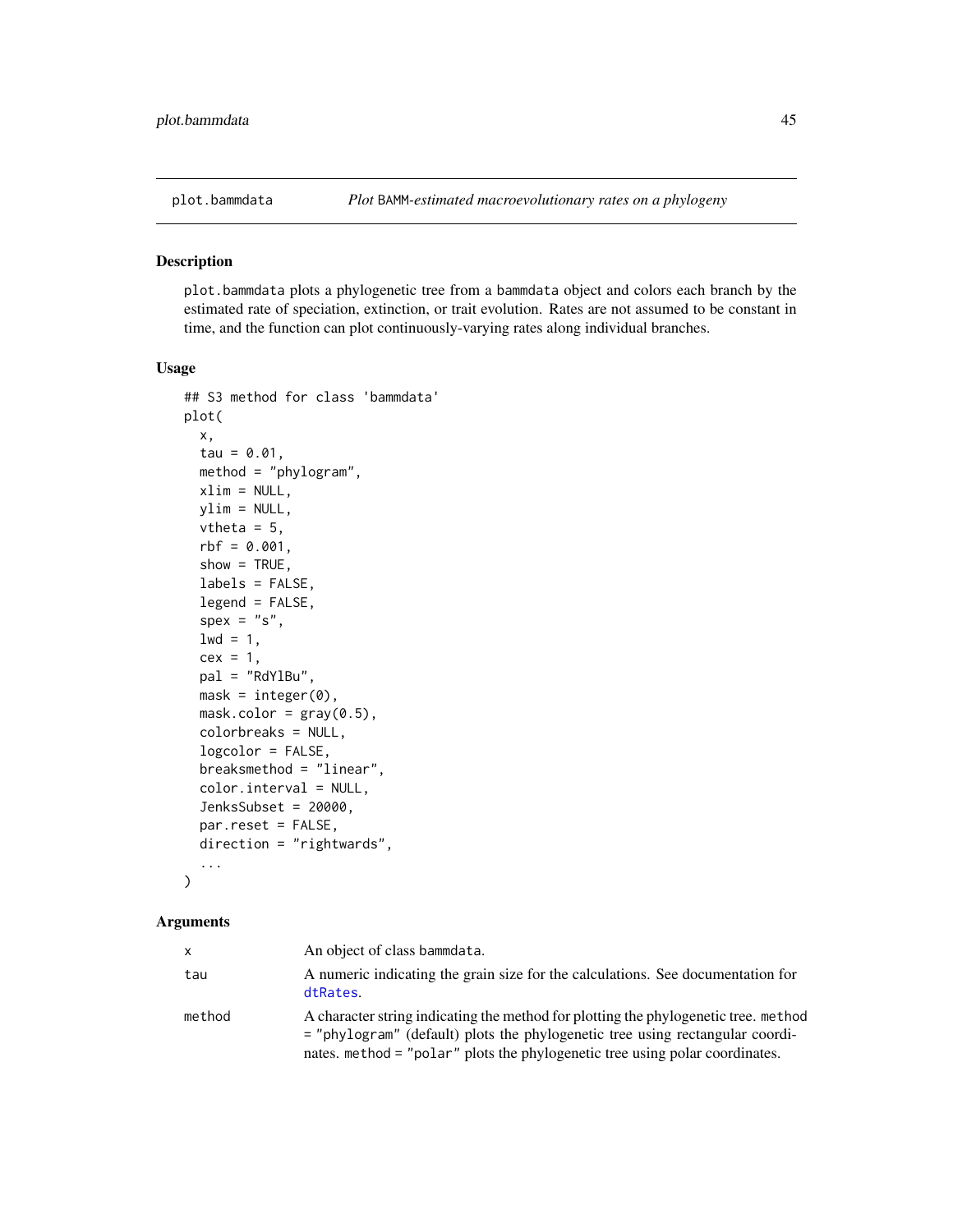# plot.bammdata — *Plot* BAMM*-estimated macroevolutionary rates on a phylogeny*

## Description

plot.bammdata plots a phylogenetic tree from a bammdata object and colors each branch by the estimated rate of speciation, extinction, or trait evolution. Rates are not assumed to be constant in time, and the function can plot continuously-varying rates along individual branches.

## Usage

```
## S3 method for class 'bammdata'
plot(
  x,
  tau = 0.01,
  method = "phylogram",
  xlim = NULL,
  ylim = NULL,
  vtheta = 5,
  rbf = 0.001,
  show = TRUE,
  labels = FALSE,
  legend = FALSE,
  spex = "s",
  lwd = 1,
  cex = 1,
  pal = "RdYlBu",
  mask = integer(0),
  mask.color = gray(0.5),
  colorbreaks = NULL,
  logcolor = FALSE,
  breaksmethod = "linear",
  color.interval = NULL,
  JenksSubset = 20000,
  par.reset = FALSE,
  direction = "rightwards",
  ...
)
```

## Arguments

| | |
|---|---|
| x | An object of class bammdata. |
| tau | A numeric indicating the grain size for the calculations. See documentation for dtRates. |
| method | A character string indicating the method for plotting the phylogenetic tree. method = "phylogram" (default) plots the phylogenetic tree using rectangular coordinates. method = "polar" plots the phylogenetic tree using polar coordinates. |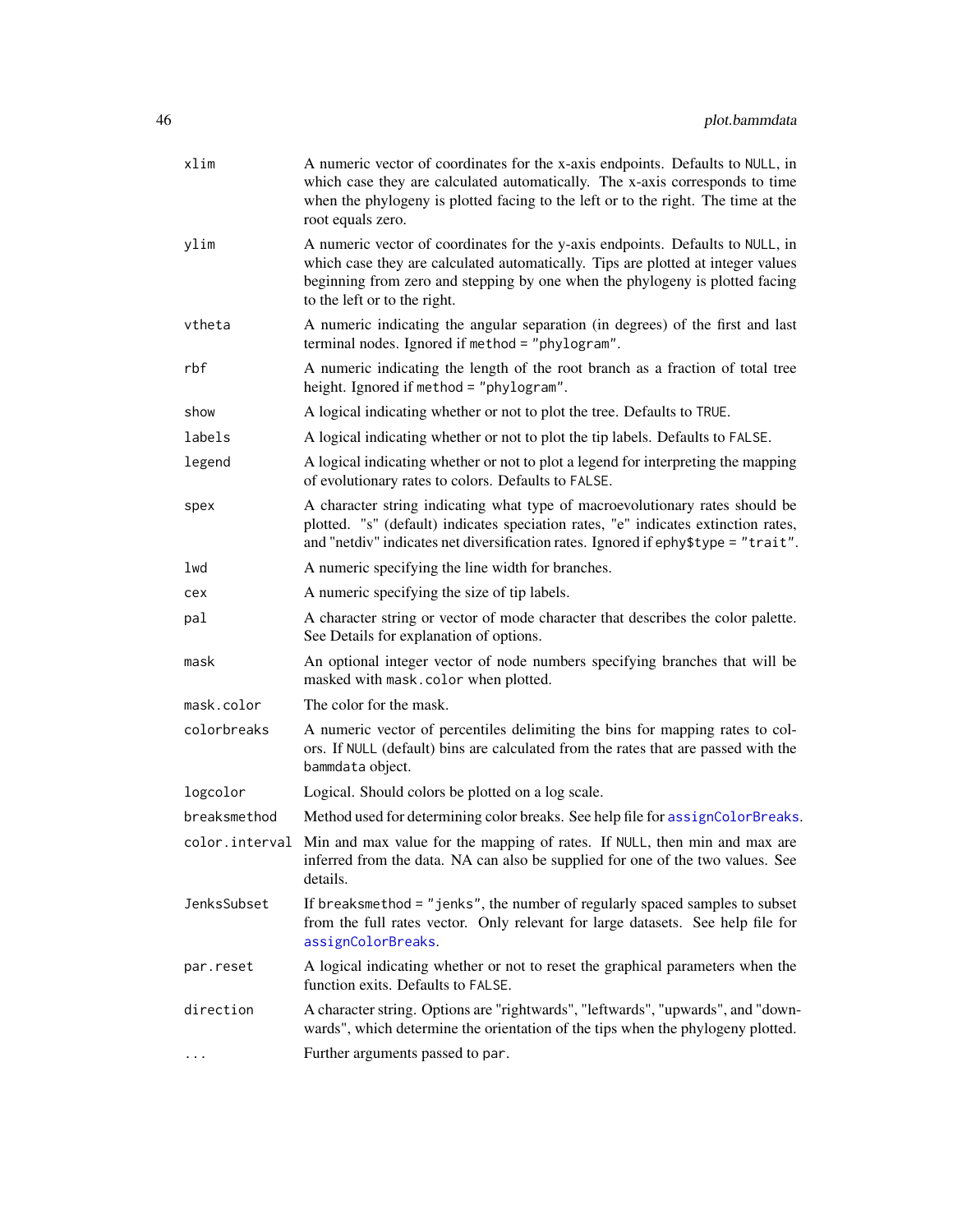| | |
|---|---|
| `xlim` | A numeric vector of coordinates for the x-axis endpoints. Defaults to `NULL`, in which case they are calculated automatically. The x-axis corresponds to time when the phylogeny is plotted facing to the left or to the right. The time at the root equals zero. |
| `ylim` | A numeric vector of coordinates for the y-axis endpoints. Defaults to `NULL`, in which case they are calculated automatically. Tips are plotted at integer values beginning from zero and stepping by one when the phylogeny is plotted facing to the left or to the right. |
| `vtheta` | A numeric indicating the angular separation (in degrees) of the first and last terminal nodes. Ignored if `method = "phylogram"`. |
| `rbf` | A numeric indicating the length of the root branch as a fraction of total tree height. Ignored if `method = "phylogram"`. |
| `show` | A logical indicating whether or not to plot the tree. Defaults to `TRUE`. |
| `labels` | A logical indicating whether or not to plot the tip labels. Defaults to `FALSE`. |
| `legend` | A logical indicating whether or not to plot a legend for interpreting the mapping of evolutionary rates to colors. Defaults to `FALSE`. |
| `spex` | A character string indicating what type of macroevolutionary rates should be plotted. "s" (default) indicates speciation rates, "e" indicates extinction rates, and "netdiv" indicates net diversification rates. Ignored if `ephy$type = "trait"`. |
| `lwd` | A numeric specifying the line width for branches. |
| `cex` | A numeric specifying the size of tip labels. |
| `pal` | A character string or vector of mode character that describes the color palette. See Details for explanation of options. |
| `mask` | An optional integer vector of node numbers specifying branches that will be masked with `mask.color` when plotted. |
| `mask.color` | The color for the mask. |
| `colorbreaks` | A numeric vector of percentiles delimiting the bins for mapping rates to colors. If `NULL` (default) bins are calculated from the rates that are passed with the `bammdata` object. |
| `logcolor` | Logical. Should colors be plotted on a log scale. |
| `breaksmethod` | Method used for determining color breaks. See help file for `assignColorBreaks`. |
| `color.interval` | Min and max value for the mapping of rates. If `NULL`, then min and max are inferred from the data. NA can also be supplied for one of the two values. See details. |
| `JenksSubset` | If `breaksmethod = "jenks"`, the number of regularly spaced samples to subset from the full rates vector. Only relevant for large datasets. See help file for `assignColorBreaks`. |
| `par.reset` | A logical indicating whether or not to reset the graphical parameters when the function exits. Defaults to `FALSE`. |
| `direction` | A character string. Options are "rightwards", "leftwards", "upwards", and "downwards", which determine the orientation of the tips when the phylogeny plotted. |
| `...` | Further arguments passed to `par`. |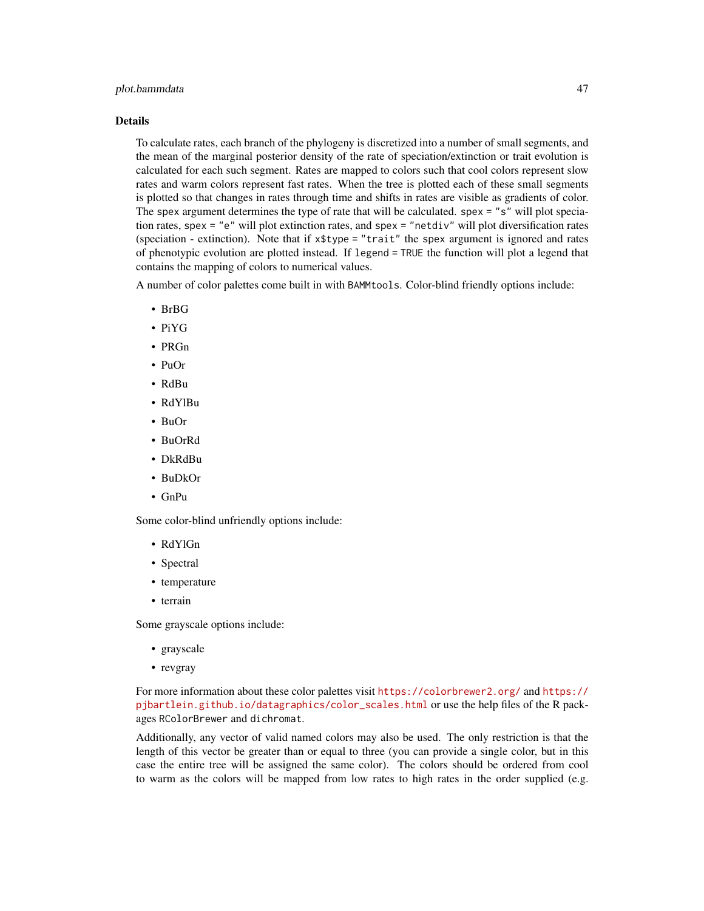### Details

To calculate rates, each branch of the phylogeny is discretized into a number of small segments, and the mean of the marginal posterior density of the rate of speciation/extinction or trait evolution is calculated for each such segment. Rates are mapped to colors such that cool colors represent slow rates and warm colors represent fast rates. When the tree is plotted each of these small segments is plotted so that changes in rates through time and shifts in rates are visible as gradients of color. The `spex` argument determines the type of rate that will be calculated. `spex = "s"` will plot speciation rates, `spex = "e"` will plot extinction rates, and `spex = "netdiv"` will plot diversification rates (speciation - extinction). Note that if `x$type = "trait"` the `spex` argument is ignored and rates of phenotypic evolution are plotted instead. If `legend = TRUE` the function will plot a legend that contains the mapping of colors to numerical values.

A number of color palettes come built in with `BAMMtools`. Color-blind friendly options include:

- BrBG
- PiYG
- PRGn
- PuOr
- RdBu
- RdYlBu
- BuOr
- BuOrRd
- DkRdBu
- BuDkOr
- GnPu

Some color-blind unfriendly options include:

- RdYlGn
- Spectral
- temperature
- terrain

Some grayscale options include:

- grayscale
- revgray

For more information about these color palettes visit https://colorbrewer2.org/ and https://pjbartlein.github.io/datagraphics/color_scales.html or use the help files of the R packages `RColorBrewer` and `dichromat`.

Additionally, any vector of valid named colors may also be used. The only restriction is that the length of this vector be greater than or equal to three (you can provide a single color, but in this case the entire tree will be assigned the same color). The colors should be ordered from cool to warm as the colors will be mapped from low rates to high rates in the order supplied (e.g.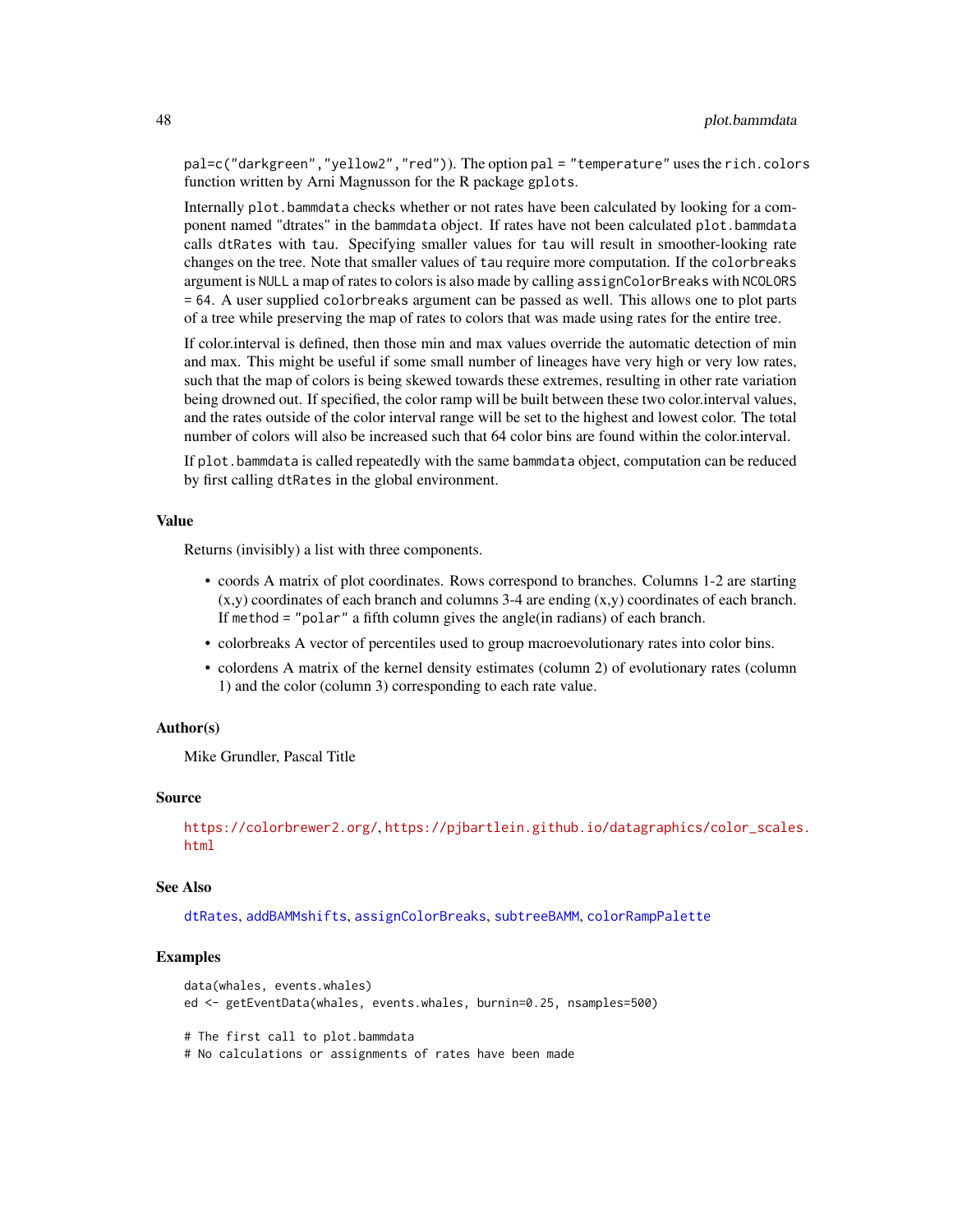pal=c("darkgreen","yellow2","red")). The option pal = "temperature" uses the rich.colors function written by Arni Magnusson for the R package gplots.

Internally plot.bammdata checks whether or not rates have been calculated by looking for a component named "dtrates" in the bammdata object. If rates have not been calculated plot.bammdata calls dtRates with tau. Specifying smaller values for tau will result in smoother-looking rate changes on the tree. Note that smaller values of tau require more computation. If the colorbreaks argument is NULL a map of rates to colors is also made by calling assignColorBreaks with NCOLORS = 64. A user supplied colorbreaks argument can be passed as well. This allows one to plot parts of a tree while preserving the map of rates to colors that was made using rates for the entire tree.

If color.interval is defined, then those min and max values override the automatic detection of min and max. This might be useful if some small number of lineages have very high or very low rates, such that the map of colors is being skewed towards these extremes, resulting in other rate variation being drowned out. If specified, the color ramp will be built between these two color.interval values, and the rates outside of the color interval range will be set to the highest and lowest color. The total number of colors will also be increased such that 64 color bins are found within the color.interval.

If plot.bammdata is called repeatedly with the same bammdata object, computation can be reduced by first calling dtRates in the global environment.

### Value

Returns (invisibly) a list with three components.

- coords A matrix of plot coordinates. Rows correspond to branches. Columns 1-2 are starting (x,y) coordinates of each branch and columns 3-4 are ending (x,y) coordinates of each branch. If method = "polar" a fifth column gives the angle(in radians) of each branch.
- colorbreaks A vector of percentiles used to group macroevolutionary rates into color bins.
- colordens A matrix of the kernel density estimates (column 2) of evolutionary rates (column 1) and the color (column 3) corresponding to each rate value.

### Author(s)

Mike Grundler, Pascal Title

### Source

https://colorbrewer2.org/, https://pjbartlein.github.io/datagraphics/color_scales.html

### See Also

dtRates, addBAMMshifts, assignColorBreaks, subtreeBAMM, colorRampPalette

### Examples

```
data(whales, events.whales)
ed <- getEventData(whales, events.whales, burnin=0.25, nsamples=500)

# The first call to plot.bammdata
# No calculations or assignments of rates have been made
```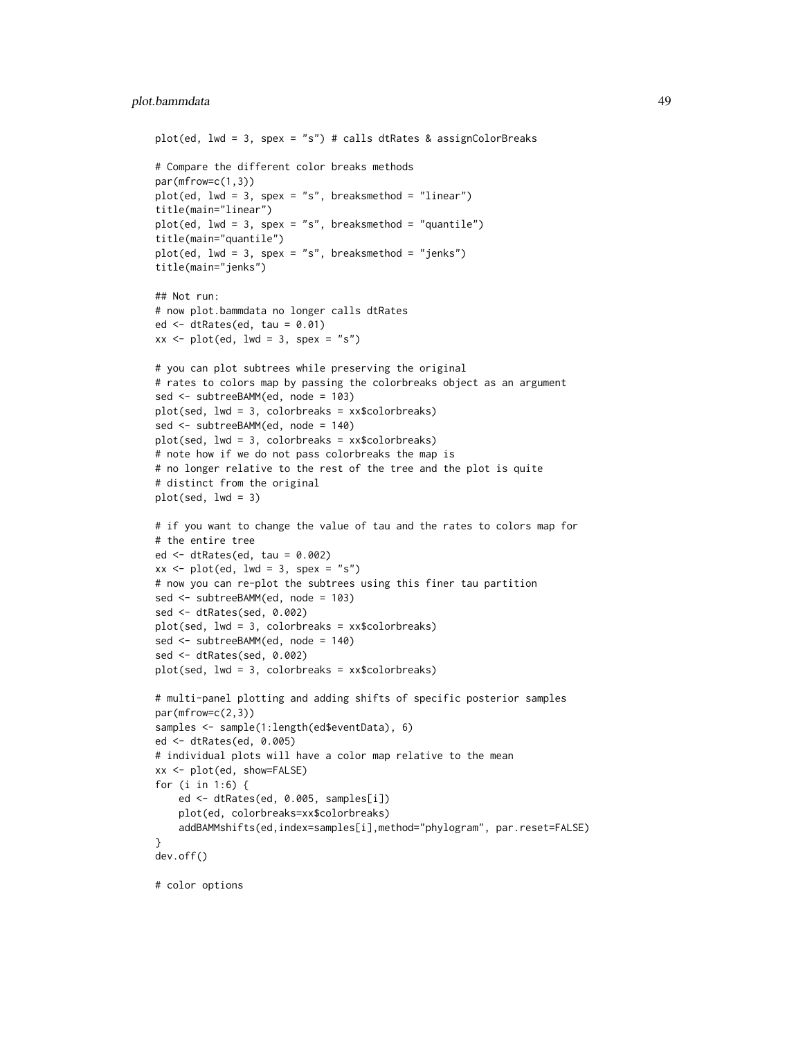```
plot(ed, lwd = 3, spex = "s") # calls dtRates & assignColorBreaks

# Compare the different color breaks methods
par(mfrow=c(1,3))
plot(ed, lwd = 3, spex = "s", breaksmethod = "linear")
title(main="linear")
plot(ed, lwd = 3, spex = "s", breaksmethod = "quantile")
title(main="quantile")
plot(ed, lwd = 3, spex = "s", breaksmethod = "jenks")
title(main="jenks")

## Not run:
# now plot.bammdata no longer calls dtRates
ed <- dtRates(ed, tau = 0.01)
xx <- plot(ed, lwd = 3, spex = "s")

# you can plot subtrees while preserving the original
# rates to colors map by passing the colorbreaks object as an argument
sed <- subtreeBAMM(ed, node = 103)
plot(sed, lwd = 3, colorbreaks = xx$colorbreaks)
sed <- subtreeBAMM(ed, node = 140)
plot(sed, lwd = 3, colorbreaks = xx$colorbreaks)
# note how if we do not pass colorbreaks the map is
# no longer relative to the rest of the tree and the plot is quite
# distinct from the original
plot(sed, lwd = 3)

# if you want to change the value of tau and the rates to colors map for
# the entire tree
ed <- dtRates(ed, tau = 0.002)
xx <- plot(ed, lwd = 3, spex = "s")
# now you can re-plot the subtrees using this finer tau partition
sed <- subtreeBAMM(ed, node = 103)
sed <- dtRates(sed, 0.002)
plot(sed, lwd = 3, colorbreaks = xx$colorbreaks)
sed <- subtreeBAMM(ed, node = 140)
sed <- dtRates(sed, 0.002)
plot(sed, lwd = 3, colorbreaks = xx$colorbreaks)

# multi-panel plotting and adding shifts of specific posterior samples
par(mfrow=c(2,3))
samples <- sample(1:length(ed$eventData), 6)
ed <- dtRates(ed, 0.005)
# individual plots will have a color map relative to the mean
xx <- plot(ed, show=FALSE)
for (i in 1:6) {
    ed <- dtRates(ed, 0.005, samples[i])
    plot(ed, colorbreaks=xx$colorbreaks)
    addBAMMshifts(ed,index=samples[i],method="phylogram", par.reset=FALSE)
}
dev.off()

# color options
```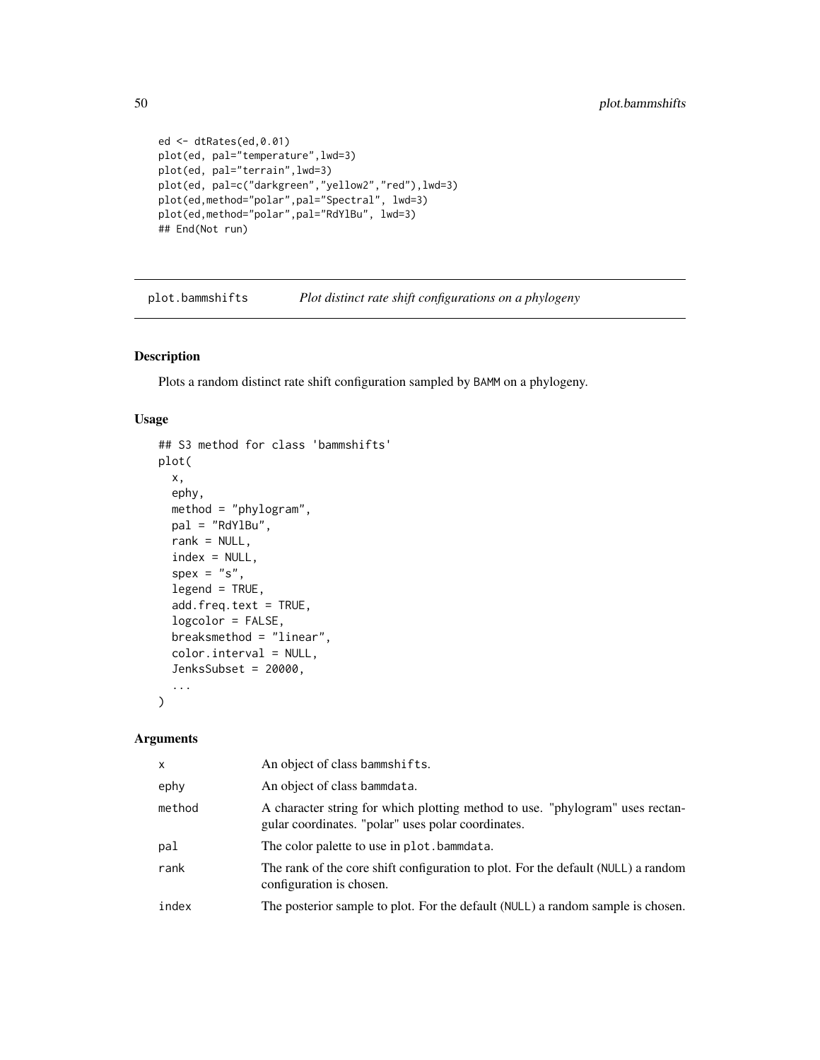```
ed <- dtRates(ed,0.01)
plot(ed, pal="temperature",lwd=3)
plot(ed, pal="terrain",lwd=3)
plot(ed, pal=c("darkgreen","yellow2","red"),lwd=3)
plot(ed,method="polar",pal="Spectral", lwd=3)
plot(ed,method="polar",pal="RdYlBu", lwd=3)
## End(Not run)
```

## plot.bammshifts — *Plot distinct rate shift configurations on a phylogeny*

### Description

Plots a random distinct rate shift configuration sampled by BAMM on a phylogeny.

### Usage

```
## S3 method for class 'bammshifts'
plot(
  x,
  ephy,
  method = "phylogram",
  pal = "RdYlBu",
  rank = NULL,
  index = NULL,
  spex = "s",
  legend = TRUE,
  add.freq.text = TRUE,
  logcolor = FALSE,
  breaksmethod = "linear",
  color.interval = NULL,
  JenksSubset = 20000,
  ...
)
```

### Arguments

| | |
|---|---|
| x | An object of class bammshifts. |
| ephy | An object of class bammdata. |
| method | A character string for which plotting method to use. "phylogram" uses rectangular coordinates. "polar" uses polar coordinates. |
| pal | The color palette to use in plot.bammdata. |
| rank | The rank of the core shift configuration to plot. For the default (NULL) a random configuration is chosen. |
| index | The posterior sample to plot. For the default (NULL) a random sample is chosen. |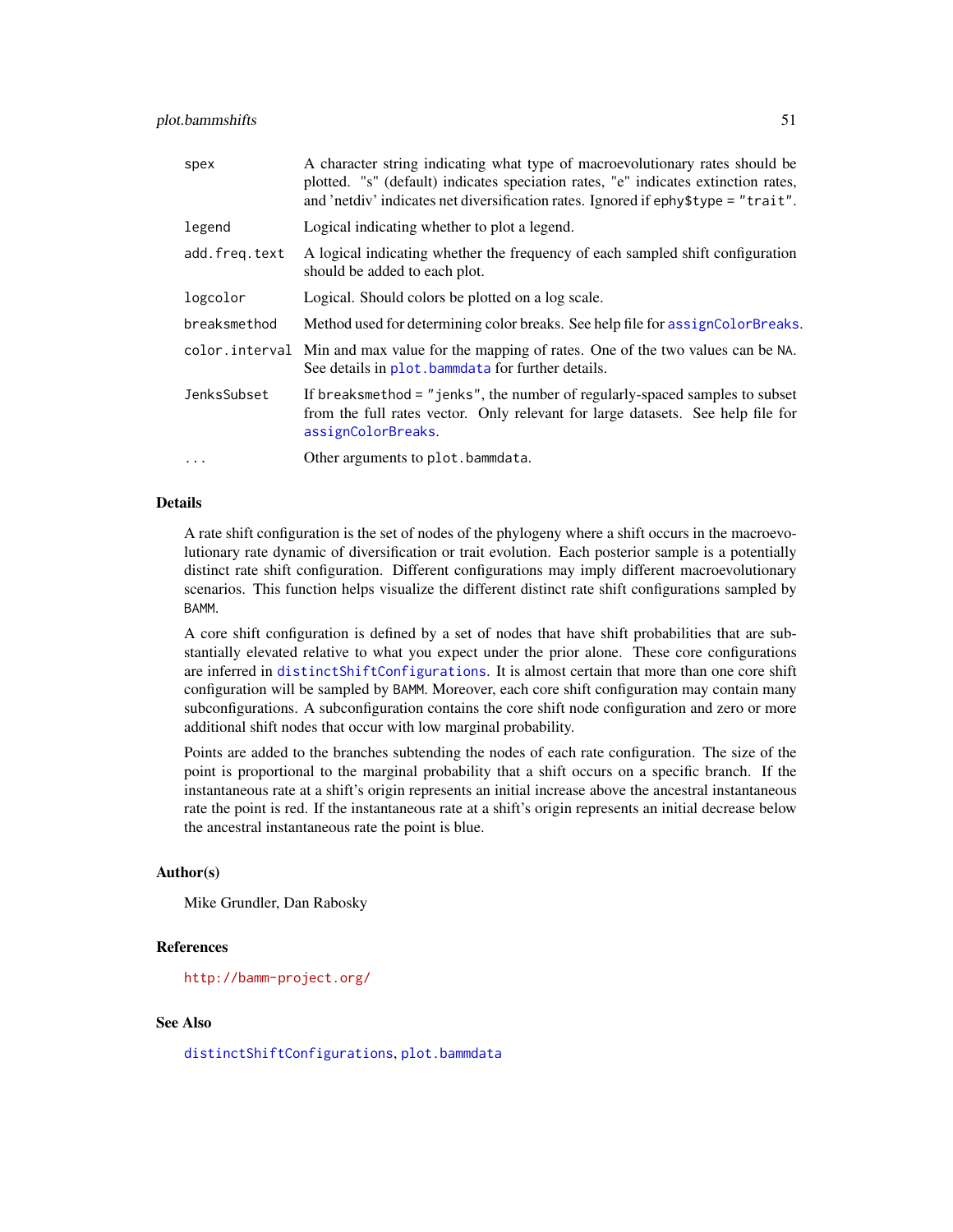| | |
|---|---|
| spex | A character string indicating what type of macroevolutionary rates should be plotted. "s" (default) indicates speciation rates, "e" indicates extinction rates, and 'netdiv' indicates net diversification rates. Ignored if `ephy$type = "trait"`. |
| legend | Logical indicating whether to plot a legend. |
| add.freq.text | A logical indicating whether the frequency of each sampled shift configuration should be added to each plot. |
| logcolor | Logical. Should colors be plotted on a log scale. |
| breaksmethod | Method used for determining color breaks. See help file for `assignColorBreaks`. |
| color.interval | Min and max value for the mapping of rates. One of the two values can be `NA`. See details in `plot.bammdata` for further details. |
| JenksSubset | If `breaksmethod = "jenks"`, the number of regularly-spaced samples to subset from the full rates vector. Only relevant for large datasets. See help file for `assignColorBreaks`. |
| ... | Other arguments to `plot.bammdata`. |

## Details

A rate shift configuration is the set of nodes of the phylogeny where a shift occurs in the macroevolutionary rate dynamic of diversification or trait evolution. Each posterior sample is a potentially distinct rate shift configuration. Different configurations may imply different macroevolutionary scenarios. This function helps visualize the different distinct rate shift configurations sampled by BAMM.

A core shift configuration is defined by a set of nodes that have shift probabilities that are substantially elevated relative to what you expect under the prior alone. These core configurations are inferred in `distinctShiftConfigurations`. It is almost certain that more than one core shift configuration will be sampled by BAMM. Moreover, each core shift configuration may contain many subconfigurations. A subconfiguration contains the core shift node configuration and zero or more additional shift nodes that occur with low marginal probability.

Points are added to the branches subtending the nodes of each rate configuration. The size of the point is proportional to the marginal probability that a shift occurs on a specific branch. If the instantaneous rate at a shift's origin represents an initial increase above the ancestral instantaneous rate the point is red. If the instantaneous rate at a shift's origin represents an initial decrease below the ancestral instantaneous rate the point is blue.

## Author(s)

Mike Grundler, Dan Rabosky

## References

http://bamm-project.org/

## See Also

`distinctShiftConfigurations`, `plot.bammdata`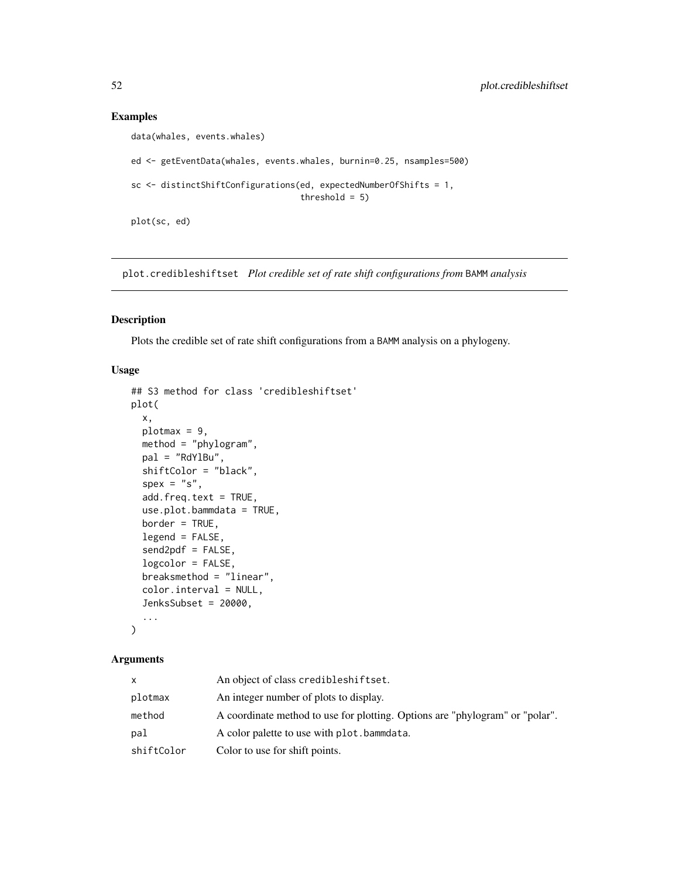## Examples

```
data(whales, events.whales)

ed <- getEventData(whales, events.whales, burnin=0.25, nsamples=500)

sc <- distinctShiftConfigurations(ed, expectedNumberOfShifts = 1,
                                  threshold = 5)

plot(sc, ed)
```

---

# plot.credibleshiftset *Plot credible set of rate shift configurations from* BAMM *analysis*

---

## Description

Plots the credible set of rate shift configurations from a BAMM analysis on a phylogeny.

## Usage

```
## S3 method for class 'credibleshiftset'
plot(
  x,
  plotmax = 9,
  method = "phylogram",
  pal = "RdYlBu",
  shiftColor = "black",
  spex = "s",
  add.freq.text = TRUE,
  use.plot.bammdata = TRUE,
  border = TRUE,
  legend = FALSE,
  send2pdf = FALSE,
  logcolor = FALSE,
  breaksmethod = "linear",
  color.interval = NULL,
  JenksSubset = 20000,
  ...
)
```

## Arguments

| | |
|---|---|
| x | An object of class credibleshiftset. |
| plotmax | An integer number of plots to display. |
| method | A coordinate method to use for plotting. Options are "phylogram" or "polar". |
| pal | A color palette to use with plot.bammdata. |
| shiftColor | Color to use for shift points. |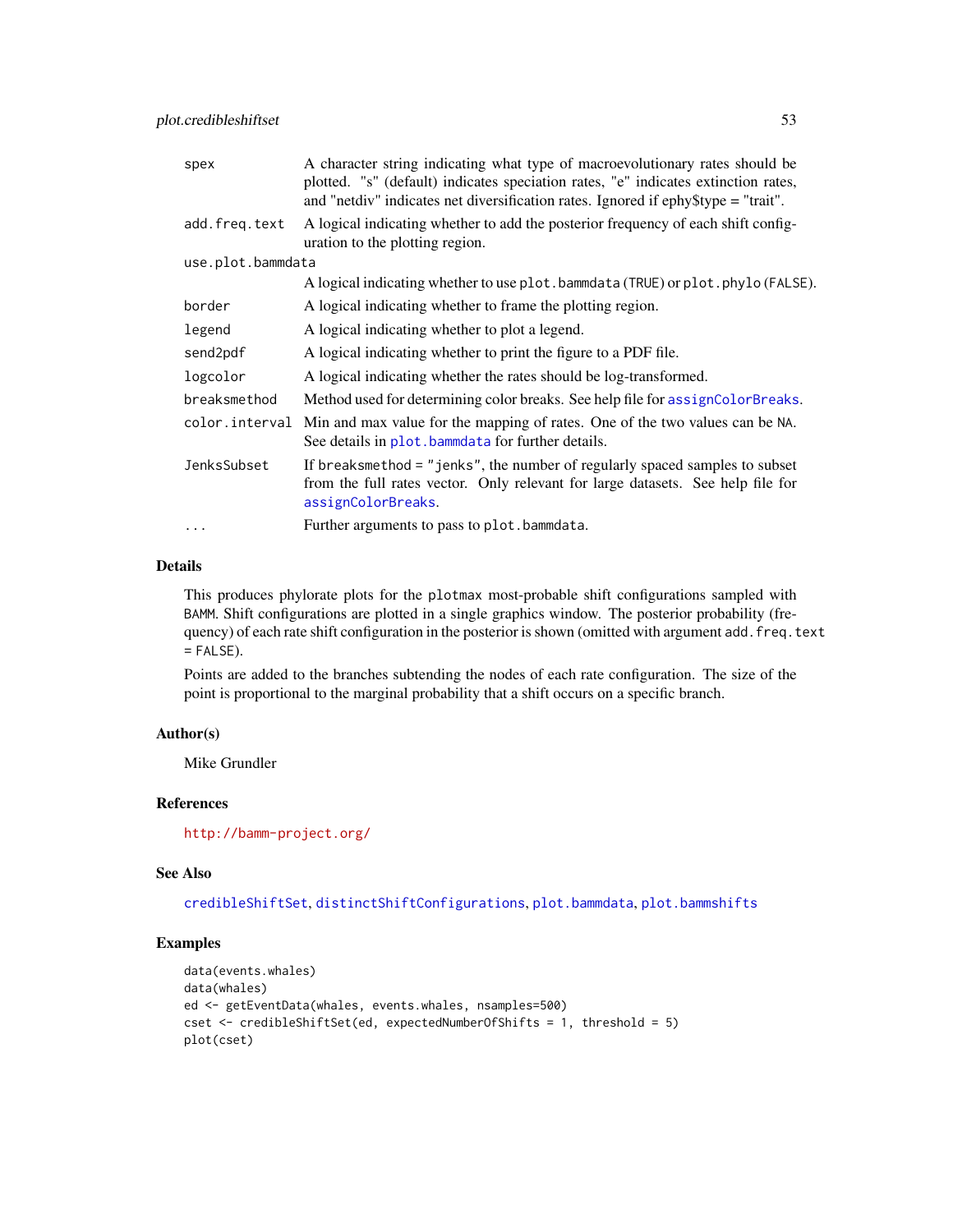| | |
|---|---|
| `spex` | A character string indicating what type of macroevolutionary rates should be plotted. "s" (default) indicates speciation rates, "e" indicates extinction rates, and "netdiv" indicates net diversification rates. Ignored if ephy$type = "trait". |
| `add.freq.text` | A logical indicating whether to add the posterior frequency of each shift configuration to the plotting region. |
| `use.plot.bammdata` | A logical indicating whether to use `plot.bammdata` (`TRUE`) or `plot.phylo` (`FALSE`). |
| `border` | A logical indicating whether to frame the plotting region. |
| `legend` | A logical indicating whether to plot a legend. |
| `send2pdf` | A logical indicating whether to print the figure to a PDF file. |
| `logcolor` | A logical indicating whether the rates should be log-transformed. |
| `breaksmethod` | Method used for determining color breaks. See help file for `assignColorBreaks`. |
| `color.interval` | Min and max value for the mapping of rates. One of the two values can be `NA`. See details in `plot.bammdata` for further details. |
| `JenksSubset` | If `breaksmethod = "jenks"`, the number of regularly spaced samples to subset from the full rates vector. Only relevant for large datasets. See help file for `assignColorBreaks`. |
| `...` | Further arguments to pass to `plot.bammdata`. |

## Details

This produces phylorate plots for the `plotmax` most-probable shift configurations sampled with BAMM. Shift configurations are plotted in a single graphics window. The posterior probability (frequency) of each rate shift configuration in the posterior is shown (omitted with argument `add.freq.text = FALSE`).

Points are added to the branches subtending the nodes of each rate configuration. The size of the point is proportional to the marginal probability that a shift occurs on a specific branch.

## Author(s)

Mike Grundler

## References

http://bamm-project.org/

## See Also

`credibleShiftSet`, `distinctShiftConfigurations`, `plot.bammdata`, `plot.bammshifts`

## Examples

```
data(events.whales)
data(whales)
ed <- getEventData(whales, events.whales, nsamples=500)
cset <- credibleShiftSet(ed, expectedNumberOfShifts = 1, threshold = 5)
plot(cset)
```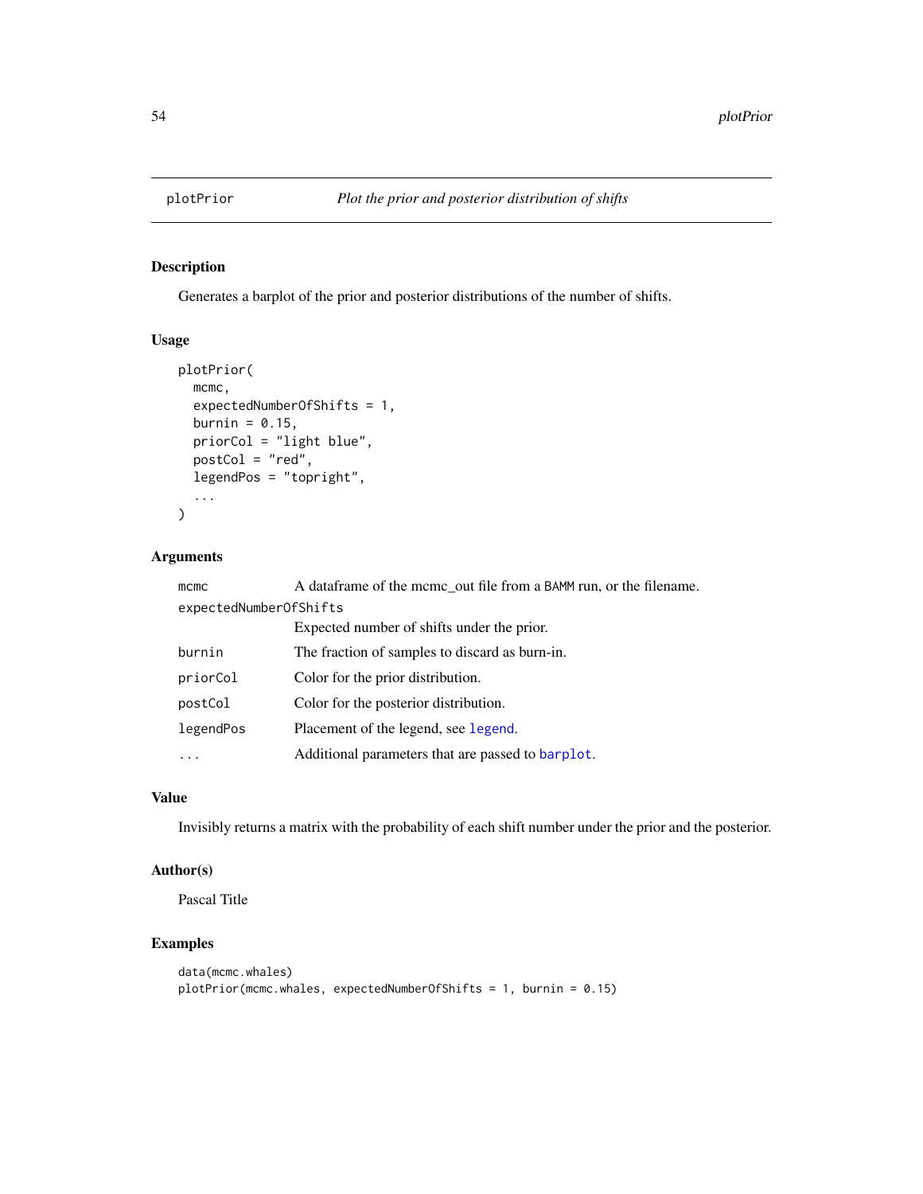# plotPrior — *Plot the prior and posterior distribution of shifts*

## Description

Generates a barplot of the prior and posterior distributions of the number of shifts.

## Usage

```
plotPrior(
  mcmc,
  expectedNumberOfShifts = 1,
  burnin = 0.15,
  priorCol = "light blue",
  postCol = "red",
  legendPos = "topright",
  ...
)
```

## Arguments

| Argument | Description |
|---|---|
| `mcmc` | A dataframe of the mcmc_out file from a BAMM run, or the filename. |
| `expectedNumberOfShifts` | Expected number of shifts under the prior. |
| `burnin` | The fraction of samples to discard as burn-in. |
| `priorCol` | Color for the prior distribution. |
| `postCol` | Color for the posterior distribution. |
| `legendPos` | Placement of the legend, see `legend`. |
| `...` | Additional parameters that are passed to `barplot`. |

## Value

Invisibly returns a matrix with the probability of each shift number under the prior and the posterior.

## Author(s)

Pascal Title

## Examples

```
data(mcmc.whales)
plotPrior(mcmc.whales, expectedNumberOfShifts = 1, burnin = 0.15)
```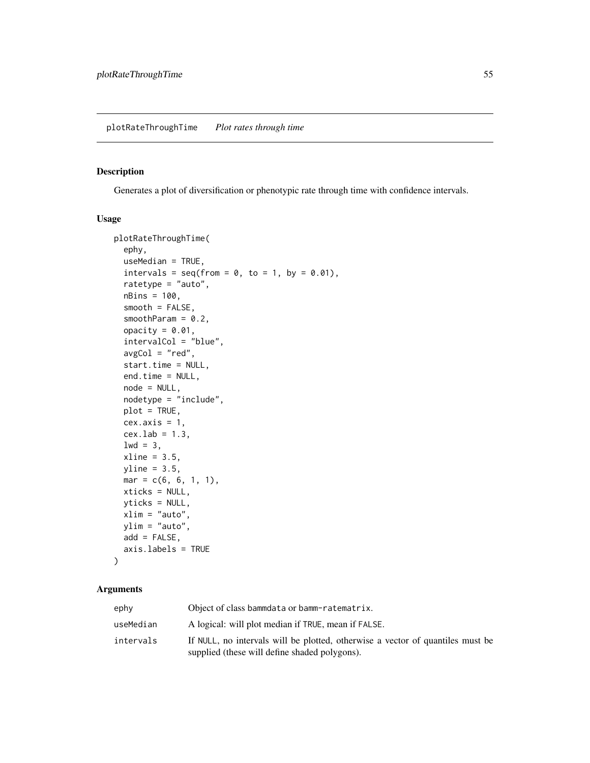plotRateThroughTime    *Plot rates through time*

## Description

Generates a plot of diversification or phenotypic rate through time with confidence intervals.

## Usage

```
plotRateThroughTime(
  ephy,
  useMedian = TRUE,
  intervals = seq(from = 0, to = 1, by = 0.01),
  ratetype = "auto",
  nBins = 100,
  smooth = FALSE,
  smoothParam = 0.2,
  opacity = 0.01,
  intervalCol = "blue",
  avgCol = "red",
  start.time = NULL,
  end.time = NULL,
  node = NULL,
  nodetype = "include",
  plot = TRUE,
  cex.axis = 1,
  cex.lab = 1.3,
  lwd = 3,
  xline = 3.5,
  yline = 3.5,
  mar = c(6, 6, 1, 1),
  xticks = NULL,
  yticks = NULL,
  xlim = "auto",
  ylim = "auto",
  add = FALSE,
  axis.labels = TRUE
)
```

## Arguments

| | |
|---|---|
| ephy | Object of class bammdata or bamm-ratematrix. |
| useMedian | A logical: will plot median if TRUE, mean if FALSE. |
| intervals | If NULL, no intervals will be plotted, otherwise a vector of quantiles must be supplied (these will define shaded polygons). |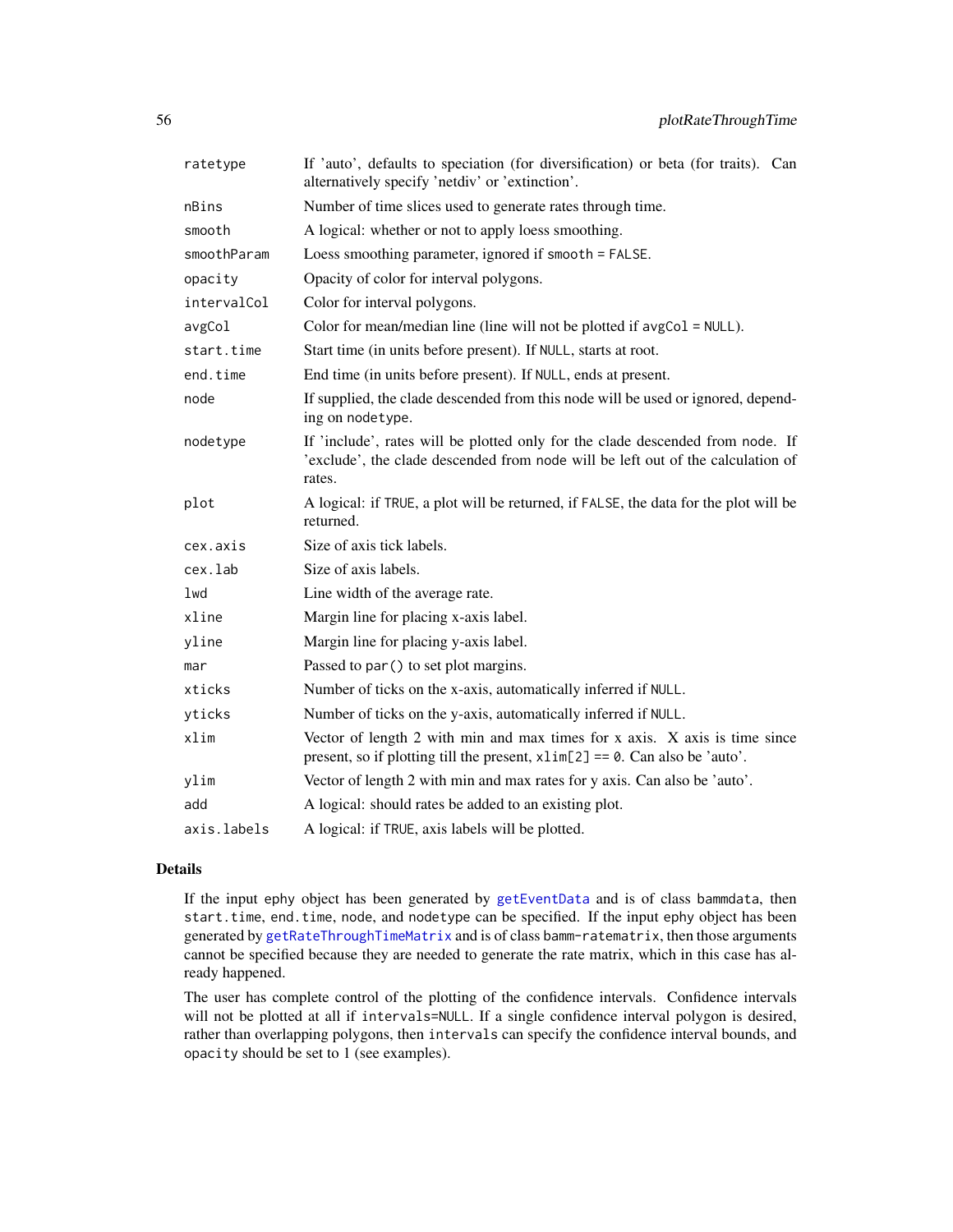| | |
|---|---|
| ratetype | If 'auto', defaults to speciation (for diversification) or beta (for traits). Can alternatively specify 'netdiv' or 'extinction'. |
| nBins | Number of time slices used to generate rates through time. |
| smooth | A logical: whether or not to apply loess smoothing. |
| smoothParam | Loess smoothing parameter, ignored if `smooth = FALSE`. |
| opacity | Opacity of color for interval polygons. |
| intervalCol | Color for interval polygons. |
| avgCol | Color for mean/median line (line will not be plotted if `avgCol = NULL`). |
| start.time | Start time (in units before present). If `NULL`, starts at root. |
| end.time | End time (in units before present). If `NULL`, ends at present. |
| node | If supplied, the clade descended from this node will be used or ignored, depending on `nodetype`. |
| nodetype | If 'include', rates will be plotted only for the clade descended from `node`. If 'exclude', the clade descended from `node` will be left out of the calculation of rates. |
| plot | A logical: if `TRUE`, a plot will be returned, if `FALSE`, the data for the plot will be returned. |
| cex.axis | Size of axis tick labels. |
| cex.lab | Size of axis labels. |
| lwd | Line width of the average rate. |
| xline | Margin line for placing x-axis label. |
| yline | Margin line for placing y-axis label. |
| mar | Passed to `par()` to set plot margins. |
| xticks | Number of ticks on the x-axis, automatically inferred if `NULL`. |
| yticks | Number of ticks on the y-axis, automatically inferred if `NULL`. |
| xlim | Vector of length 2 with min and max times for x axis. X axis is time since present, so if plotting till the present, `xlim[2] == 0`. Can also be 'auto'. |
| ylim | Vector of length 2 with min and max rates for y axis. Can also be 'auto'. |
| add | A logical: should rates be added to an existing plot. |
| axis.labels | A logical: if `TRUE`, axis labels will be plotted. |

### Details

If the input `ephy` object has been generated by `getEventData` and is of class `bammdata`, then `start.time`, `end.time`, `node`, and `nodetype` can be specified. If the input `ephy` object has been generated by `getRateThroughTimeMatrix` and is of class `bamm-ratematrix`, then those arguments cannot be specified because they are needed to generate the rate matrix, which in this case has already happened.

The user has complete control of the plotting of the confidence intervals. Confidence intervals will not be plotted at all if `intervals=NULL`. If a single confidence interval polygon is desired, rather than overlapping polygons, then `intervals` can specify the confidence interval bounds, and `opacity` should be set to 1 (see examples).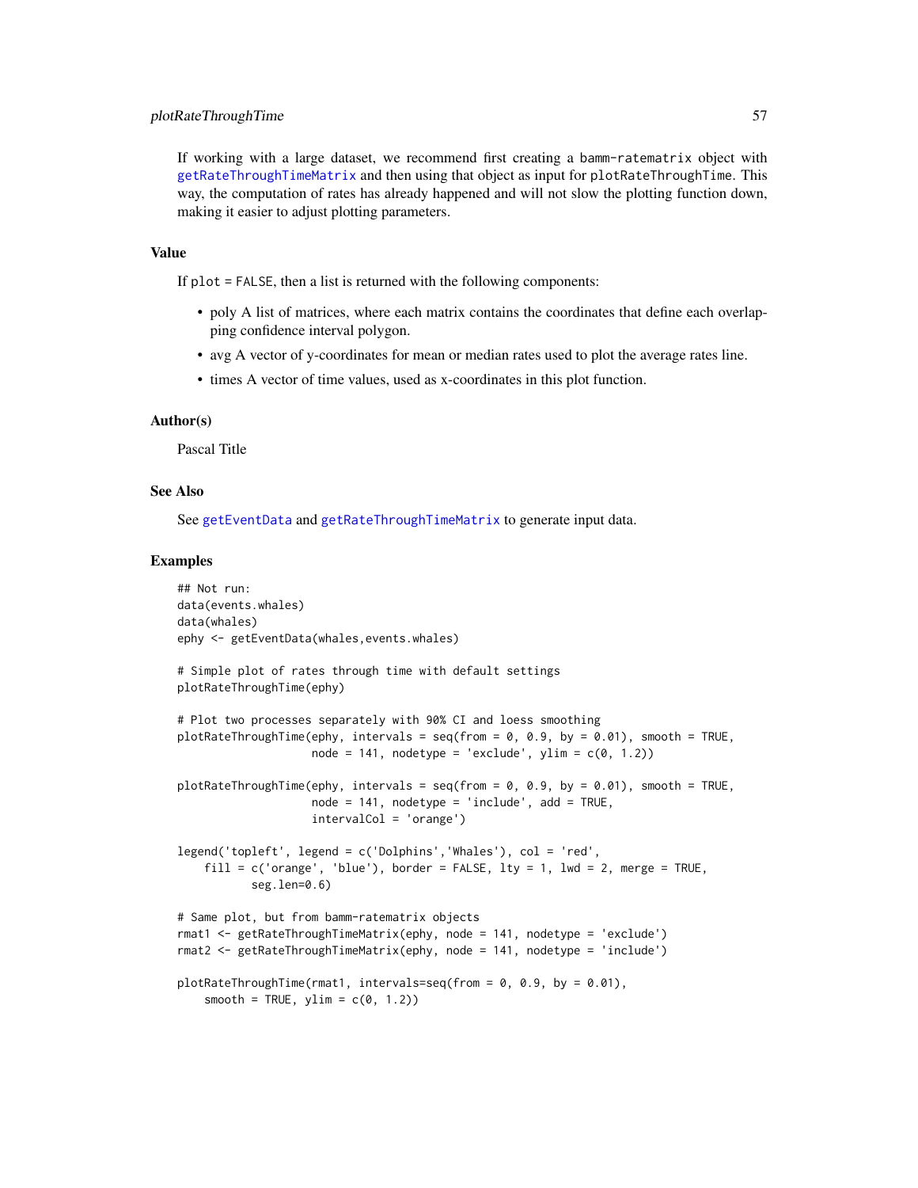If working with a large dataset, we recommend first creating a bamm-ratematrix object with getRateThroughTimeMatrix and then using that object as input for plotRateThroughTime. This way, the computation of rates has already happened and will not slow the plotting function down, making it easier to adjust plotting parameters.

## Value

If plot = FALSE, then a list is returned with the following components:

- poly A list of matrices, where each matrix contains the coordinates that define each overlapping confidence interval polygon.
- avg A vector of y-coordinates for mean or median rates used to plot the average rates line.
- times A vector of time values, used as x-coordinates in this plot function.

## Author(s)

Pascal Title

## See Also

See getEventData and getRateThroughTimeMatrix to generate input data.

## Examples

```
## Not run:
data(events.whales)
data(whales)
ephy <- getEventData(whales,events.whales)

# Simple plot of rates through time with default settings
plotRateThroughTime(ephy)

# Plot two processes separately with 90% CI and loess smoothing
plotRateThroughTime(ephy, intervals = seq(from = 0, 0.9, by = 0.01), smooth = TRUE,
                    node = 141, nodetype = 'exclude', ylim = c(0, 1.2))

plotRateThroughTime(ephy, intervals = seq(from = 0, 0.9, by = 0.01), smooth = TRUE,
                    node = 141, nodetype = 'include', add = TRUE,
                    intervalCol = 'orange')

legend('topleft', legend = c('Dolphins','Whales'), col = 'red',
    fill = c('orange', 'blue'), border = FALSE, lty = 1, lwd = 2, merge = TRUE,
           seg.len=0.6)

# Same plot, but from bamm-ratematrix objects
rmat1 <- getRateThroughTimeMatrix(ephy, node = 141, nodetype = 'exclude')
rmat2 <- getRateThroughTimeMatrix(ephy, node = 141, nodetype = 'include')

plotRateThroughTime(rmat1, intervals=seq(from = 0, 0.9, by = 0.01),
    smooth = TRUE, ylim = c(0, 1.2))
```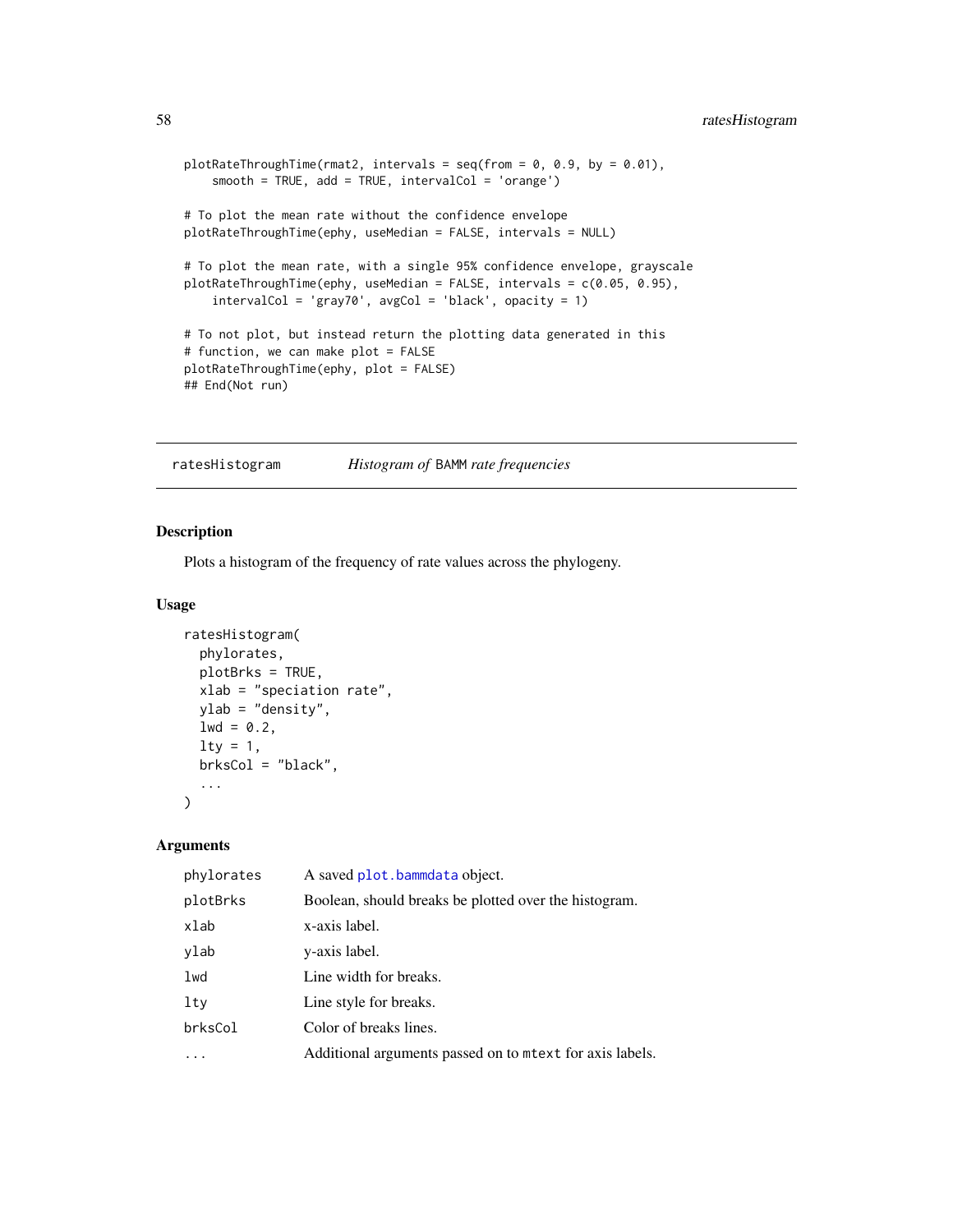```
plotRateThroughTime(rmat2, intervals = seq(from = 0, 0.9, by = 0.01),
    smooth = TRUE, add = TRUE, intervalCol = 'orange')

# To plot the mean rate without the confidence envelope
plotRateThroughTime(ephy, useMedian = FALSE, intervals = NULL)

# To plot the mean rate, with a single 95% confidence envelope, grayscale
plotRateThroughTime(ephy, useMedian = FALSE, intervals = c(0.05, 0.95),
    intervalCol = 'gray70', avgCol = 'black', opacity = 1)

# To not plot, but instead return the plotting data generated in this
# function, we can make plot = FALSE
plotRateThroughTime(ephy, plot = FALSE)
## End(Not run)
```

---

ratesHistogram *Histogram of* BAMM *rate frequencies*

---

## Description

Plots a histogram of the frequency of rate values across the phylogeny.

## Usage

```
ratesHistogram(
  phylorates,
  plotBrks = TRUE,
  xlab = "speciation rate",
  ylab = "density",
  lwd = 0.2,
  lty = 1,
  brksCol = "black",
  ...
)
```

## Arguments

| | |
|---|---|
| phylorates | A saved plot.bammdata object. |
| plotBrks | Boolean, should breaks be plotted over the histogram. |
| xlab | x-axis label. |
| ylab | y-axis label. |
| lwd | Line width for breaks. |
| lty | Line style for breaks. |
| brksCol | Color of breaks lines. |
| ... | Additional arguments passed on to mtext for axis labels. |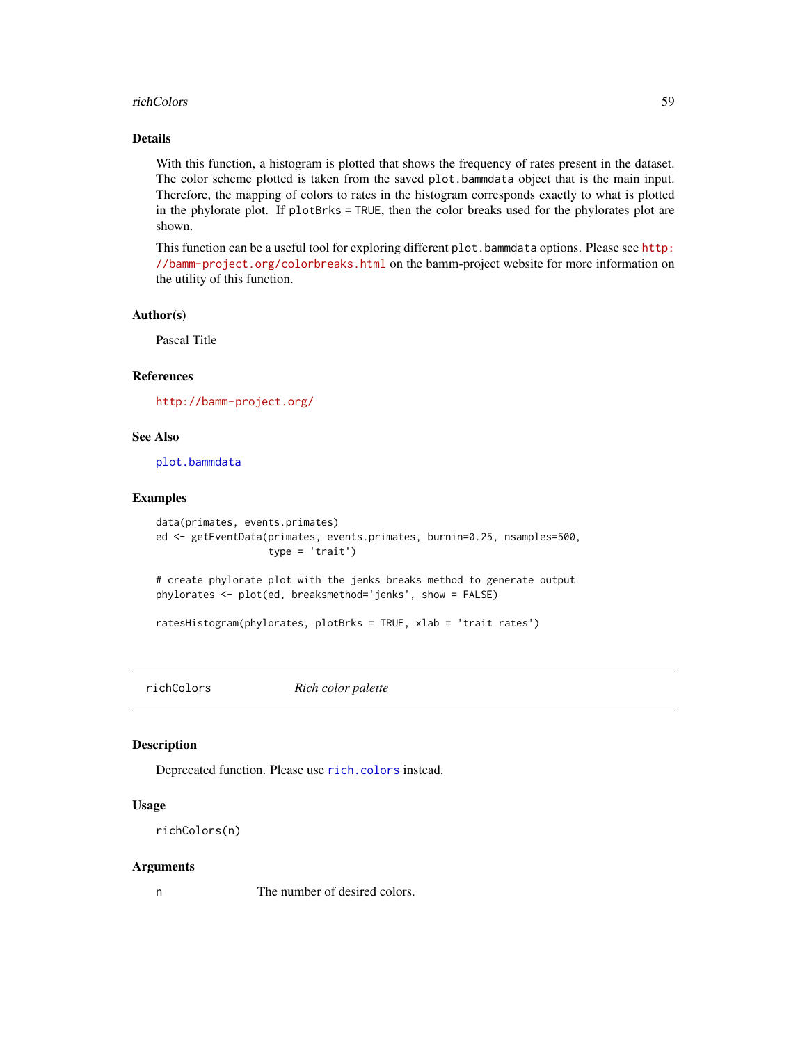## Details

With this function, a histogram is plotted that shows the frequency of rates present in the dataset. The color scheme plotted is taken from the saved `plot.bammdata` object that is the main input. Therefore, the mapping of colors to rates in the histogram corresponds exactly to what is plotted in the phylorate plot. If `plotBrks = TRUE`, then the color breaks used for the phylorates plot are shown.

This function can be a useful tool for exploring different `plot.bammdata` options. Please see http://bamm-project.org/colorbreaks.html on the bamm-project website for more information on the utility of this function.

## Author(s)

Pascal Title

## References

http://bamm-project.org/

## See Also

`plot.bammdata`

## Examples

```
data(primates, events.primates)
ed <- getEventData(primates, events.primates, burnin=0.25, nsamples=500,
                   type = 'trait')

# create phylorate plot with the jenks breaks method to generate output
phylorates <- plot(ed, breaksmethod='jenks', show = FALSE)

ratesHistogram(phylorates, plotBrks = TRUE, xlab = 'trait rates')
```

---

# richColors — *Rich color palette*

## Description

Deprecated function. Please use `rich.colors` instead.

## Usage

```
richColors(n)
```

## Arguments

| | |
|---|---|
| `n` | The number of desired colors. |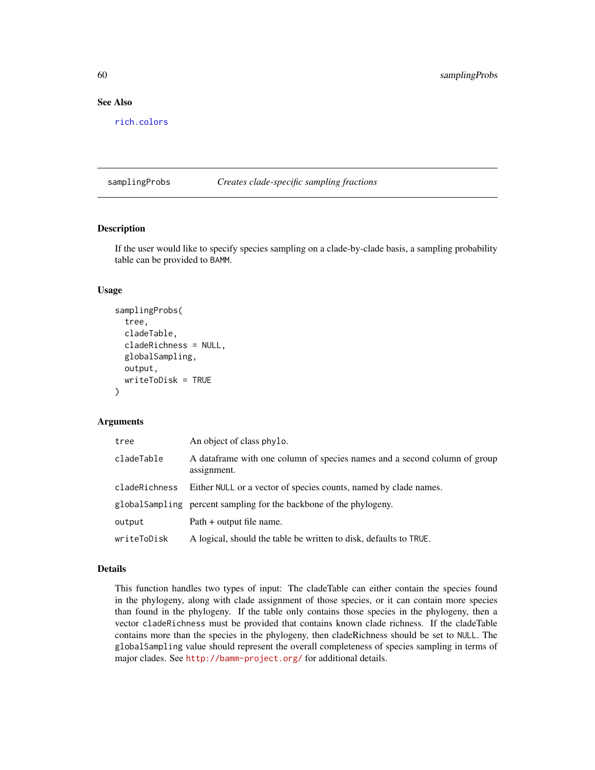### See Also

rich.colors

## samplingProbs *Creates clade-specific sampling fractions*

### Description

If the user would like to specify species sampling on a clade-by-clade basis, a sampling probability table can be provided to BAMM.

### Usage

```
samplingProbs(
  tree,
  cladeTable,
  cladeRichness = NULL,
  globalSampling,
  output,
  writeToDisk = TRUE
)
```

### Arguments

| | |
|---|---|
| tree | An object of class phylo. |
| cladeTable | A dataframe with one column of species names and a second column of group assignment. |
| cladeRichness | Either NULL or a vector of species counts, named by clade names. |
| globalSampling | percent sampling for the backbone of the phylogeny. |
| output | Path + output file name. |
| writeToDisk | A logical, should the table be written to disk, defaults to TRUE. |

### Details

This function handles two types of input: The cladeTable can either contain the species found in the phylogeny, along with clade assignment of those species, or it can contain more species than found in the phylogeny. If the table only contains those species in the phylogeny, then a vector cladeRichness must be provided that contains known clade richness. If the cladeTable contains more than the species in the phylogeny, then cladeRichness should be set to NULL. The globalSampling value should represent the overall completeness of species sampling in terms of major clades. See http://bamm-project.org/ for additional details.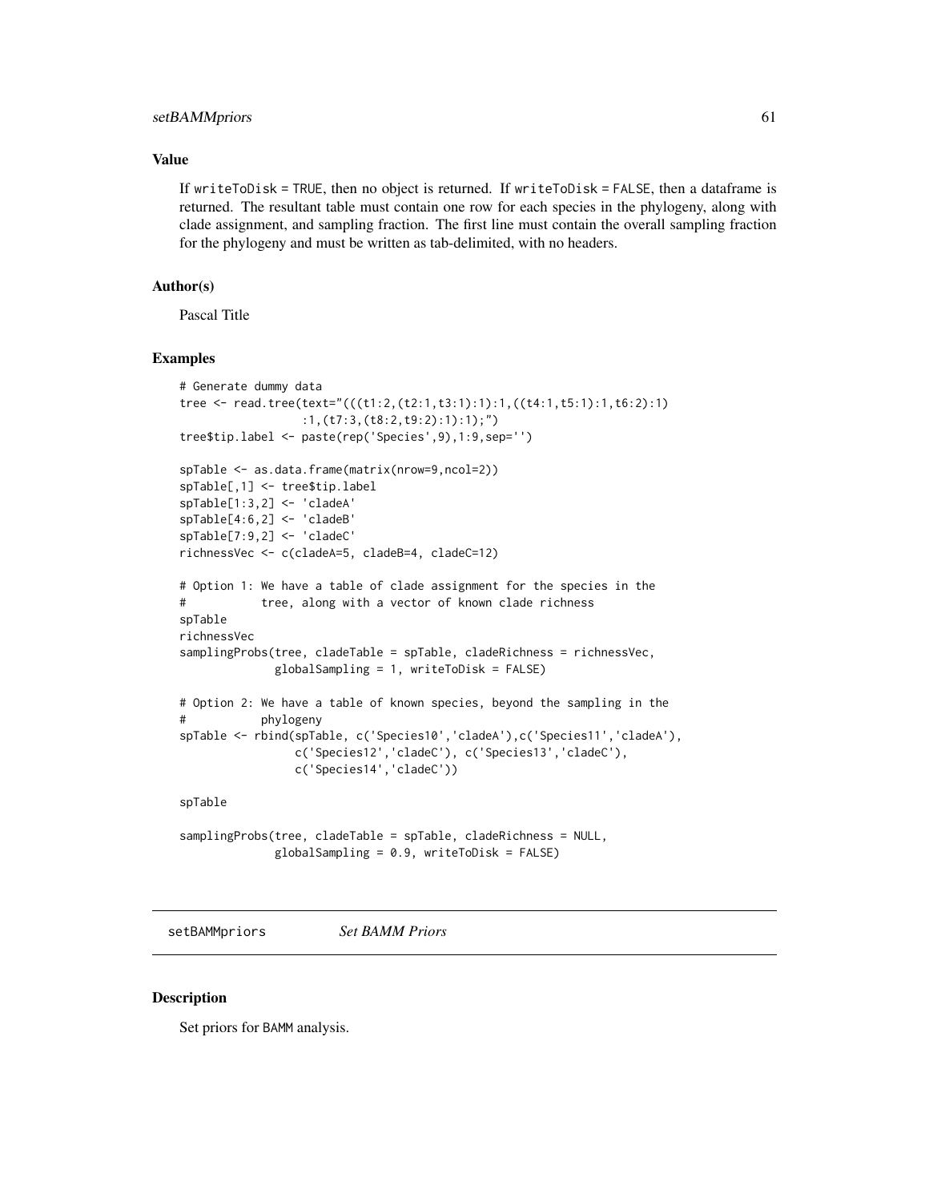### Value

If `writeToDisk = TRUE`, then no object is returned. If `writeToDisk = FALSE`, then a dataframe is returned. The resultant table must contain one row for each species in the phylogeny, along with clade assignment, and sampling fraction. The first line must contain the overall sampling fraction for the phylogeny and must be written as tab-delimited, with no headers.

### Author(s)

Pascal Title

### Examples

```
# Generate dummy data
tree <- read.tree(text="(((t1:2,(t2:1,t3:1):1):1,((t4:1,t5:1):1,t6:2):1)
                  :1,(t7:3,(t8:2,t9:2):1):1);")
tree$tip.label <- paste(rep('Species',9),1:9,sep='')

spTable <- as.data.frame(matrix(nrow=9,ncol=2))
spTable[,1] <- tree$tip.label
spTable[1:3,2] <- 'cladeA'
spTable[4:6,2] <- 'cladeB'
spTable[7:9,2] <- 'cladeC'
richnessVec <- c(cladeA=5, cladeB=4, cladeC=12)

# Option 1: We have a table of clade assignment for the species in the
#           tree, along with a vector of known clade richness
spTable
richnessVec
samplingProbs(tree, cladeTable = spTable, cladeRichness = richnessVec,
              globalSampling = 1, writeToDisk = FALSE)

# Option 2: We have a table of known species, beyond the sampling in the
#           phylogeny
spTable <- rbind(spTable, c('Species10','cladeA'),c('Species11','cladeA'),
                 c('Species12','cladeC'), c('Species13','cladeC'),
                 c('Species14','cladeC'))

spTable

samplingProbs(tree, cladeTable = spTable, cladeRichness = NULL,
              globalSampling = 0.9, writeToDisk = FALSE)
```

---

## setBAMMpriors *Set BAMM Priors*

### Description

Set priors for BAMM analysis.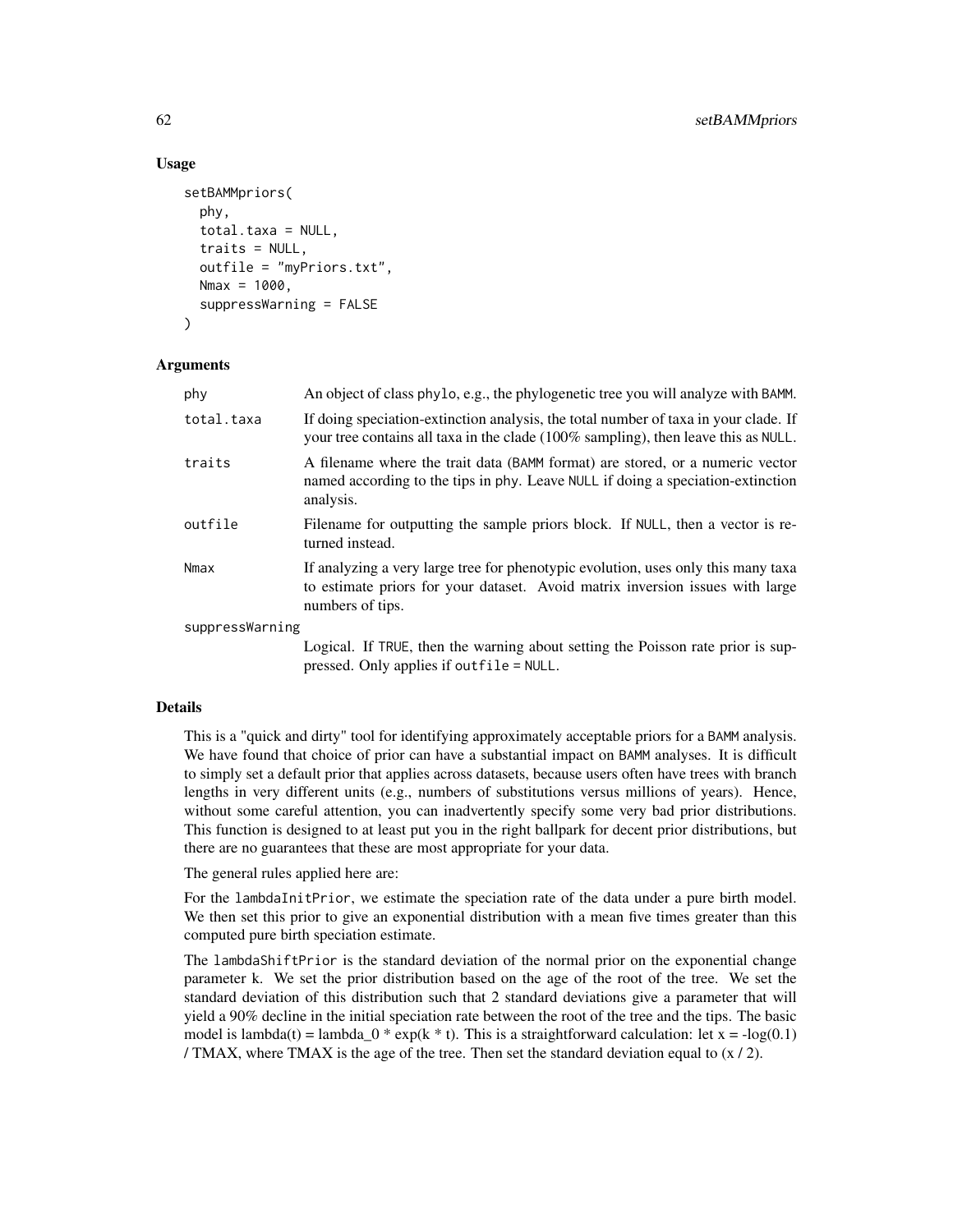## Usage

```
setBAMMpriors(
  phy,
  total.taxa = NULL,
  traits = NULL,
  outfile = "myPriors.txt",
  Nmax = 1000,
  suppressWarning = FALSE
)
```

## Arguments

| | |
|---|---|
| phy | An object of class phylo, e.g., the phylogenetic tree you will analyze with BAMM. |
| total.taxa | If doing speciation-extinction analysis, the total number of taxa in your clade. If your tree contains all taxa in the clade (100% sampling), then leave this as NULL. |
| traits | A filename where the trait data (BAMM format) are stored, or a numeric vector named according to the tips in phy. Leave NULL if doing a speciation-extinction analysis. |
| outfile | Filename for outputting the sample priors block. If NULL, then a vector is returned instead. |
| Nmax | If analyzing a very large tree for phenotypic evolution, uses only this many taxa to estimate priors for your dataset. Avoid matrix inversion issues with large numbers of tips. |
| suppressWarning | Logical. If TRUE, then the warning about setting the Poisson rate prior is suppressed. Only applies if outfile = NULL. |

## Details

This is a "quick and dirty" tool for identifying approximately acceptable priors for a BAMM analysis. We have found that choice of prior can have a substantial impact on BAMM analyses. It is difficult to simply set a default prior that applies across datasets, because users often have trees with branch lengths in very different units (e.g., numbers of substitutions versus millions of years). Hence, without some careful attention, you can inadvertently specify some very bad prior distributions. This function is designed to at least put you in the right ballpark for decent prior distributions, but there are no guarantees that these are most appropriate for your data.

The general rules applied here are:

For the lambdaInitPrior, we estimate the speciation rate of the data under a pure birth model. We then set this prior to give an exponential distribution with a mean five times greater than this computed pure birth speciation estimate.

The lambdaShiftPrior is the standard deviation of the normal prior on the exponential change parameter k. We set the prior distribution based on the age of the root of the tree. We set the standard deviation of this distribution such that 2 standard deviations give a parameter that will yield a 90% decline in the initial speciation rate between the root of the tree and the tips. The basic model is lambda(t) = lambda_0 * exp(k * t). This is a straightforward calculation: let x = -log(0.1) / TMAX, where TMAX is the age of the tree. Then set the standard deviation equal to (x / 2).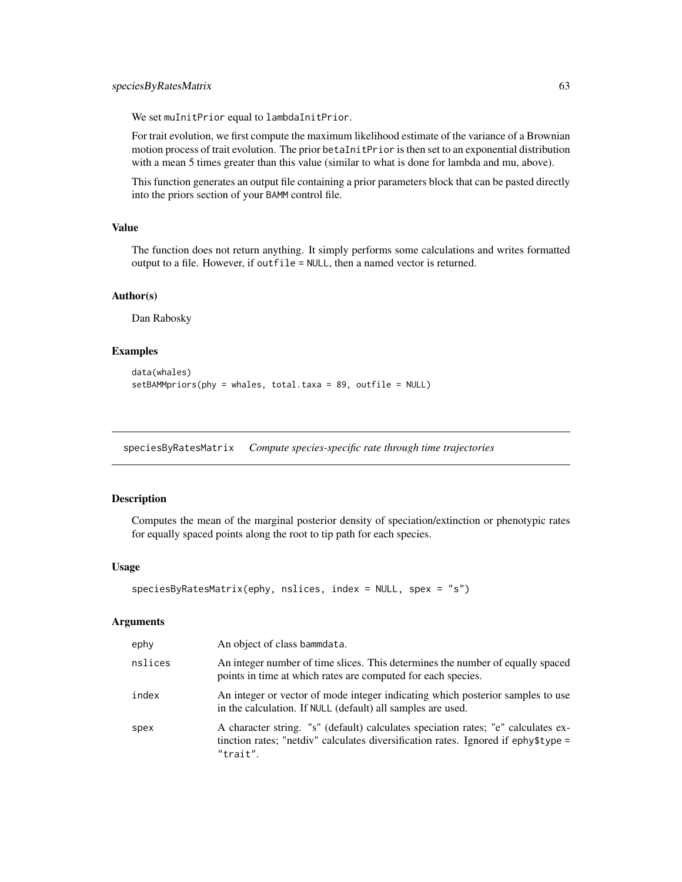We set muInitPrior equal to lambdaInitPrior.

For trait evolution, we first compute the maximum likelihood estimate of the variance of a Brownian motion process of trait evolution. The prior betaInitPrior is then set to an exponential distribution with a mean 5 times greater than this value (similar to what is done for lambda and mu, above).

This function generates an output file containing a prior parameters block that can be pasted directly into the priors section of your BAMM control file.

### Value

The function does not return anything. It simply performs some calculations and writes formatted output to a file. However, if outfile = NULL, then a named vector is returned.

### Author(s)

Dan Rabosky

### Examples

```
data(whales)
setBAMMpriors(phy = whales, total.taxa = 89, outfile = NULL)
```

---

## speciesByRatesMatrix *Compute species-specific rate through time trajectories*

### Description

Computes the mean of the marginal posterior density of speciation/extinction or phenotypic rates for equally spaced points along the root to tip path for each species.

### Usage

```
speciesByRatesMatrix(ephy, nslices, index = NULL, spex = "s")
```

### Arguments

| | |
|---|---|
| ephy | An object of class bammdata. |
| nslices | An integer number of time slices. This determines the number of equally spaced points in time at which rates are computed for each species. |
| index | An integer or vector of mode integer indicating which posterior samples to use in the calculation. If NULL (default) all samples are used. |
| spex | A character string. "s" (default) calculates speciation rates; "e" calculates extinction rates; "netdiv" calculates diversification rates. Ignored if ephy$type = "trait". |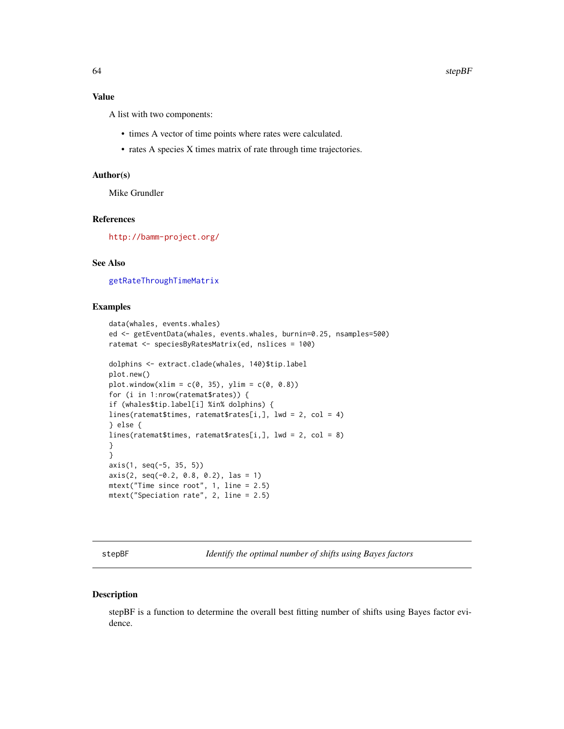### Value

A list with two components:

- times A vector of time points where rates were calculated.
- rates A species X times matrix of rate through time trajectories.

### Author(s)

Mike Grundler

### References

http://bamm-project.org/

### See Also

getRateThroughTimeMatrix

### Examples

```
data(whales, events.whales)
ed <- getEventData(whales, events.whales, burnin=0.25, nsamples=500)
ratemat <- speciesByRatesMatrix(ed, nslices = 100)

dolphins <- extract.clade(whales, 140)$tip.label
plot.new()
plot.window(xlim = c(0, 35), ylim = c(0, 0.8))
for (i in 1:nrow(ratemat$rates)) {
if (whales$tip.label[i] %in% dolphins) {
lines(ratemat$times, ratemat$rates[i,], lwd = 2, col = 4)
} else {
lines(ratemat$times, ratemat$rates[i,], lwd = 2, col = 8)
}
}
axis(1, seq(-5, 35, 5))
axis(2, seq(-0.2, 0.8, 0.2), las = 1)
mtext("Time since root", 1, line = 2.5)
mtext("Speciation rate", 2, line = 2.5)
```

---

## stepBF — *Identify the optimal number of shifts using Bayes factors*

### Description

stepBF is a function to determine the overall best fitting number of shifts using Bayes factor evidence.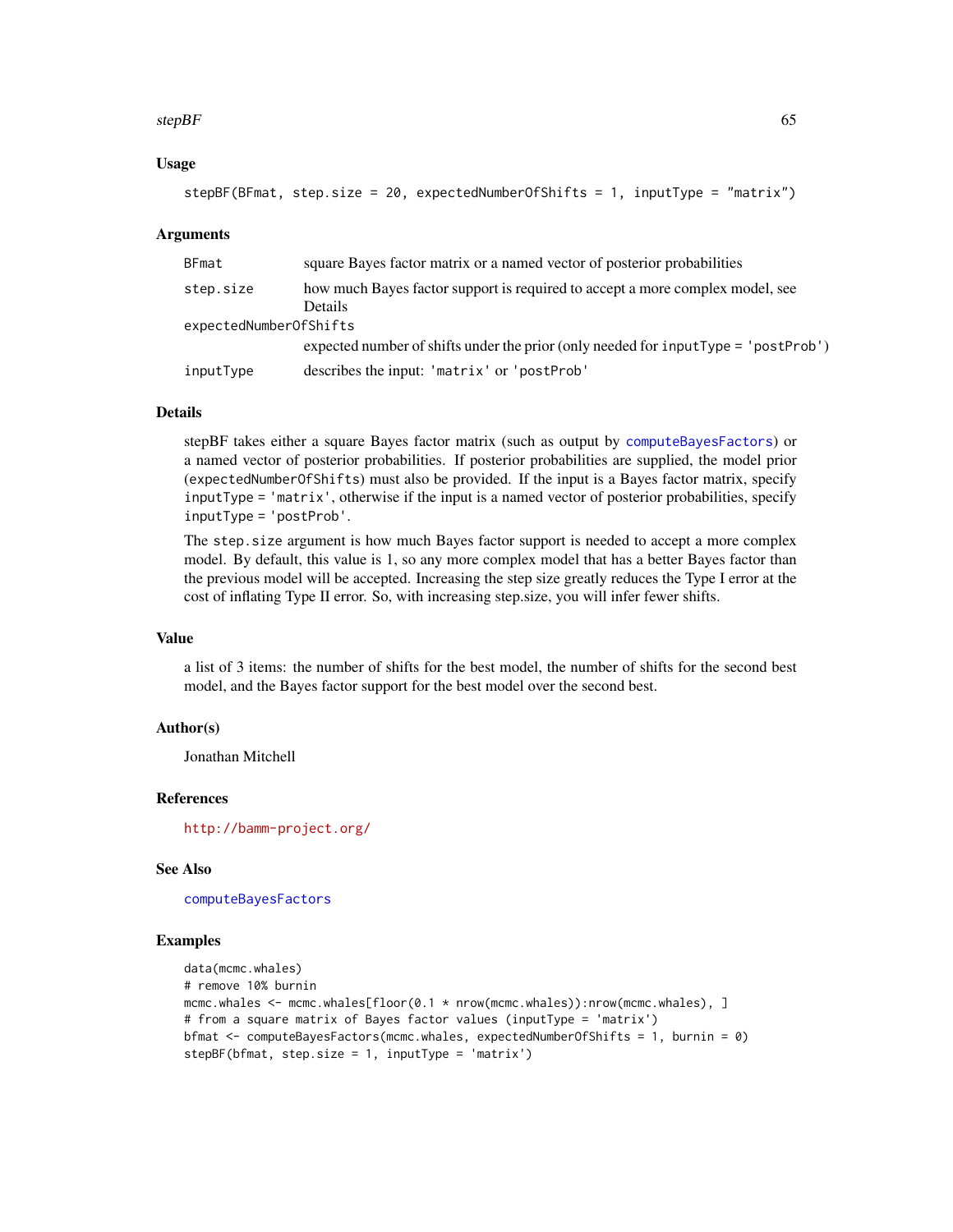## Usage

```
stepBF(BFmat, step.size = 20, expectedNumberOfShifts = 1, inputType = "matrix")
```

## Arguments

| Argument | Description |
|---|---|
| BFmat | square Bayes factor matrix or a named vector of posterior probabilities |
| step.size | how much Bayes factor support is required to accept a more complex model, see Details |
| expectedNumberOfShifts | expected number of shifts under the prior (only needed for inputType = 'postProb') |
| inputType | describes the input: 'matrix' or 'postProb' |

## Details

stepBF takes either a square Bayes factor matrix (such as output by computeBayesFactors) or a named vector of posterior probabilities. If posterior probabilities are supplied, the model prior (expectedNumberOfShifts) must also be provided. If the input is a Bayes factor matrix, specify inputType = 'matrix', otherwise if the input is a named vector of posterior probabilities, specify inputType = 'postProb'.

The step.size argument is how much Bayes factor support is needed to accept a more complex model. By default, this value is 1, so any more complex model that has a better Bayes factor than the previous model will be accepted. Increasing the step size greatly reduces the Type I error at the cost of inflating Type II error. So, with increasing step.size, you will infer fewer shifts.

## Value

a list of 3 items: the number of shifts for the best model, the number of shifts for the second best model, and the Bayes factor support for the best model over the second best.

## Author(s)

Jonathan Mitchell

## References

http://bamm-project.org/

## See Also

computeBayesFactors

## Examples

```
data(mcmc.whales)
# remove 10% burnin
mcmc.whales <- mcmc.whales[floor(0.1 * nrow(mcmc.whales)):nrow(mcmc.whales), ]
# from a square matrix of Bayes factor values (inputType = 'matrix')
bfmat <- computeBayesFactors(mcmc.whales, expectedNumberOfShifts = 1, burnin = 0)
stepBF(bfmat, step.size = 1, inputType = 'matrix')
```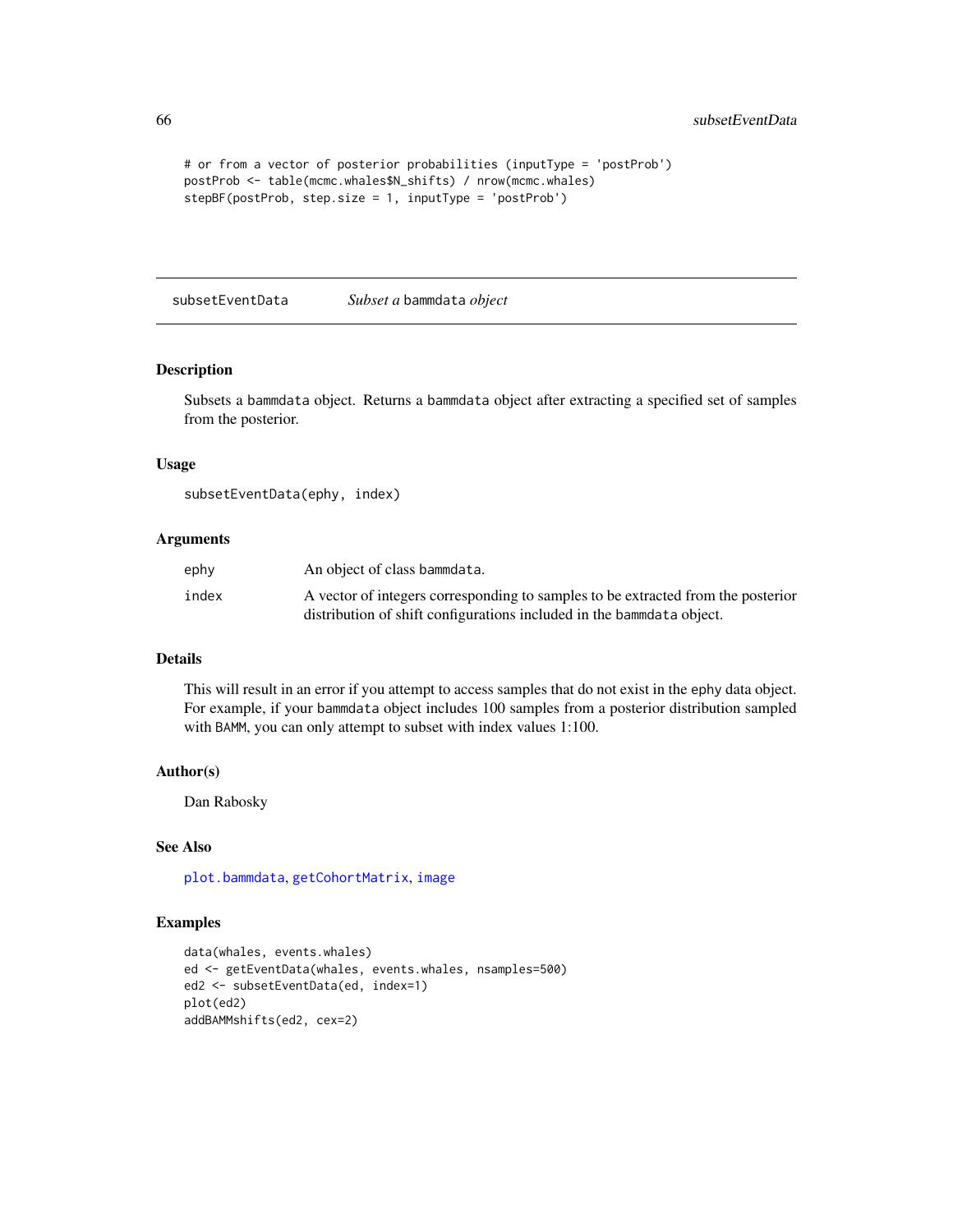```
# or from a vector of posterior probabilities (inputType = 'postProb')
postProb <- table(mcmc.whales$N_shifts) / nrow(mcmc.whales)
stepBF(postProb, step.size = 1, inputType = 'postProb')
```

---

## subsetEventData — *Subset a* bammdata *object*

---

### Description

Subsets a bammdata object. Returns a bammdata object after extracting a specified set of samples from the posterior.

### Usage

```
subsetEventData(ephy, index)
```

### Arguments

| | |
|---|---|
| ephy | An object of class bammdata. |
| index | A vector of integers corresponding to samples to be extracted from the posterior distribution of shift configurations included in the bammdata object. |

### Details

This will result in an error if you attempt to access samples that do not exist in the ephy data object. For example, if your bammdata object includes 100 samples from a posterior distribution sampled with BAMM, you can only attempt to subset with index values 1:100.

### Author(s)

Dan Rabosky

### See Also

plot.bammdata, getCohortMatrix, image

### Examples

```
data(whales, events.whales)
ed <- getEventData(whales, events.whales, nsamples=500)
ed2 <- subsetEventData(ed, index=1)
plot(ed2)
addBAMMshifts(ed2, cex=2)
```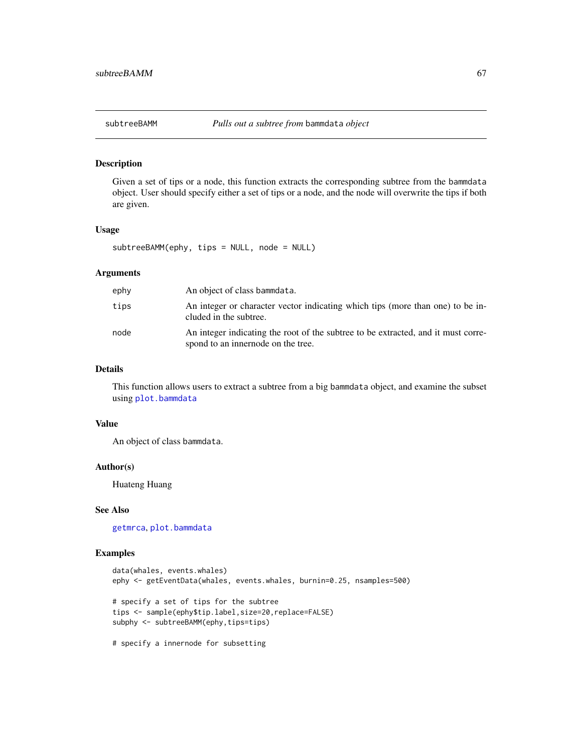## subtreeBAMM *Pulls out a subtree from* bammdata *object*

### Description

Given a set of tips or a node, this function extracts the corresponding subtree from the bammdata object. User should specify either a set of tips or a node, and the node will overwrite the tips if both are given.

### Usage

```
subtreeBAMM(ephy, tips = NULL, node = NULL)
```

### Arguments

| | |
|---|---|
| ephy | An object of class bammdata. |
| tips | An integer or character vector indicating which tips (more than one) to be included in the subtree. |
| node | An integer indicating the root of the subtree to be extracted, and it must correspond to an innernode on the tree. |

### Details

This function allows users to extract a subtree from a big bammdata object, and examine the subset using plot.bammdata

### Value

An object of class bammdata.

### Author(s)

Huateng Huang

### See Also

getmrca, plot.bammdata

### Examples

```
data(whales, events.whales)
ephy <- getEventData(whales, events.whales, burnin=0.25, nsamples=500)

# specify a set of tips for the subtree
tips <- sample(ephy$tip.label,size=20,replace=FALSE)
subphy <- subtreeBAMM(ephy,tips=tips)

# specify a innernode for subsetting
```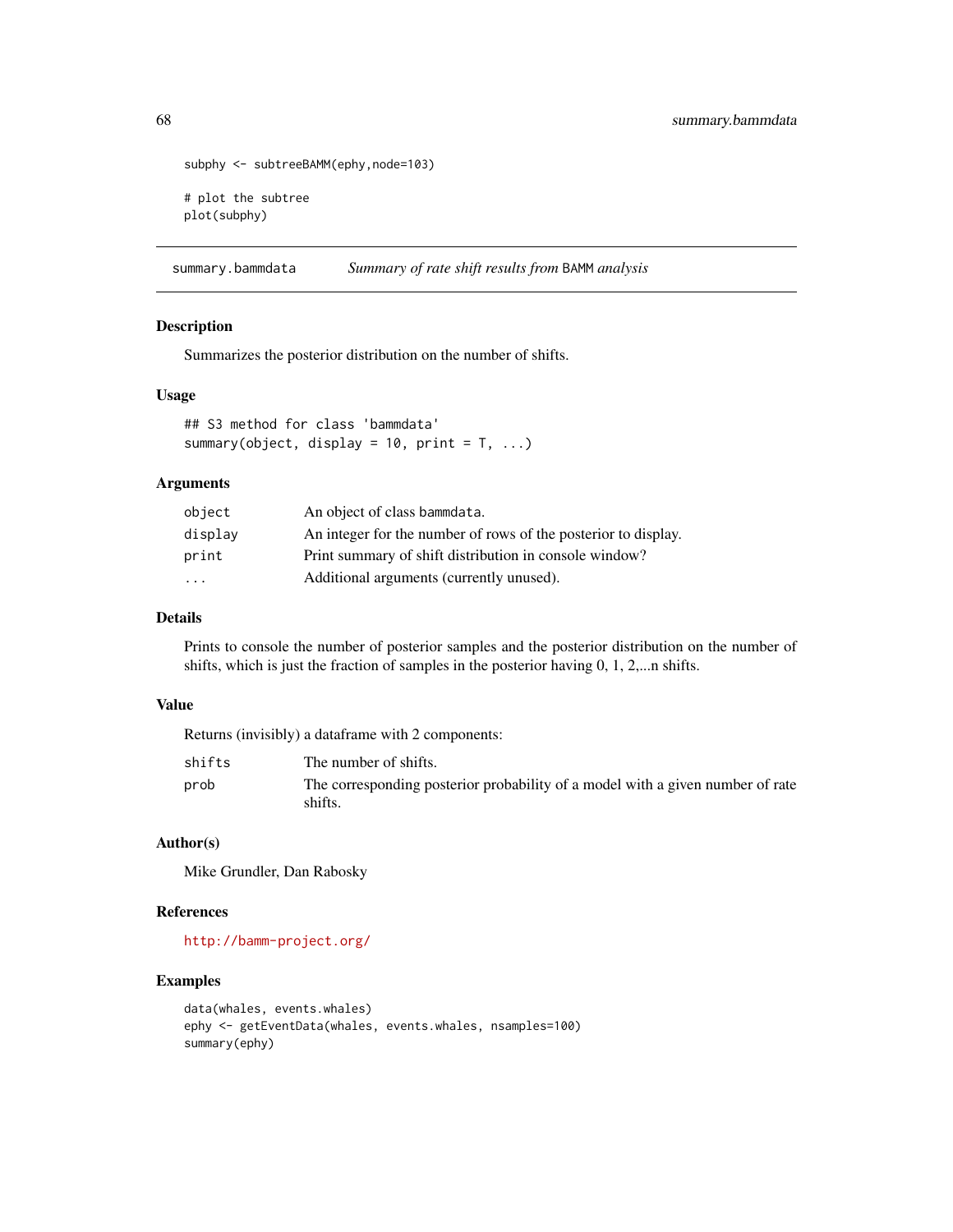```
subphy <- subtreeBAMM(ephy,node=103)

# plot the subtree
plot(subphy)
```

## summary.bammdata — *Summary of rate shift results from* BAMM *analysis*

### Description

Summarizes the posterior distribution on the number of shifts.

### Usage

```
## S3 method for class 'bammdata'
summary(object, display = 10, print = T, ...)
```

### Arguments

| | |
|---|---|
| `object` | An object of class `bammdata`. |
| `display` | An integer for the number of rows of the posterior to display. |
| `print` | Print summary of shift distribution in console window? |
| `...` | Additional arguments (currently unused). |

### Details

Prints to console the number of posterior samples and the posterior distribution on the number of shifts, which is just the fraction of samples in the posterior having 0, 1, 2,...n shifts.

### Value

Returns (invisibly) a dataframe with 2 components:

| | |
|---|---|
| `shifts` | The number of shifts. |
| `prob` | The corresponding posterior probability of a model with a given number of rate shifts. |

### Author(s)

Mike Grundler, Dan Rabosky

### References

http://bamm-project.org/

### Examples

```
data(whales, events.whales)
ephy <- getEventData(whales, events.whales, nsamples=100)
summary(ephy)
```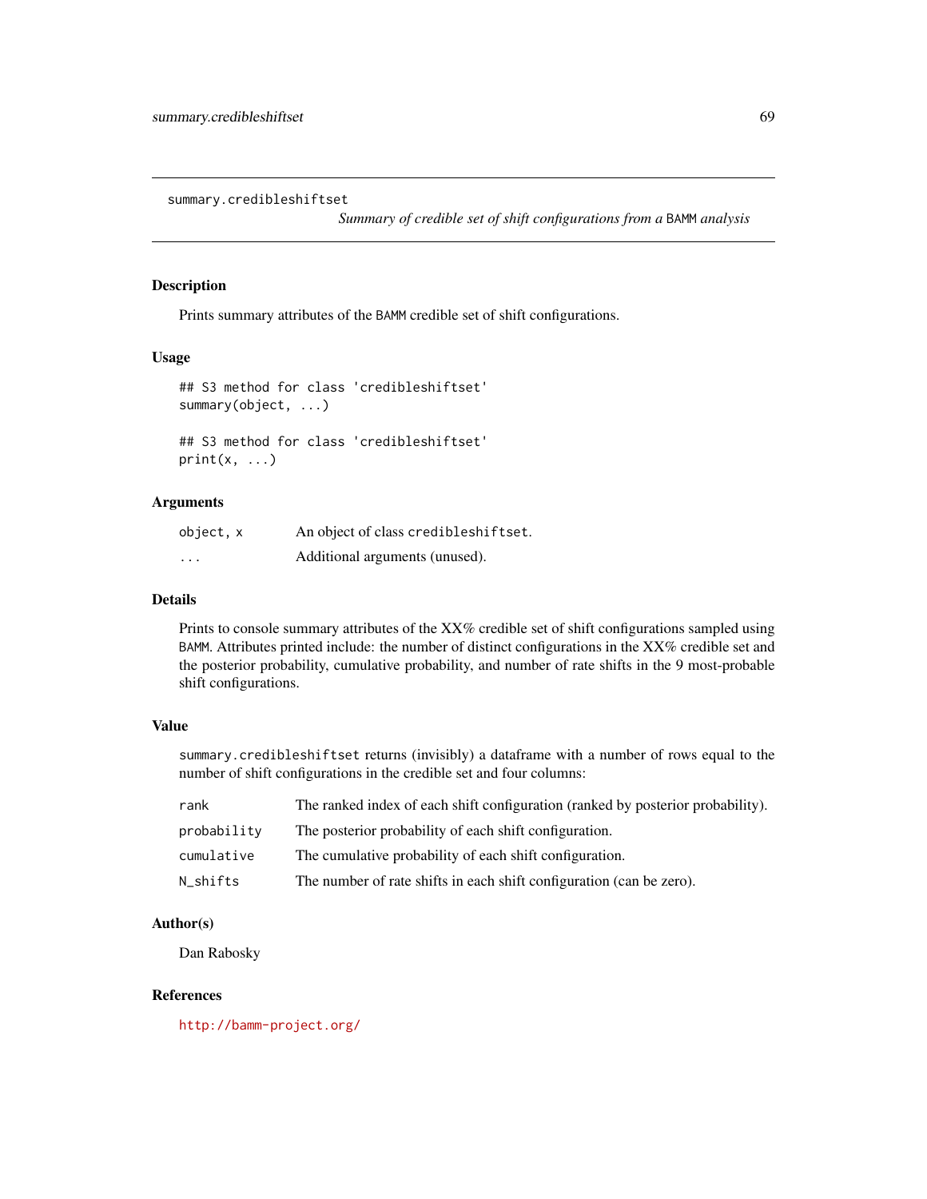# summary.credibleshiftset

*Summary of credible set of shift configurations from a BAMM analysis*

## Description

Prints summary attributes of the BAMM credible set of shift configurations.

## Usage

```
## S3 method for class 'credibleshiftset'
summary(object, ...)

## S3 method for class 'credibleshiftset'
print(x, ...)
```

## Arguments

| | |
|---|---|
| object, x | An object of class credibleshiftset. |
| ... | Additional arguments (unused). |

## Details

Prints to console summary attributes of the XX% credible set of shift configurations sampled using BAMM. Attributes printed include: the number of distinct configurations in the XX% credible set and the posterior probability, cumulative probability, and number of rate shifts in the 9 most-probable shift configurations.

## Value

summary.credibleshiftset returns (invisibly) a dataframe with a number of rows equal to the number of shift configurations in the credible set and four columns:

| | |
|---|---|
| rank | The ranked index of each shift configuration (ranked by posterior probability). |
| probability | The posterior probability of each shift configuration. |
| cumulative | The cumulative probability of each shift configuration. |
| N_shifts | The number of rate shifts in each shift configuration (can be zero). |

## Author(s)

Dan Rabosky

## References

http://bamm-project.org/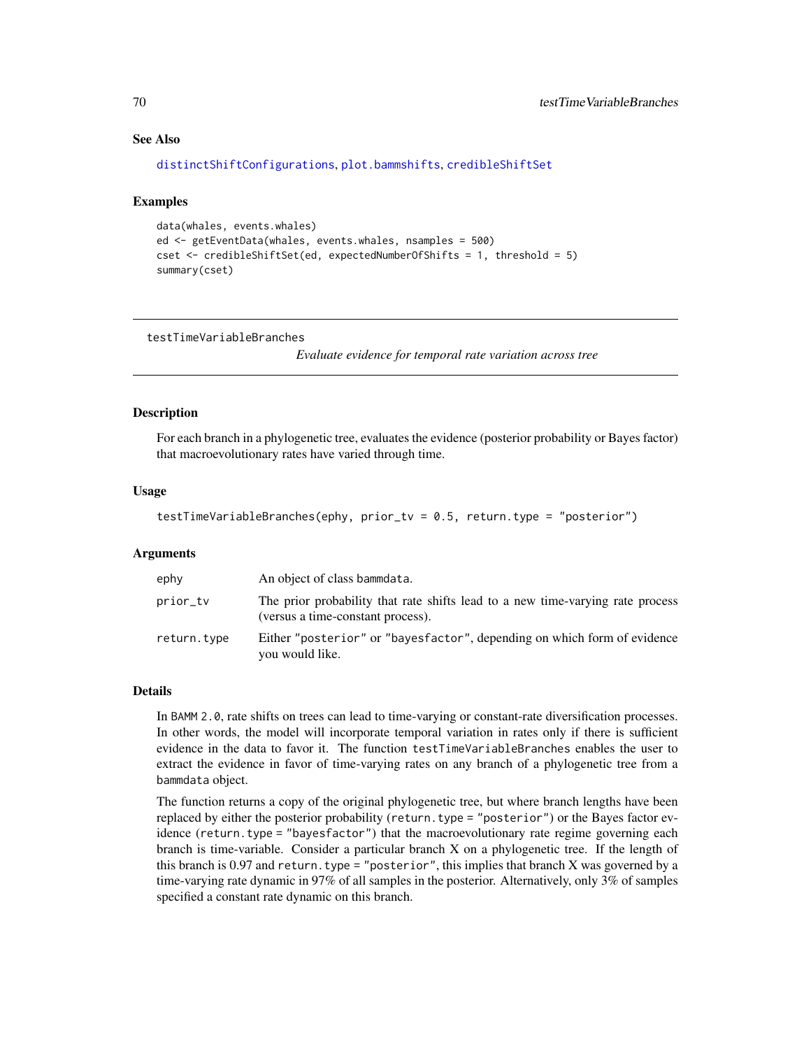### See Also

distinctShiftConfigurations, plot.bammshifts, credibleShiftSet

### Examples

```
data(whales, events.whales)
ed <- getEventData(whales, events.whales, nsamples = 500)
cset <- credibleShiftSet(ed, expectedNumberOfShifts = 1, threshold = 5)
summary(cset)
```

---

## testTimeVariableBranches

*Evaluate evidence for temporal rate variation across tree*

---

### Description

For each branch in a phylogenetic tree, evaluates the evidence (posterior probability or Bayes factor) that macroevolutionary rates have varied through time.

### Usage

```
testTimeVariableBranches(ephy, prior_tv = 0.5, return.type = "posterior")
```

### Arguments

| | |
|---|---|
| ephy | An object of class bammdata. |
| prior_tv | The prior probability that rate shifts lead to a new time-varying rate process (versus a time-constant process). |
| return.type | Either "posterior" or "bayesfactor", depending on which form of evidence you would like. |

### Details

In BAMM 2.0, rate shifts on trees can lead to time-varying or constant-rate diversification processes. In other words, the model will incorporate temporal variation in rates only if there is sufficient evidence in the data to favor it. The function testTimeVariableBranches enables the user to extract the evidence in favor of time-varying rates on any branch of a phylogenetic tree from a bammdata object.

The function returns a copy of the original phylogenetic tree, but where branch lengths have been replaced by either the posterior probability (return.type = "posterior") or the Bayes factor evidence (return.type = "bayesfactor") that the macroevolutionary rate regime governing each branch is time-variable. Consider a particular branch X on a phylogenetic tree. If the length of this branch is 0.97 and return.type = "posterior", this implies that branch X was governed by a time-varying rate dynamic in 97% of all samples in the posterior. Alternatively, only 3% of samples specified a constant rate dynamic on this branch.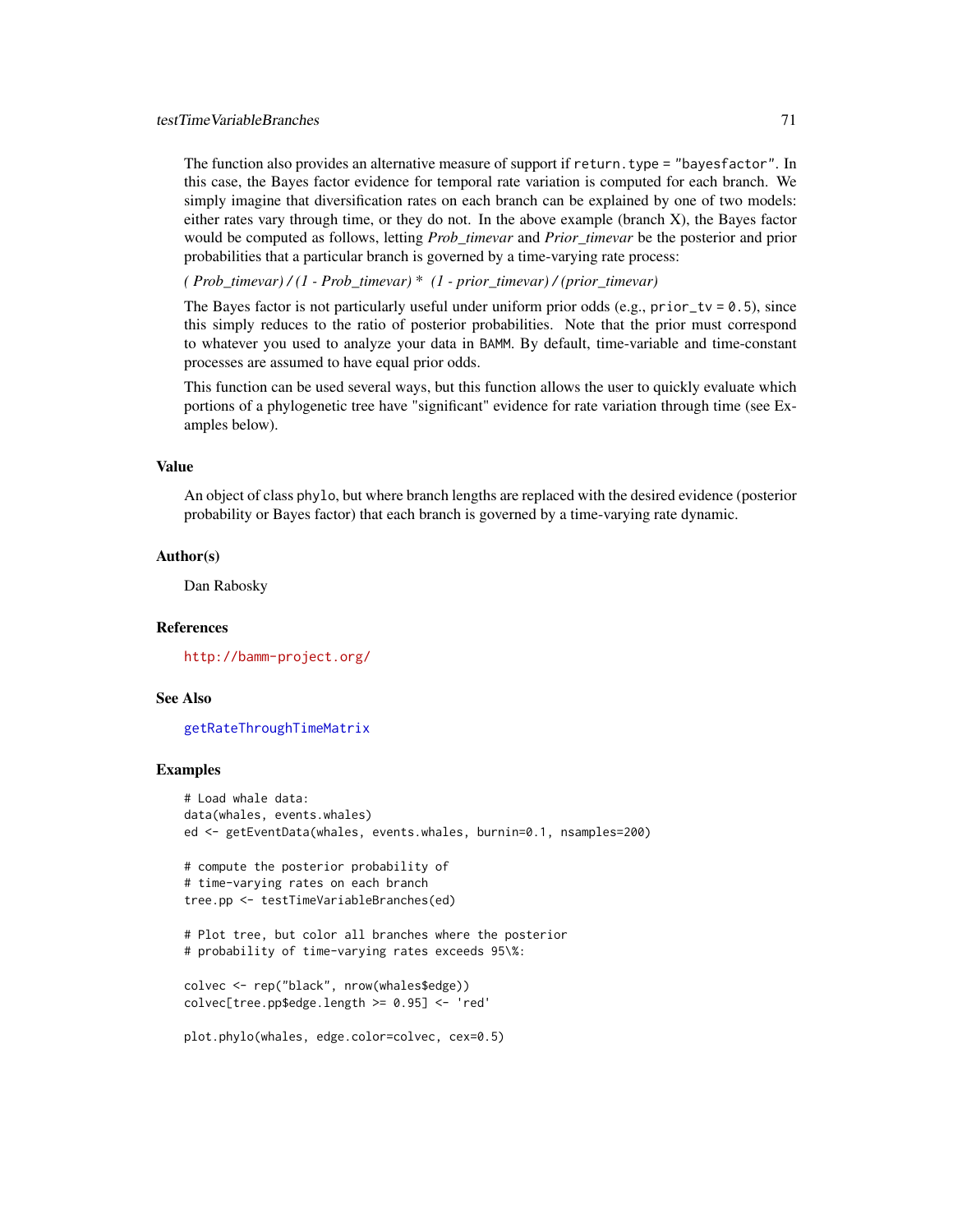The function also provides an alternative measure of support if `return.type = "bayesfactor"`. In this case, the Bayes factor evidence for temporal rate variation is computed for each branch. We simply imagine that diversification rates on each branch can be explained by one of two models: either rates vary through time, or they do not. In the above example (branch X), the Bayes factor would be computed as follows, letting *Prob_timevar* and *Prior_timevar* be the posterior and prior probabilities that a particular branch is governed by a time-varying rate process:

*( Prob_timevar) / (1 - Prob_timevar) * (1 - prior_timevar) / (prior_timevar)*

The Bayes factor is not particularly useful under uniform prior odds (e.g., `prior_tv = 0.5`), since this simply reduces to the ratio of posterior probabilities. Note that the prior must correspond to whatever you used to analyze your data in BAMM. By default, time-variable and time-constant processes are assumed to have equal prior odds.

This function can be used several ways, but this function allows the user to quickly evaluate which portions of a phylogenetic tree have "significant" evidence for rate variation through time (see Examples below).

## Value

An object of class `phylo`, but where branch lengths are replaced with the desired evidence (posterior probability or Bayes factor) that each branch is governed by a time-varying rate dynamic.

## Author(s)

Dan Rabosky

## References

http://bamm-project.org/

## See Also

`getRateThroughTimeMatrix`

## Examples

```
# Load whale data:
data(whales, events.whales)
ed <- getEventData(whales, events.whales, burnin=0.1, nsamples=200)

# compute the posterior probability of
# time-varying rates on each branch
tree.pp <- testTimeVariableBranches(ed)

# Plot tree, but color all branches where the posterior
# probability of time-varying rates exceeds 95\%:

colvec <- rep("black", nrow(whales$edge))
colvec[tree.pp$edge.length >= 0.95] <- 'red'

plot.phylo(whales, edge.color=colvec, cex=0.5)
```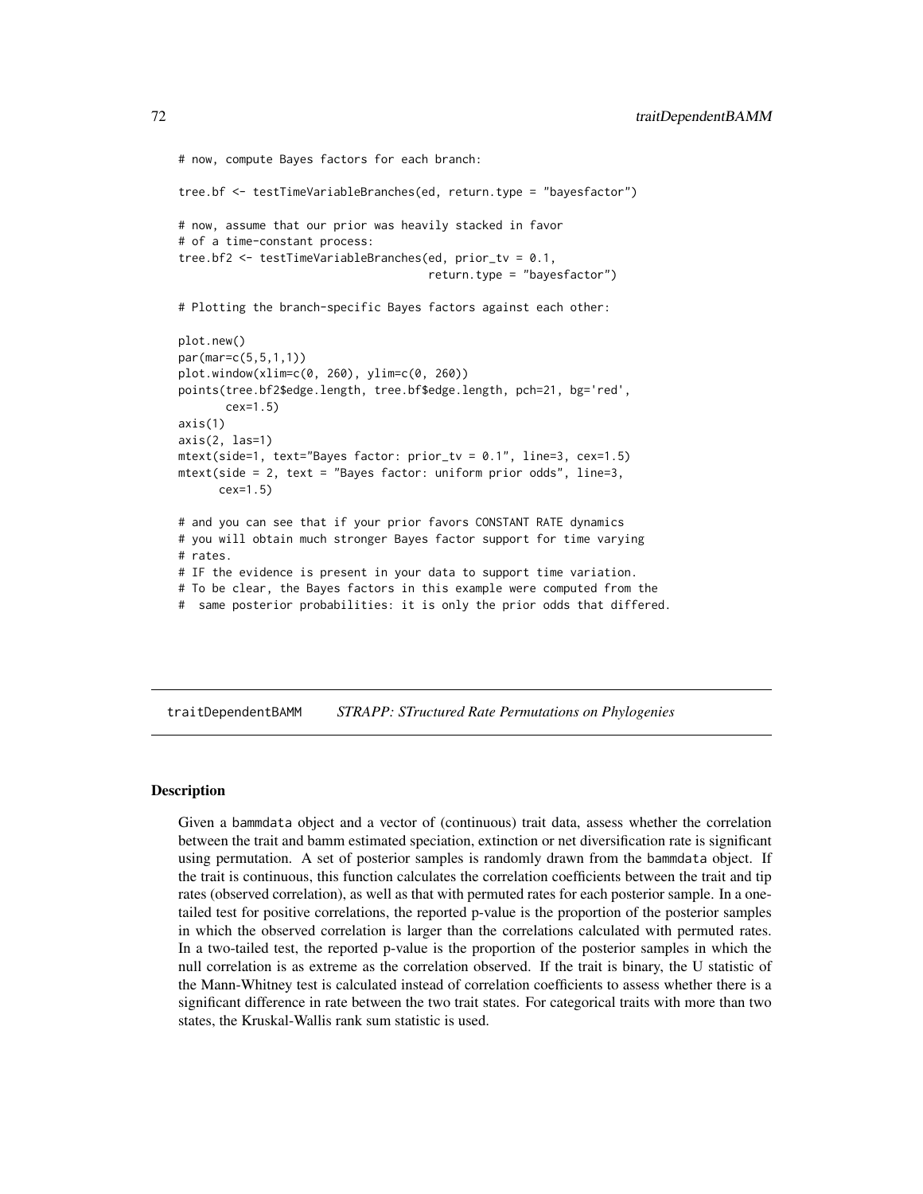```
# now, compute Bayes factors for each branch:

tree.bf <- testTimeVariableBranches(ed, return.type = "bayesfactor")

# now, assume that our prior was heavily stacked in favor
# of a time-constant process:
tree.bf2 <- testTimeVariableBranches(ed, prior_tv = 0.1,
                                     return.type = "bayesfactor")

# Plotting the branch-specific Bayes factors against each other:

plot.new()
par(mar=c(5,5,1,1))
plot.window(xlim=c(0, 260), ylim=c(0, 260))
points(tree.bf2$edge.length, tree.bf$edge.length, pch=21, bg='red',
       cex=1.5)
axis(1)
axis(2, las=1)
mtext(side=1, text="Bayes factor: prior_tv = 0.1", line=3, cex=1.5)
mtext(side = 2, text = "Bayes factor: uniform prior odds", line=3,
      cex=1.5)

# and you can see that if your prior favors CONSTANT RATE dynamics
# you will obtain much stronger Bayes factor support for time varying
# rates.
# IF the evidence is present in your data to support time variation.
# To be clear, the Bayes factors in this example were computed from the
#  same posterior probabilities: it is only the prior odds that differed.
```

---

traitDependentBAMM *STRAPP: STructured Rate Permutations on Phylogenies*

---

## Description

Given a bammdata object and a vector of (continuous) trait data, assess whether the correlation between the trait and bamm estimated speciation, extinction or net diversification rate is significant using permutation. A set of posterior samples is randomly drawn from the bammdata object. If the trait is continuous, this function calculates the correlation coefficients between the trait and tip rates (observed correlation), as well as that with permuted rates for each posterior sample. In a one-tailed test for positive correlations, the reported p-value is the proportion of the posterior samples in which the observed correlation is larger than the correlations calculated with permuted rates. In a two-tailed test, the reported p-value is the proportion of the posterior samples in which the null correlation is as extreme as the correlation observed. If the trait is binary, the U statistic of the Mann-Whitney test is calculated instead of correlation coefficients to assess whether there is a significant difference in rate between the two trait states. For categorical traits with more than two states, the Kruskal-Wallis rank sum statistic is used.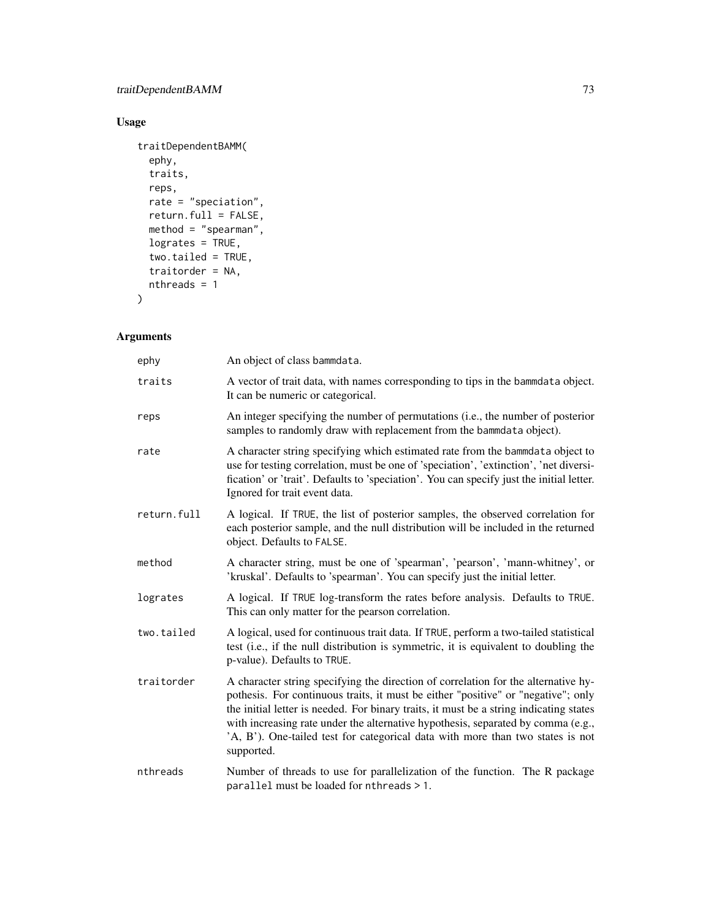## Usage

```
traitDependentBAMM(
  ephy,
  traits,
  reps,
  rate = "speciation",
  return.full = FALSE,
  method = "spearman",
  logrates = TRUE,
  two.tailed = TRUE,
  traitorder = NA,
  nthreads = 1
)
```

## Arguments

| | |
|---|---|
| ephy | An object of class bammdata. |
| traits | A vector of trait data, with names corresponding to tips in the bammdata object. It can be numeric or categorical. |
| reps | An integer specifying the number of permutations (i.e., the number of posterior samples to randomly draw with replacement from the bammdata object). |
| rate | A character string specifying which estimated rate from the bammdata object to use for testing correlation, must be one of 'speciation', 'extinction', 'net diversification' or 'trait'. Defaults to 'speciation'. You can specify just the initial letter. Ignored for trait event data. |
| return.full | A logical. If TRUE, the list of posterior samples, the observed correlation for each posterior sample, and the null distribution will be included in the returned object. Defaults to FALSE. |
| method | A character string, must be one of 'spearman', 'pearson', 'mann-whitney', or 'kruskal'. Defaults to 'spearman'. You can specify just the initial letter. |
| lograte | A logical. If TRUE log-transform the rates before analysis. Defaults to TRUE. This can only matter for the pearson correlation. |
| two.tailed | A logical, used for continuous trait data. If TRUE, perform a two-tailed statistical test (i.e., if the null distribution is symmetric, it is equivalent to doubling the p-value). Defaults to TRUE. |
| traitorder | A character string specifying the direction of correlation for the alternative hypothesis. For continuous traits, it must be either "positive" or "negative"; only the initial letter is needed. For binary traits, it must be a string indicating states with increasing rate under the alternative hypothesis, separated by comma (e.g., 'A, B'). One-tailed test for categorical data with more than two states is not supported. |
| nthreads | Number of threads to use for parallelization of the function. The R package parallel must be loaded for nthreads > 1. |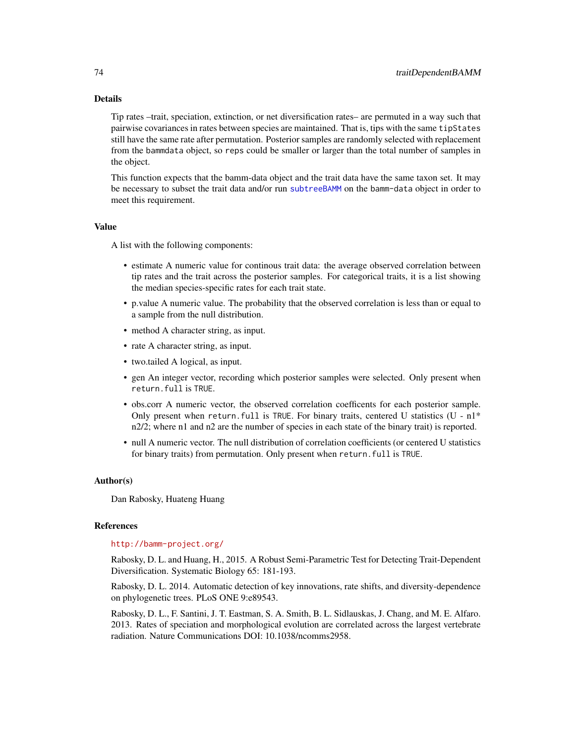## Details

Tip rates –trait, speciation, extinction, or net diversification rates– are permuted in a way such that pairwise covariances in rates between species are maintained. That is, tips with the same `tipStates` still have the same rate after permutation. Posterior samples are randomly selected with replacement from the `bammdata` object, so `reps` could be smaller or larger than the total number of samples in the object.

This function expects that the bamm-data object and the trait data have the same taxon set. It may be necessary to subset the trait data and/or run `subtreeBAMM` on the `bamm-data` object in order to meet this requirement.

## Value

A list with the following components:

- estimate A numeric value for continous trait data: the average observed correlation between tip rates and the trait across the posterior samples. For categorical traits, it is a list showing the median species-specific rates for each trait state.
- p.value A numeric value. The probability that the observed correlation is less than or equal to a sample from the null distribution.
- method A character string, as input.
- rate A character string, as input.
- two.tailed A logical, as input.
- gen An integer vector, recording which posterior samples were selected. Only present when `return.full` is `TRUE`.
- obs.corr A numeric vector, the observed correlation coefficents for each posterior sample. Only present when `return.full` is `TRUE`. For binary traits, centered U statistics (U - n1* n2/2; where n1 and n2 are the number of species in each state of the binary trait) is reported.
- null A numeric vector. The null distribution of correlation coefficients (or centered U statistics for binary traits) from permutation. Only present when `return.full` is `TRUE`.

## Author(s)

Dan Rabosky, Huateng Huang

## References

http://bamm-project.org/

Rabosky, D. L. and Huang, H., 2015. A Robust Semi-Parametric Test for Detecting Trait-Dependent Diversification. Systematic Biology 65: 181-193.

Rabosky, D. L. 2014. Automatic detection of key innovations, rate shifts, and diversity-dependence on phylogenetic trees. PLoS ONE 9:e89543.

Rabosky, D. L., F. Santini, J. T. Eastman, S. A. Smith, B. L. Sidlauskas, J. Chang, and M. E. Alfaro. 2013. Rates of speciation and morphological evolution are correlated across the largest vertebrate radiation. Nature Communications DOI: 10.1038/ncomms2958.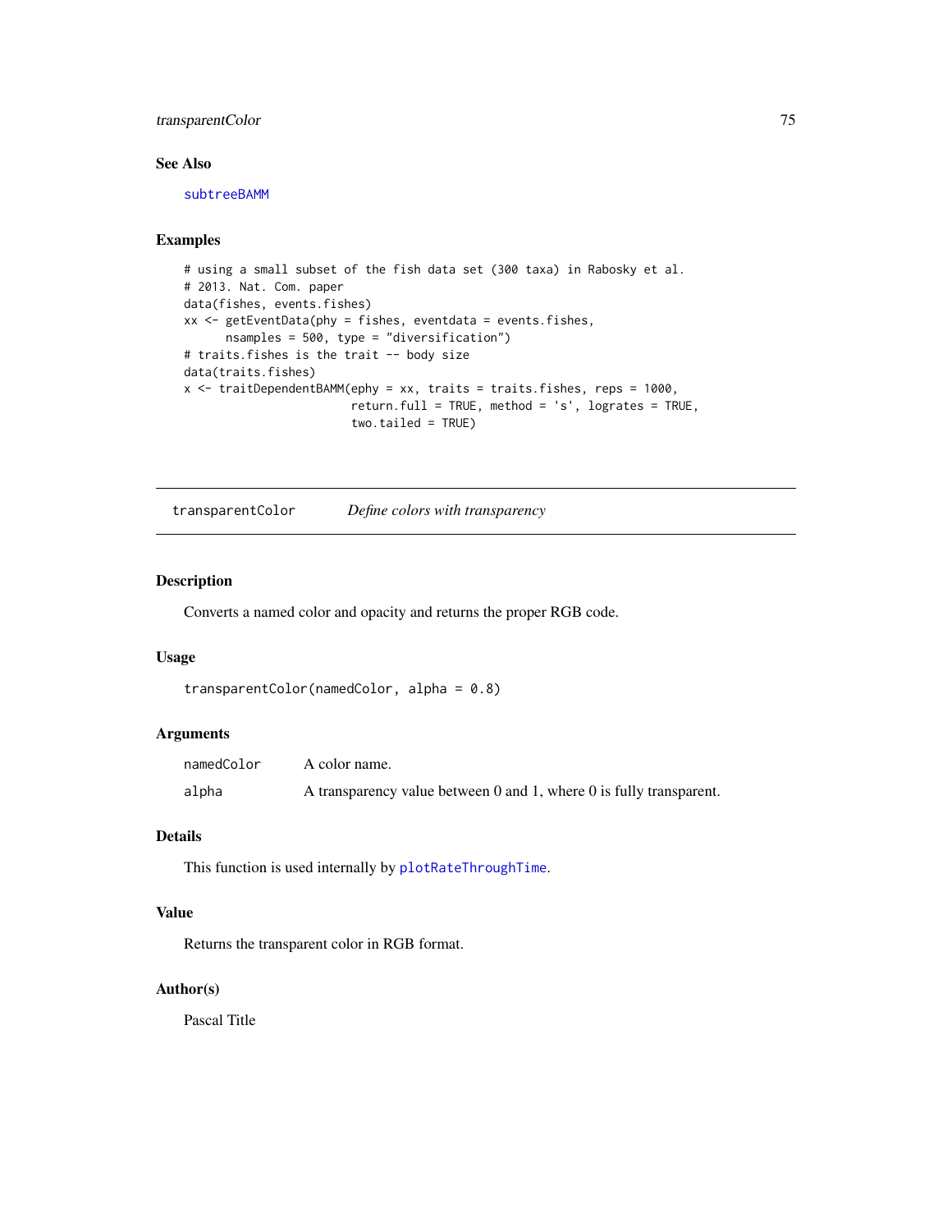## See Also

subtreeBAMM

## Examples

```
# using a small subset of the fish data set (300 taxa) in Rabosky et al.
# 2013. Nat. Com. paper
data(fishes, events.fishes)
xx <- getEventData(phy = fishes, eventdata = events.fishes,
      nsamples = 500, type = "diversification")
# traits.fishes is the trait -- body size
data(traits.fishes)
x <- traitDependentBAMM(ephy = xx, traits = traits.fishes, reps = 1000,
                        return.full = TRUE, method = 's', logrates = TRUE,
                        two.tailed = TRUE)
```

---

# transparentColor    *Define colors with transparency*

---

## Description

Converts a named color and opacity and returns the proper RGB code.

## Usage

```
transparentColor(namedColor, alpha = 0.8)
```

## Arguments

| | |
|---|---|
| namedColor | A color name. |
| alpha | A transparency value between 0 and 1, where 0 is fully transparent. |

## Details

This function is used internally by plotRateThroughTime.

## Value

Returns the transparent color in RGB format.

## Author(s)

Pascal Title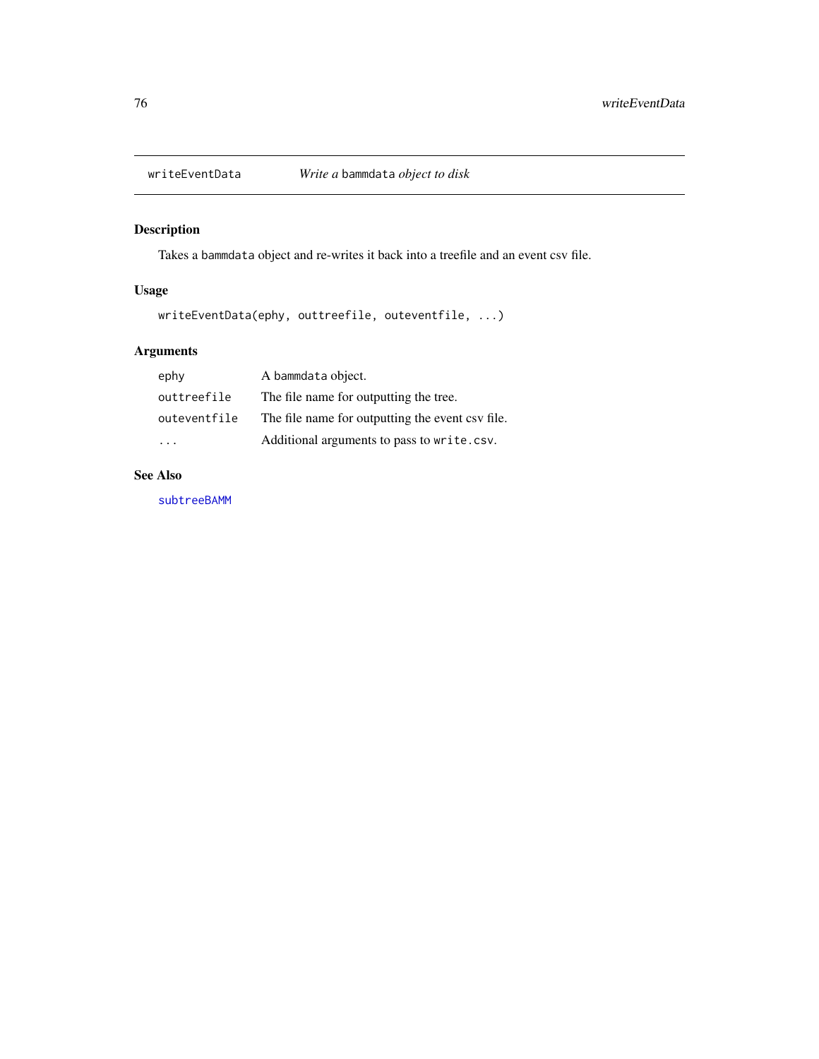## writeEventData — *Write a* `bammdata` *object to disk*

### Description

Takes a `bammdata` object and re-writes it back into a treefile and an event csv file.

### Usage

```
writeEventData(ephy, outtreefile, outeventfile, ...)
```

### Arguments

| | |
|---|---|
| `ephy` | A `bammdata` object. |
| `outtreefile` | The file name for outputting the tree. |
| `outeventfile` | The file name for outputting the event csv file. |
| `...` | Additional arguments to pass to `write.csv`. |

### See Also

`subtreeBAMM`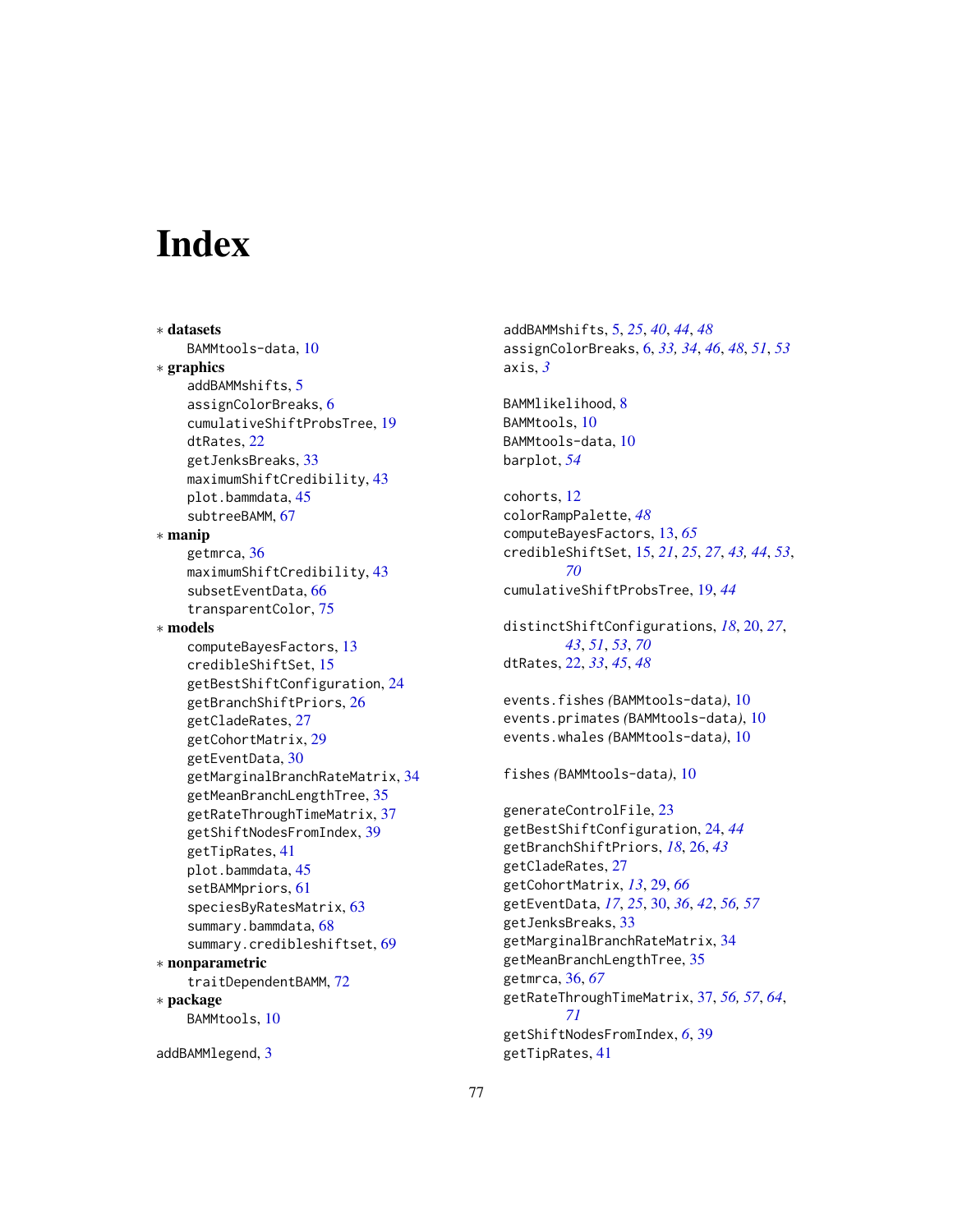# Index

∗ **datasets**
  BAMMtools-data, 10

∗ **graphics**
  addBAMMshifts, 5
  assignColorBreaks, 6
  cumulativeShiftProbsTree, 19
  dtRates, 22
  getJenksBreaks, 33
  maximumShiftCredibility, 43
  plot.bammdata, 45
  subtreeBAMM, 67

∗ **manip**
  getmrca, 36
  maximumShiftCredibility, 43
  subsetEventData, 66
  transparentColor, 75

∗ **models**
  computeBayesFactors, 13
  credibleShiftSet, 15
  getBestShiftConfiguration, 24
  getBranchShiftPriors, 26
  getCladeRates, 27
  getCohortMatrix, 29
  getEventData, 30
  getMarginalBranchRateMatrix, 34
  getMeanBranchLengthTree, 35
  getRateThroughTimeMatrix, 37
  getShiftNodesFromIndex, 39
  getTipRates, 41
  plot.bammdata, 45
  setBAMMpriors, 61
  speciesByRatesMatrix, 63
  summary.bammdata, 68
  summary.credibleshiftset, 69

∗ **nonparametric**
  traitDependentBAMM, 72

∗ **package**
  BAMMtools, 10

addBAMMlegend, 3
addBAMMshifts, 5, *25*, *40*, *44*, *48*
assignColorBreaks, 6, *33, 34*, *46*, *48*, *51*, *53*
axis, *3*

BAMMlikelihood, 8
BAMMtools, 10
BAMMtools-data, 10
barplot, *54*

cohorts, 12
colorRampPalette, *48*
computeBayesFactors, 13, *65*
credibleShiftSet, 15, *21*, *25*, *27*, *43, 44*, *53*, *70*
cumulativeShiftProbsTree, 19, *44*

distinctShiftConfigurations, *18*, 20, *27*, *43*, *51*, *53*, *70*
dtRates, 22, *33*, *45*, *48*

events.fishes *(*BAMMtools-data*)*, 10
events.primates *(*BAMMtools-data*)*, 10
events.whales *(*BAMMtools-data*)*, 10

fishes *(*BAMMtools-data*)*, 10

generateControlFile, 23
getBestShiftConfiguration, 24, *44*
getBranchShiftPriors, *18*, 26, *43*
getCladeRates, 27
getCohortMatrix, *13*, 29, *66*
getEventData, *17*, *25*, 30, *36*, *42*, *56, 57*
getJenksBreaks, 33
getMarginalBranchRateMatrix, 34
getMeanBranchLengthTree, 35
getmrca, 36, *67*
getRateThroughTimeMatrix, 37, *56, 57*, *64*, *71*
getShiftNodesFromIndex, *6*, 39
getTipRates, 41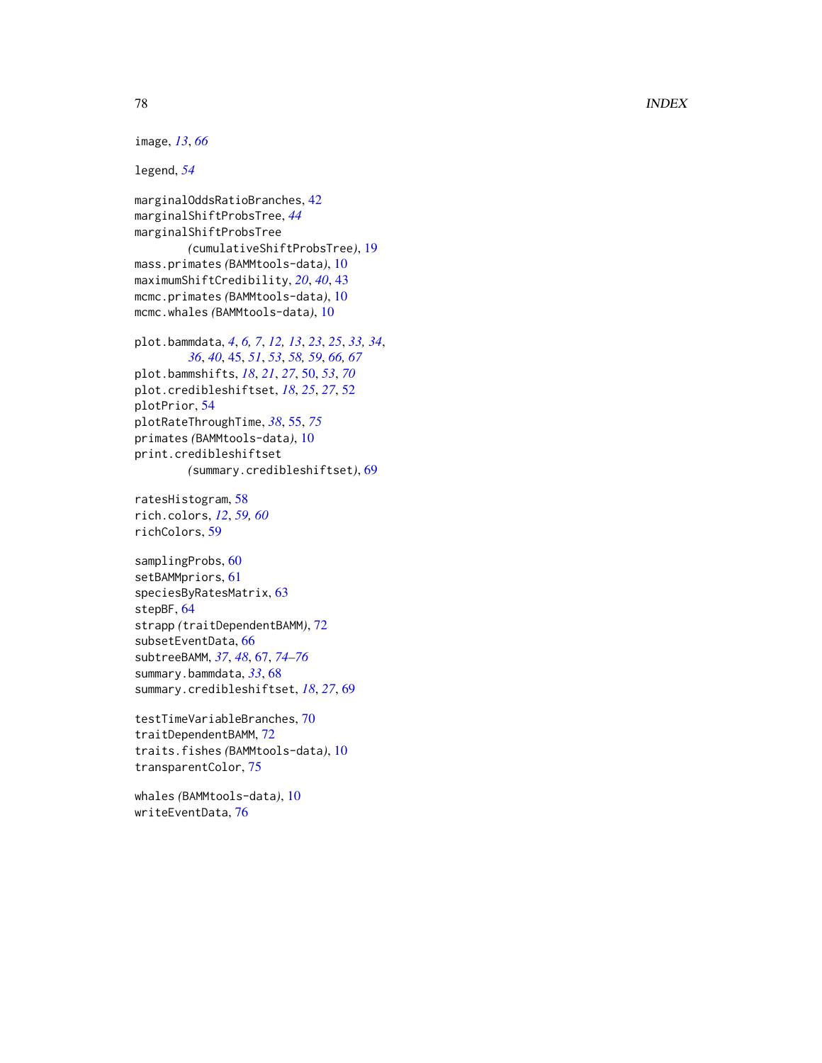image, *13*, *66*

legend, *54*

marginalOddsRatioBranches, 42
marginalShiftProbsTree, *44*
marginalShiftProbsTree
*(*cumulativeShiftProbsTree*)*, 19
mass.primates *(*BAMMtools-data*)*, 10
maximumShiftCredibility, *20*, *40*, 43
mcmc.primates *(*BAMMtools-data*)*, 10
mcmc.whales *(*BAMMtools-data*)*, 10

plot.bammdata, *4*, *6, 7*, *12, 13*, *23*, *25*, *33, 34*, *36*, *40*, 45, *51*, *53*, *58, 59*, *66, 67*
plot.bammshifts, *18*, *21*, *27*, 50, *53*, *70*
plot.credibleshiftset, *18*, *25*, *27*, 52
plotPrior, 54
plotRateThroughTime, *38*, 55, *75*
primates *(*BAMMtools-data*)*, 10
print.credibleshiftset
*(*summary.credibleshiftset*)*, 69

ratesHistogram, 58
rich.colors, *12*, *59, 60*
richColors, 59

samplingProbs, 60
setBAMMpriors, 61
speciesByRatesMatrix, 63
stepBF, 64
strapp *(*traitDependentBAMM*)*, 72
subsetEventData, 66
subtreeBAMM, *37*, *48*, 67, *74–76*
summary.bammdata, *33*, 68
summary.credibleshiftset, *18*, *27*, 69

testTimeVariableBranches, 70
traitDependentBAMM, 72
traits.fishes *(*BAMMtools-data*)*, 10
transparentColor, 75

whales *(*BAMMtools-data*)*, 10
writeEventData, 76